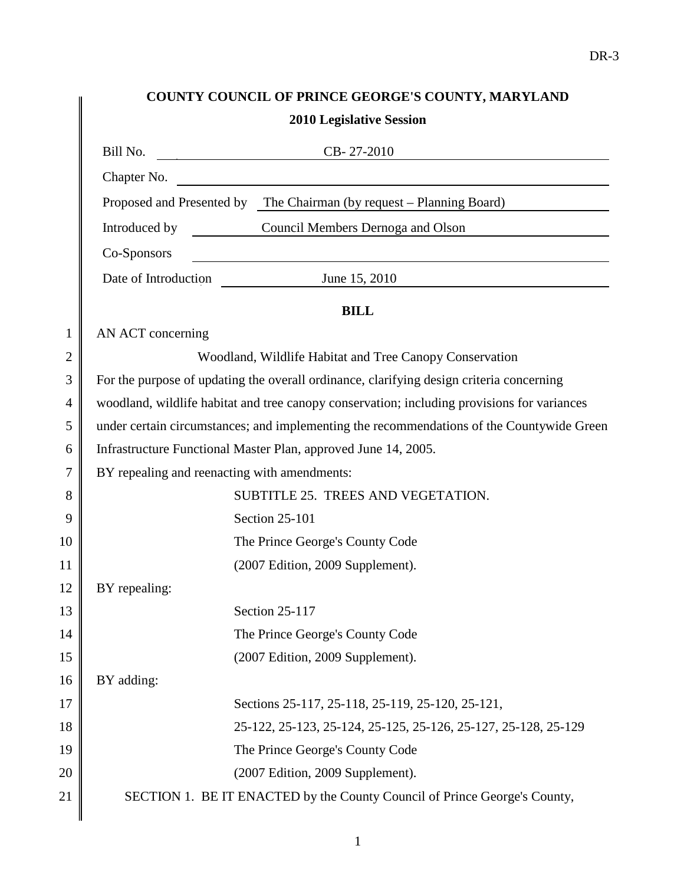**COUNTY COUNCIL OF PRINCE GEORGE'S COUNTY, MARYLAND**

**2010 Legislative Session**

Bill No. CB- 27-2010

Chapter No.

Proposed and Presented by The Chairman (by request – Planning Board)

Introduced by Council Members Dernoga and Olson

Co-Sponsors

Date of Introduction June 15, 2010

**BILL**

AN ACT concerning

Woodland, Wildlife Habitat and Tree Canopy Conservation

For the purpose of updating the overall ordinance, clarifying design criteria concerning woodland, wildlife habitat and tree canopy conservation; including provisions for variances under certain circumstances; and implementing the recommendations of the Countywide Green Infrastructure Functional Master Plan, approved June 14, 2005.

BY repealing and reenacting with amendments:

SUBTITLE 25. TREES AND VEGETATION.
Section 25-101
The Prince George's County Code
(2007 Edition, 2009 Supplement).

BY repealing:

Section 25-117
The Prince George's County Code
(2007 Edition, 2009 Supplement).

BY adding:

Sections 25-117, 25-118, 25-119, 25-120, 25-121,
25-122, 25-123, 25-124, 25-125, 25-126, 25-127, 25-128, 25-129
The Prince George's County Code
(2007 Edition, 2009 Supplement).

SECTION 1. BE IT ENACTED by the County Council of Prince George's County,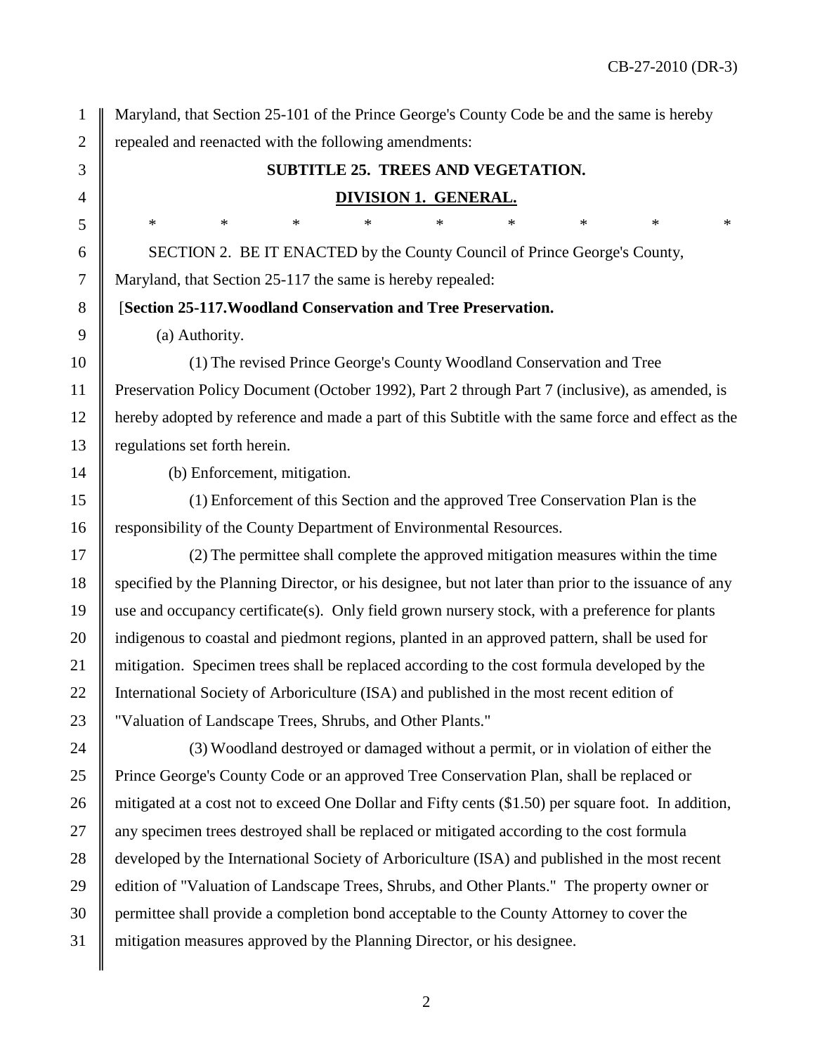Maryland, that Section 25-101 of the Prince George's County Code be and the same is hereby repealed and reenacted with the following amendments:

**SUBTITLE 25. TREES AND VEGETATION.**

**DIVISION 1. GENERAL.**

\* \* \* \* \* \* \* \* \*

SECTION 2. BE IT ENACTED by the County Council of Prince George's County, Maryland, that Section 25-117 the same is hereby repealed:

[**Section 25-117.Woodland Conservation and Tree Preservation.**

(a) Authority.

(1) The revised Prince George's County Woodland Conservation and Tree Preservation Policy Document (October 1992), Part 2 through Part 7 (inclusive), as amended, is hereby adopted by reference and made a part of this Subtitle with the same force and effect as the regulations set forth herein.

(b) Enforcement, mitigation.

(1) Enforcement of this Section and the approved Tree Conservation Plan is the responsibility of the County Department of Environmental Resources.

(2) The permittee shall complete the approved mitigation measures within the time specified by the Planning Director, or his designee, but not later than prior to the issuance of any use and occupancy certificate(s). Only field grown nursery stock, with a preference for plants indigenous to coastal and piedmont regions, planted in an approved pattern, shall be used for mitigation. Specimen trees shall be replaced according to the cost formula developed by the International Society of Arboriculture (ISA) and published in the most recent edition of "Valuation of Landscape Trees, Shrubs, and Other Plants."

(3) Woodland destroyed or damaged without a permit, or in violation of either the Prince George's County Code or an approved Tree Conservation Plan, shall be replaced or mitigated at a cost not to exceed One Dollar and Fifty cents ($1.50) per square foot. In addition, any specimen trees destroyed shall be replaced or mitigated according to the cost formula developed by the International Society of Arboriculture (ISA) and published in the most recent edition of "Valuation of Landscape Trees, Shrubs, and Other Plants." The property owner or permittee shall provide a completion bond acceptable to the County Attorney to cover the mitigation measures approved by the Planning Director, or his designee.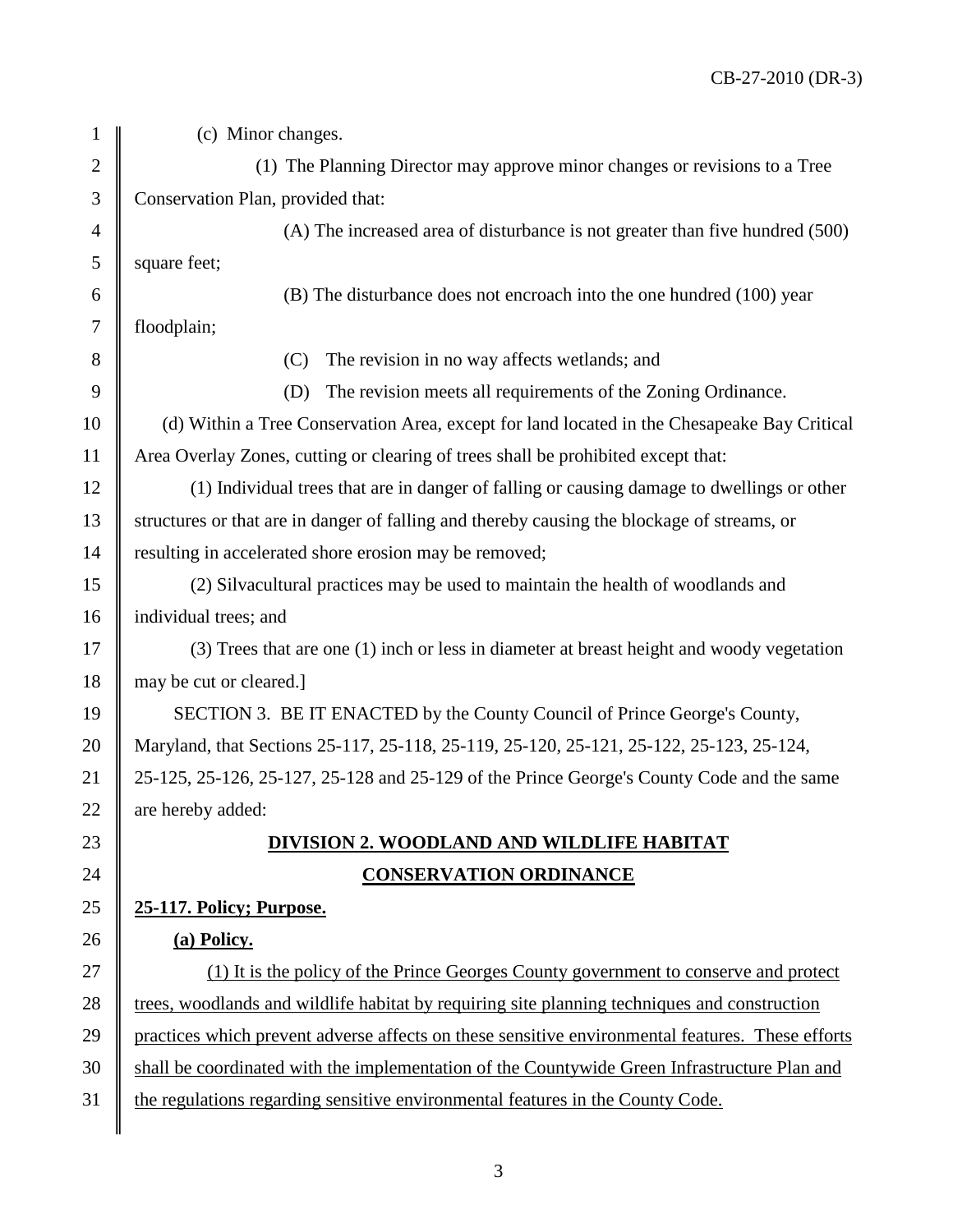(c) Minor changes.

(1) The Planning Director may approve minor changes or revisions to a Tree Conservation Plan, provided that:

(A) The increased area of disturbance is not greater than five hundred (500) square feet;

(B) The disturbance does not encroach into the one hundred (100) year floodplain;

(C) The revision in no way affects wetlands; and

(D) The revision meets all requirements of the Zoning Ordinance.

(d) Within a Tree Conservation Area, except for land located in the Chesapeake Bay Critical Area Overlay Zones, cutting or clearing of trees shall be prohibited except that:

(1) Individual trees that are in danger of falling or causing damage to dwellings or other structures or that are in danger of falling and thereby causing the blockage of streams, or resulting in accelerated shore erosion may be removed;

(2) Silvacultural practices may be used to maintain the health of woodlands and individual trees; and

(3) Trees that are one (1) inch or less in diameter at breast height and woody vegetation may be cut or cleared.]

SECTION 3. BE IT ENACTED by the County Council of Prince George's County, Maryland, that Sections 25-117, 25-118, 25-119, 25-120, 25-121, 25-122, 25-123, 25-124, 25-125, 25-126, 25-127, 25-128 and 25-129 of the Prince George's County Code and the same are hereby added:

## DIVISION 2. WOODLAND AND WILDLIFE HABITAT CONSERVATION ORDINANCE

**25-117. Policy; Purpose.**

**(a) Policy.**

(1) It is the policy of the Prince Georges County government to conserve and protect trees, woodlands and wildlife habitat by requiring site planning techniques and construction practices which prevent adverse affects on these sensitive environmental features. These efforts shall be coordinated with the implementation of the Countywide Green Infrastructure Plan and the regulations regarding sensitive environmental features in the County Code.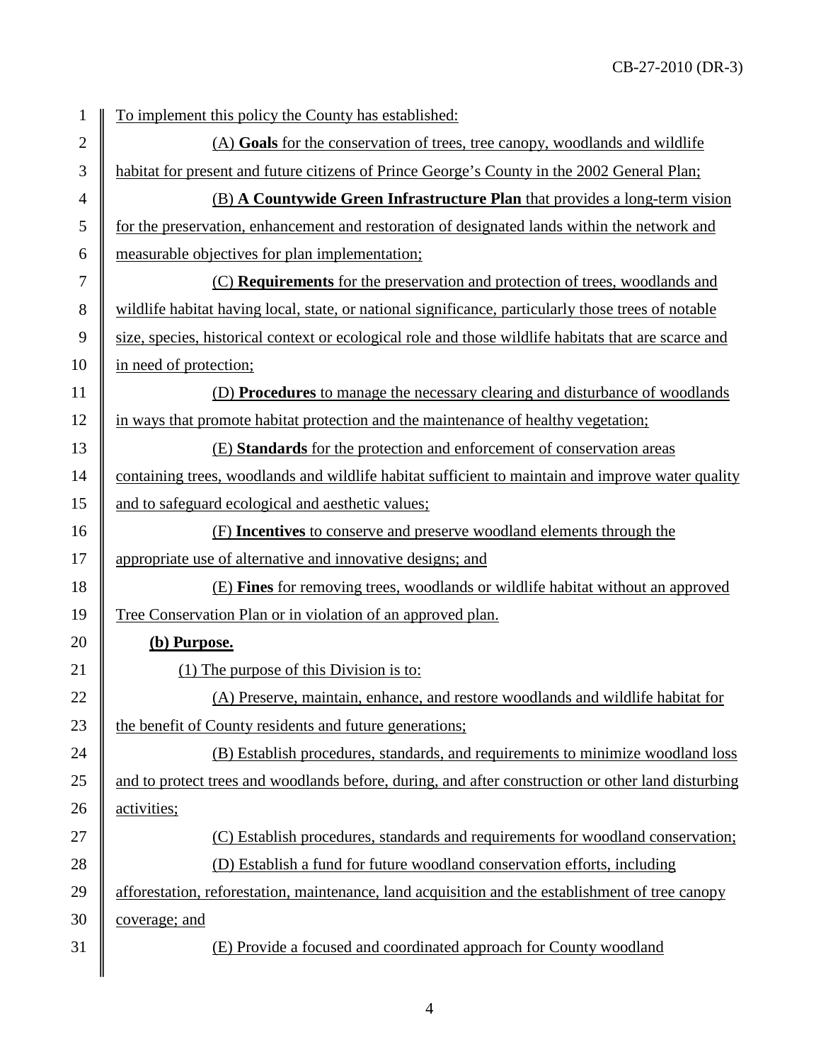To implement this policy the County has established:

(A) **Goals** for the conservation of trees, tree canopy, woodlands and wildlife habitat for present and future citizens of Prince George's County in the 2002 General Plan;

(B) **A Countywide Green Infrastructure Plan** that provides a long-term vision for the preservation, enhancement and restoration of designated lands within the network and measurable objectives for plan implementation;

(C) **Requirements** for the preservation and protection of trees, woodlands and wildlife habitat having local, state, or national significance, particularly those trees of notable size, species, historical context or ecological role and those wildlife habitats that are scarce and in need of protection;

(D) **Procedures** to manage the necessary clearing and disturbance of woodlands in ways that promote habitat protection and the maintenance of healthy vegetation;

(E) **Standards** for the protection and enforcement of conservation areas containing trees, woodlands and wildlife habitat sufficient to maintain and improve water quality and to safeguard ecological and aesthetic values;

(F) **Incentives** to conserve and preserve woodland elements through the appropriate use of alternative and innovative designs; and

(E) **Fines** for removing trees, woodlands or wildlife habitat without an approved Tree Conservation Plan or in violation of an approved plan.

**(b) Purpose.**

(1) The purpose of this Division is to:

(A) Preserve, maintain, enhance, and restore woodlands and wildlife habitat for the benefit of County residents and future generations;

(B) Establish procedures, standards, and requirements to minimize woodland loss and to protect trees and woodlands before, during, and after construction or other land disturbing activities;

(C) Establish procedures, standards and requirements for woodland conservation;

(D) Establish a fund for future woodland conservation efforts, including afforestation, reforestation, maintenance, land acquisition and the establishment of tree canopy coverage; and

(E) Provide a focused and coordinated approach for County woodland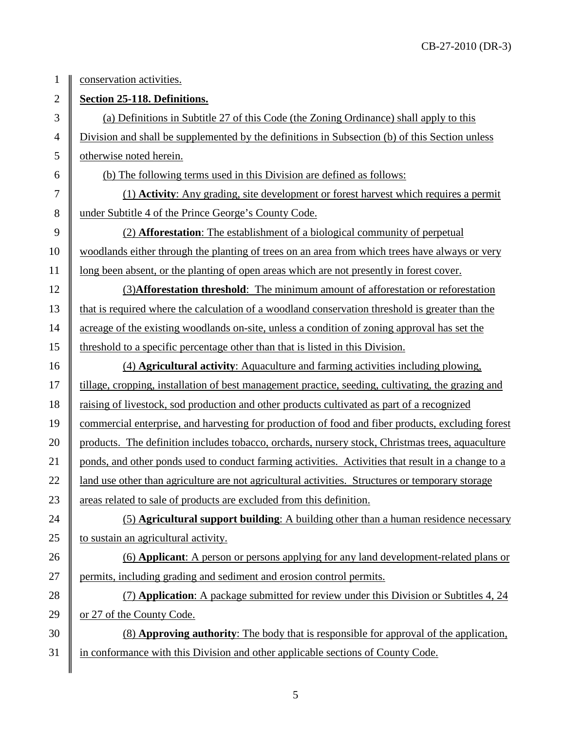conservation activities.

**Section 25-118. Definitions.**

(a) Definitions in Subtitle 27 of this Code (the Zoning Ordinance) shall apply to this Division and shall be supplemented by the definitions in Subsection (b) of this Section unless otherwise noted herein.

(b) The following terms used in this Division are defined as follows:

(1) **Activity**: Any grading, site development or forest harvest which requires a permit under Subtitle 4 of the Prince George's County Code.

(2) **Afforestation**: The establishment of a biological community of perpetual woodlands either through the planting of trees on an area from which trees have always or very long been absent, or the planting of open areas which are not presently in forest cover.

(3)**Afforestation threshold**: The minimum amount of afforestation or reforestation that is required where the calculation of a woodland conservation threshold is greater than the acreage of the existing woodlands on-site, unless a condition of zoning approval has set the threshold to a specific percentage other than that is listed in this Division.

(4) **Agricultural activity**: Aquaculture and farming activities including plowing, tillage, cropping, installation of best management practice, seeding, cultivating, the grazing and raising of livestock, sod production and other products cultivated as part of a recognized commercial enterprise, and harvesting for production of food and fiber products, excluding forest products. The definition includes tobacco, orchards, nursery stock, Christmas trees, aquaculture ponds, and other ponds used to conduct farming activities. Activities that result in a change to a land use other than agriculture are not agricultural activities. Structures or temporary storage areas related to sale of products are excluded from this definition.

(5) **Agricultural support building**: A building other than a human residence necessary to sustain an agricultural activity.

(6) **Applicant**: A person or persons applying for any land development-related plans or permits, including grading and sediment and erosion control permits.

(7) **Application**: A package submitted for review under this Division or Subtitles 4, 24 or 27 of the County Code.

(8) **Approving authority**: The body that is responsible for approval of the application, in conformance with this Division and other applicable sections of County Code.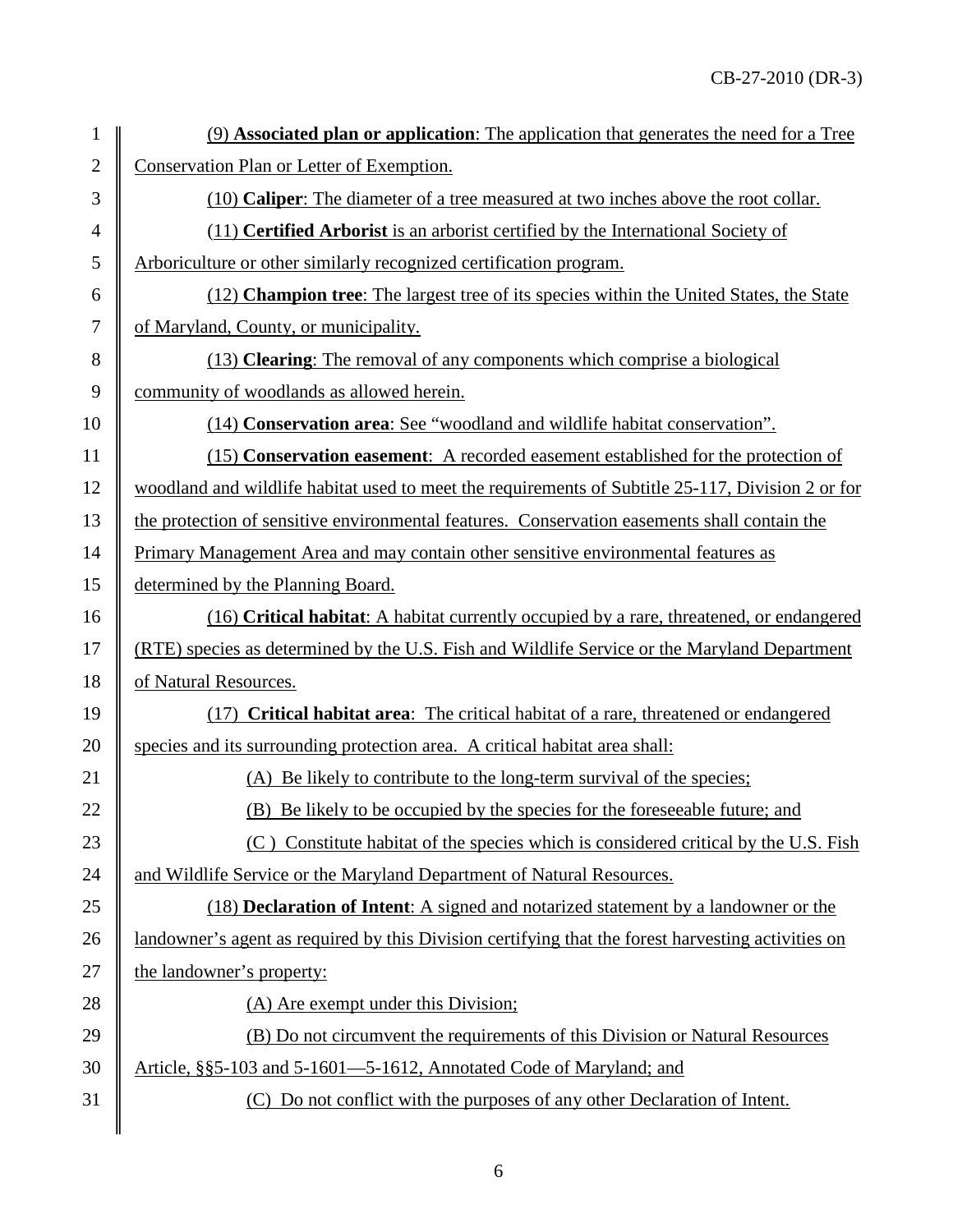(9) **Associated plan or application**: The application that generates the need for a Tree Conservation Plan or Letter of Exemption.

(10) **Caliper**: The diameter of a tree measured at two inches above the root collar.

(11) **Certified Arborist** is an arborist certified by the International Society of Arboriculture or other similarly recognized certification program.

(12) **Champion tree**: The largest tree of its species within the United States, the State of Maryland, County, or municipality.

(13) **Clearing**: The removal of any components which comprise a biological community of woodlands as allowed herein.

(14) **Conservation area**: See "woodland and wildlife habitat conservation".

(15) **Conservation easement**: A recorded easement established for the protection of woodland and wildlife habitat used to meet the requirements of Subtitle 25-117, Division 2 or for the protection of sensitive environmental features. Conservation easements shall contain the Primary Management Area and may contain other sensitive environmental features as determined by the Planning Board.

(16) **Critical habitat**: A habitat currently occupied by a rare, threatened, or endangered (RTE) species as determined by the U.S. Fish and Wildlife Service or the Maryland Department of Natural Resources.

(17) **Critical habitat area**: The critical habitat of a rare, threatened or endangered species and its surrounding protection area. A critical habitat area shall:

(A) Be likely to contribute to the long-term survival of the species;

(B) Be likely to be occupied by the species for the foreseeable future; and

(C ) Constitute habitat of the species which is considered critical by the U.S. Fish and Wildlife Service or the Maryland Department of Natural Resources.

(18) **Declaration of Intent**: A signed and notarized statement by a landowner or the landowner's agent as required by this Division certifying that the forest harvesting activities on the landowner's property:

(A) Are exempt under this Division;

(B) Do not circumvent the requirements of this Division or Natural Resources Article, §§5-103 and 5-1601—5-1612, Annotated Code of Maryland; and

(C) Do not conflict with the purposes of any other Declaration of Intent.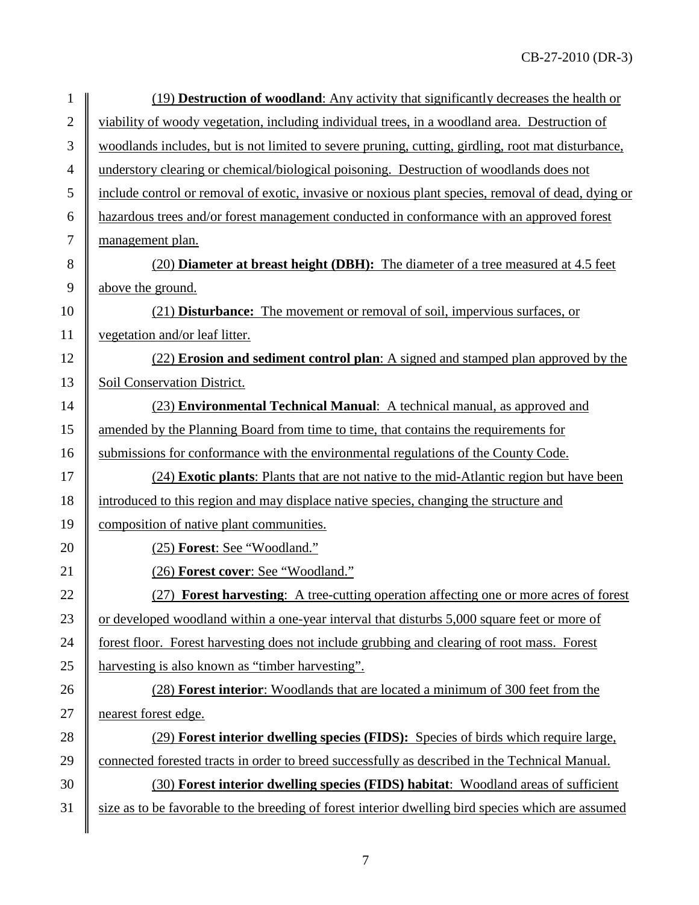(19) **Destruction of woodland**: Any activity that significantly decreases the health or viability of woody vegetation, including individual trees, in a woodland area. Destruction of woodlands includes, but is not limited to severe pruning, cutting, girdling, root mat disturbance, understory clearing or chemical/biological poisoning. Destruction of woodlands does not include control or removal of exotic, invasive or noxious plant species, removal of dead, dying or hazardous trees and/or forest management conducted in conformance with an approved forest management plan.

(20) **Diameter at breast height (DBH):** The diameter of a tree measured at 4.5 feet above the ground.

(21) **Disturbance:** The movement or removal of soil, impervious surfaces, or vegetation and/or leaf litter.

(22) **Erosion and sediment control plan**: A signed and stamped plan approved by the Soil Conservation District.

(23) **Environmental Technical Manual**: A technical manual, as approved and amended by the Planning Board from time to time, that contains the requirements for submissions for conformance with the environmental regulations of the County Code.

(24) **Exotic plants**: Plants that are not native to the mid-Atlantic region but have been introduced to this region and may displace native species, changing the structure and composition of native plant communities.

(25) **Forest**: See "Woodland."

(26) **Forest cover**: See "Woodland."

(27) **Forest harvesting**: A tree-cutting operation affecting one or more acres of forest or developed woodland within a one-year interval that disturbs 5,000 square feet or more of forest floor. Forest harvesting does not include grubbing and clearing of root mass. Forest harvesting is also known as "timber harvesting".

(28) **Forest interior**: Woodlands that are located a minimum of 300 feet from the nearest forest edge.

(29) **Forest interior dwelling species (FIDS):** Species of birds which require large, connected forested tracts in order to breed successfully as described in the Technical Manual.

(30) **Forest interior dwelling species (FIDS) habitat**: Woodland areas of sufficient size as to be favorable to the breeding of forest interior dwelling bird species which are assumed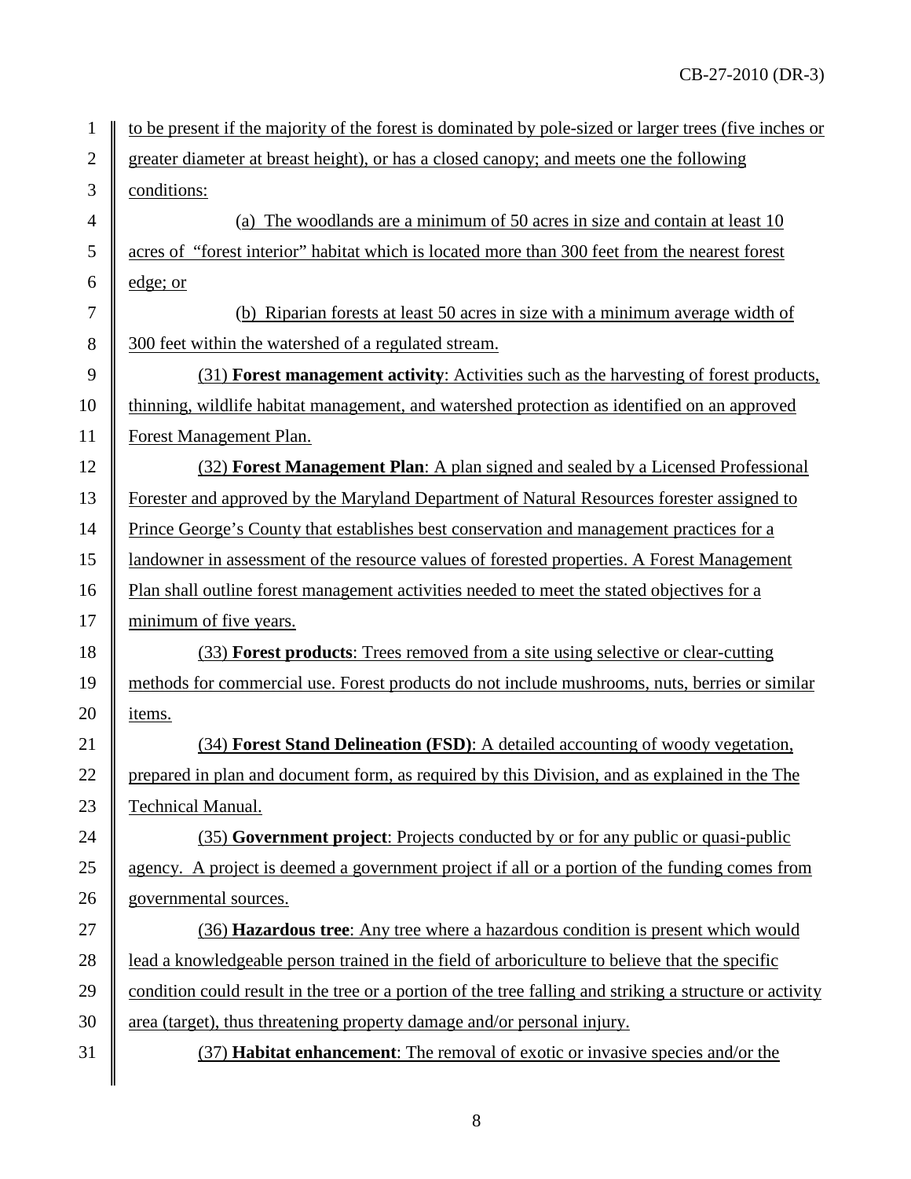to be present if the majority of the forest is dominated by pole-sized or larger trees (five inches or greater diameter at breast height), or has a closed canopy; and meets one the following conditions:

(a) The woodlands are a minimum of 50 acres in size and contain at least 10 acres of "forest interior" habitat which is located more than 300 feet from the nearest forest edge; or

(b) Riparian forests at least 50 acres in size with a minimum average width of 300 feet within the watershed of a regulated stream.

(31) **Forest management activity**: Activities such as the harvesting of forest products, thinning, wildlife habitat management, and watershed protection as identified on an approved Forest Management Plan.

(32) **Forest Management Plan**: A plan signed and sealed by a Licensed Professional Forester and approved by the Maryland Department of Natural Resources forester assigned to Prince George's County that establishes best conservation and management practices for a landowner in assessment of the resource values of forested properties. A Forest Management Plan shall outline forest management activities needed to meet the stated objectives for a minimum of five years.

(33) **Forest products**: Trees removed from a site using selective or clear-cutting methods for commercial use. Forest products do not include mushrooms, nuts, berries or similar items.

(34) **Forest Stand Delineation (FSD)**: A detailed accounting of woody vegetation, prepared in plan and document form, as required by this Division, and as explained in the The Technical Manual.

(35) **Government project**: Projects conducted by or for any public or quasi-public agency. A project is deemed a government project if all or a portion of the funding comes from governmental sources.

(36) **Hazardous tree**: Any tree where a hazardous condition is present which would lead a knowledgeable person trained in the field of arboriculture to believe that the specific condition could result in the tree or a portion of the tree falling and striking a structure or activity area (target), thus threatening property damage and/or personal injury.

(37) **Habitat enhancement**: The removal of exotic or invasive species and/or the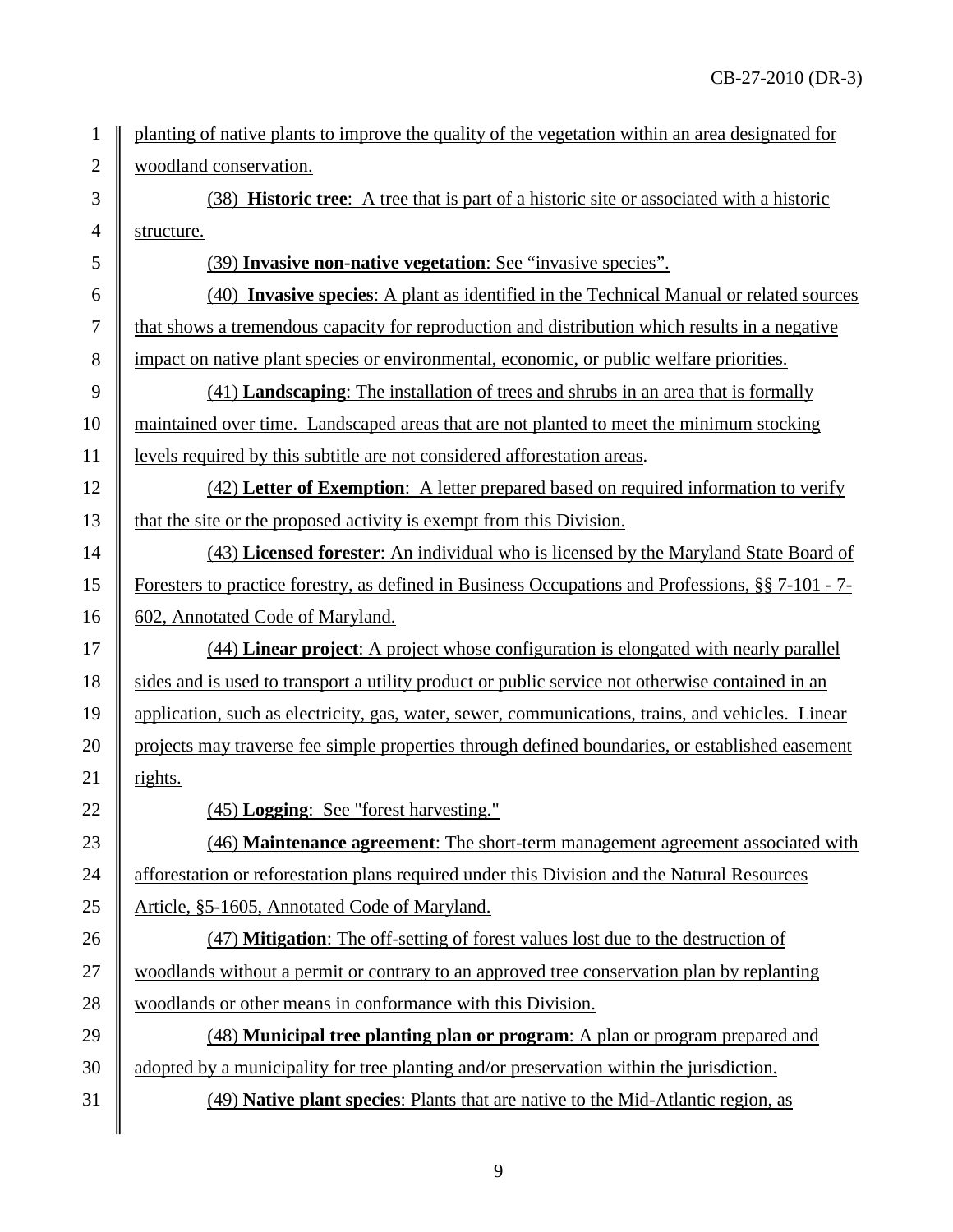planting of native plants to improve the quality of the vegetation within an area designated for woodland conservation.

(38) **Historic tree**: A tree that is part of a historic site or associated with a historic structure.

(39) **Invasive non-native vegetation**: See "invasive species".

(40) **Invasive species**: A plant as identified in the Technical Manual or related sources that shows a tremendous capacity for reproduction and distribution which results in a negative impact on native plant species or environmental, economic, or public welfare priorities.

(41) **Landscaping**: The installation of trees and shrubs in an area that is formally maintained over time. Landscaped areas that are not planted to meet the minimum stocking levels required by this subtitle are not considered afforestation areas.

(42) **Letter of Exemption**: A letter prepared based on required information to verify that the site or the proposed activity is exempt from this Division.

(43) **Licensed forester**: An individual who is licensed by the Maryland State Board of Foresters to practice forestry, as defined in Business Occupations and Professions, §§ 7-101 - 7-602, Annotated Code of Maryland.

(44) **Linear project**: A project whose configuration is elongated with nearly parallel sides and is used to transport a utility product or public service not otherwise contained in an application, such as electricity, gas, water, sewer, communications, trains, and vehicles. Linear projects may traverse fee simple properties through defined boundaries, or established easement rights.

(45) **Logging**: See "forest harvesting."

(46) **Maintenance agreement**: The short-term management agreement associated with afforestation or reforestation plans required under this Division and the Natural Resources Article, §5-1605, Annotated Code of Maryland.

(47) **Mitigation**: The off-setting of forest values lost due to the destruction of woodlands without a permit or contrary to an approved tree conservation plan by replanting woodlands or other means in conformance with this Division.

(48) **Municipal tree planting plan or program**: A plan or program prepared and adopted by a municipality for tree planting and/or preservation within the jurisdiction.

(49) **Native plant species**: Plants that are native to the Mid-Atlantic region, as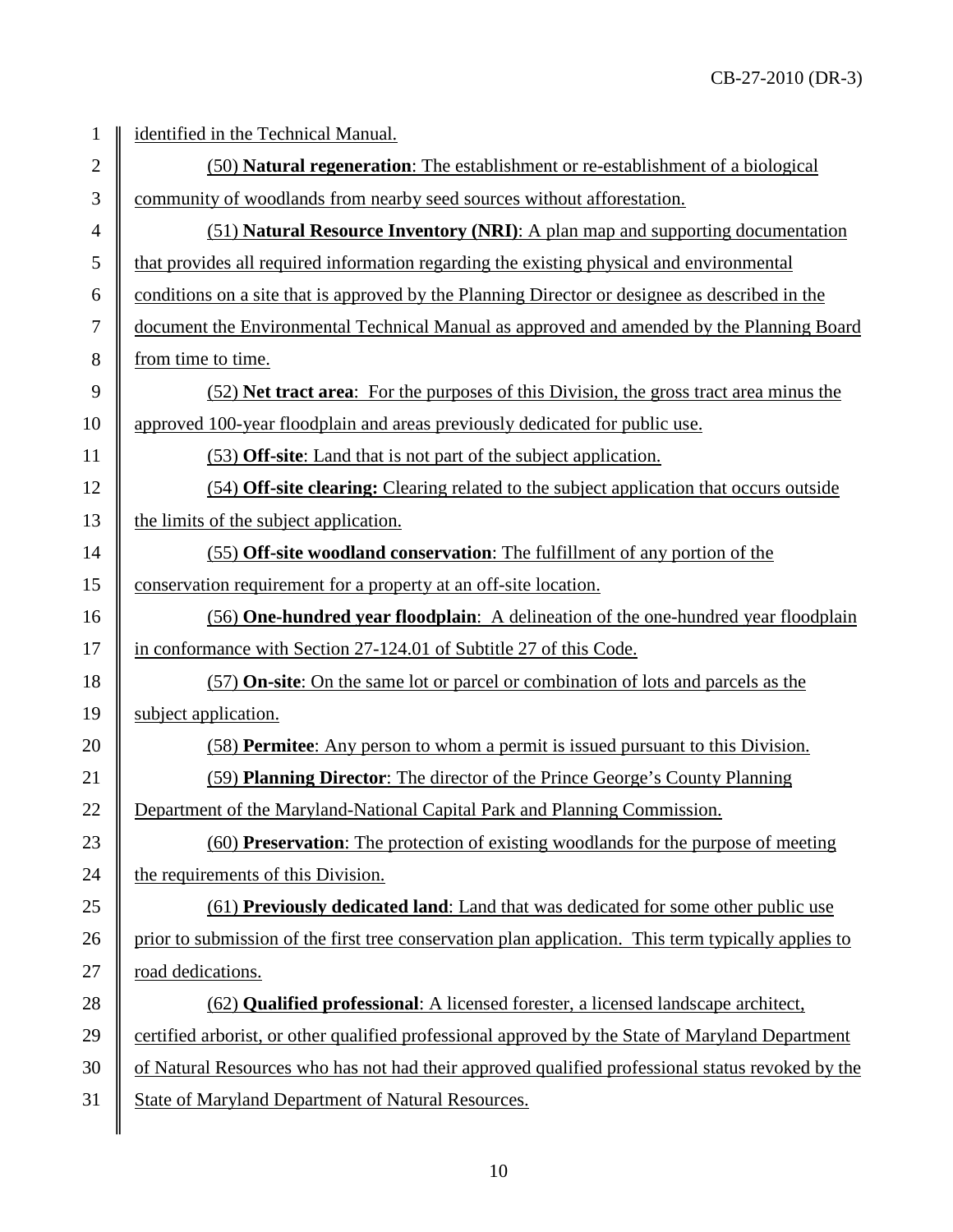identified in the Technical Manual.

(50) **Natural regeneration**: The establishment or re-establishment of a biological community of woodlands from nearby seed sources without afforestation.

(51) **Natural Resource Inventory (NRI)**: A plan map and supporting documentation that provides all required information regarding the existing physical and environmental conditions on a site that is approved by the Planning Director or designee as described in the document the Environmental Technical Manual as approved and amended by the Planning Board from time to time.

(52) **Net tract area**: For the purposes of this Division, the gross tract area minus the approved 100-year floodplain and areas previously dedicated for public use.

(53) **Off-site**: Land that is not part of the subject application.

(54) **Off-site clearing:** Clearing related to the subject application that occurs outside the limits of the subject application.

(55) **Off-site woodland conservation**: The fulfillment of any portion of the conservation requirement for a property at an off-site location.

(56) **One-hundred year floodplain**: A delineation of the one-hundred year floodplain in conformance with Section 27-124.01 of Subtitle 27 of this Code.

(57) **On-site**: On the same lot or parcel or combination of lots and parcels as the subject application.

(58) **Permitee**: Any person to whom a permit is issued pursuant to this Division.

(59) **Planning Director**: The director of the Prince George's County Planning Department of the Maryland-National Capital Park and Planning Commission.

(60) **Preservation**: The protection of existing woodlands for the purpose of meeting the requirements of this Division.

(61) **Previously dedicated land**: Land that was dedicated for some other public use prior to submission of the first tree conservation plan application. This term typically applies to road dedications.

(62) **Qualified professional**: A licensed forester, a licensed landscape architect, certified arborist, or other qualified professional approved by the State of Maryland Department of Natural Resources who has not had their approved qualified professional status revoked by the State of Maryland Department of Natural Resources.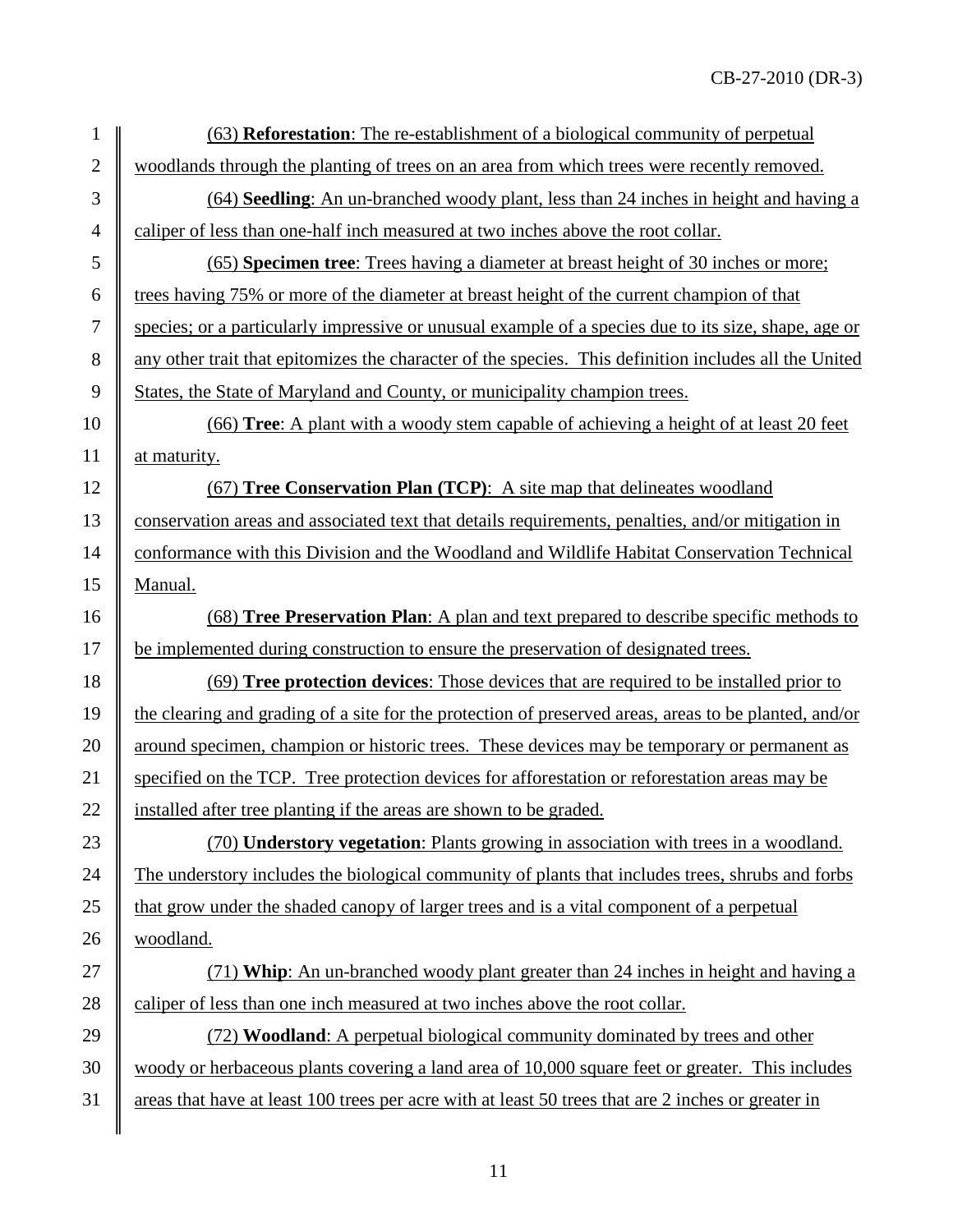(63) **Reforestation**: The re-establishment of a biological community of perpetual woodlands through the planting of trees on an area from which trees were recently removed.

(64) **Seedling**: An un-branched woody plant, less than 24 inches in height and having a caliper of less than one-half inch measured at two inches above the root collar.

(65) **Specimen tree**: Trees having a diameter at breast height of 30 inches or more; trees having 75% or more of the diameter at breast height of the current champion of that species; or a particularly impressive or unusual example of a species due to its size, shape, age or any other trait that epitomizes the character of the species. This definition includes all the United States, the State of Maryland and County, or municipality champion trees.

(66) **Tree**: A plant with a woody stem capable of achieving a height of at least 20 feet at maturity.

(67) **Tree Conservation Plan (TCP)**: A site map that delineates woodland conservation areas and associated text that details requirements, penalties, and/or mitigation in conformance with this Division and the Woodland and Wildlife Habitat Conservation Technical Manual.

(68) **Tree Preservation Plan**: A plan and text prepared to describe specific methods to be implemented during construction to ensure the preservation of designated trees.

(69) **Tree protection devices**: Those devices that are required to be installed prior to the clearing and grading of a site for the protection of preserved areas, areas to be planted, and/or around specimen, champion or historic trees. These devices may be temporary or permanent as specified on the TCP. Tree protection devices for afforestation or reforestation areas may be installed after tree planting if the areas are shown to be graded.

(70) **Understory vegetation**: Plants growing in association with trees in a woodland. The understory includes the biological community of plants that includes trees, shrubs and forbs that grow under the shaded canopy of larger trees and is a vital component of a perpetual woodland.

(71) **Whip**: An un-branched woody plant greater than 24 inches in height and having a caliper of less than one inch measured at two inches above the root collar.

(72) **Woodland**: A perpetual biological community dominated by trees and other woody or herbaceous plants covering a land area of 10,000 square feet or greater. This includes areas that have at least 100 trees per acre with at least 50 trees that are 2 inches or greater in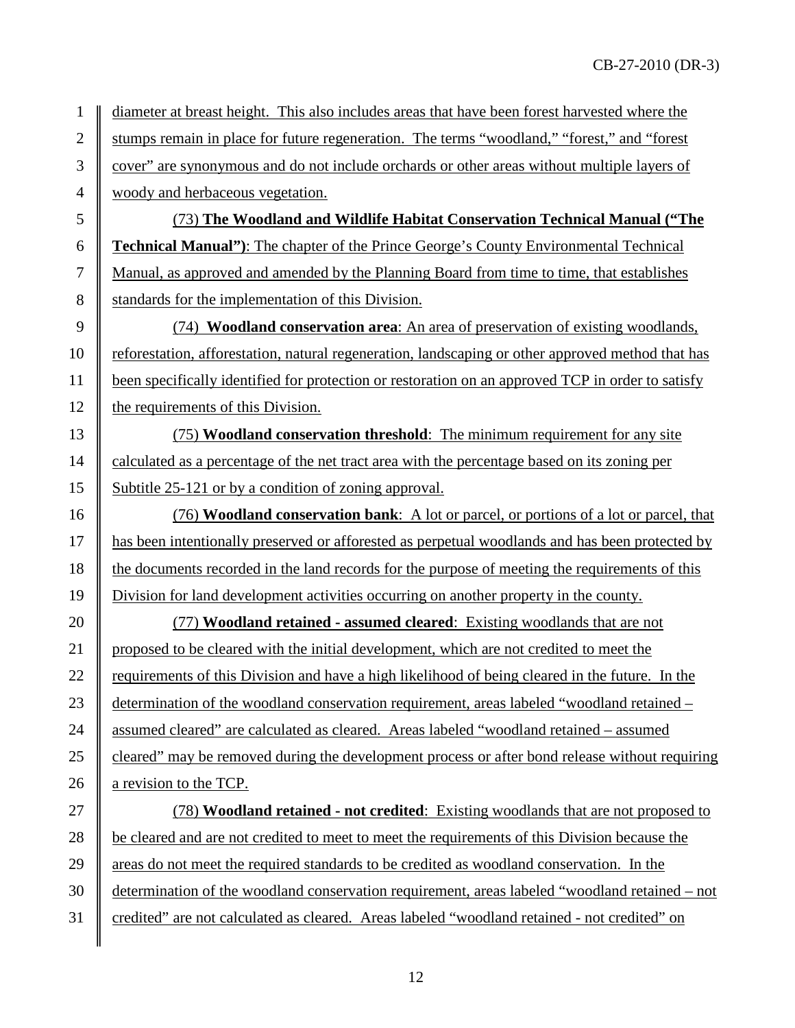diameter at breast height. This also includes areas that have been forest harvested where the stumps remain in place for future regeneration. The terms "woodland," "forest," and "forest cover" are synonymous and do not include orchards or other areas without multiple layers of woody and herbaceous vegetation.

(73) **The Woodland and Wildlife Habitat Conservation Technical Manual ("The Technical Manual")**: The chapter of the Prince George's County Environmental Technical Manual, as approved and amended by the Planning Board from time to time, that establishes standards for the implementation of this Division.

(74) **Woodland conservation area**: An area of preservation of existing woodlands, reforestation, afforestation, natural regeneration, landscaping or other approved method that has been specifically identified for protection or restoration on an approved TCP in order to satisfy the requirements of this Division.

(75) **Woodland conservation threshold**: The minimum requirement for any site calculated as a percentage of the net tract area with the percentage based on its zoning per Subtitle 25-121 or by a condition of zoning approval.

(76) **Woodland conservation bank**: A lot or parcel, or portions of a lot or parcel, that has been intentionally preserved or afforested as perpetual woodlands and has been protected by the documents recorded in the land records for the purpose of meeting the requirements of this Division for land development activities occurring on another property in the county.

(77) **Woodland retained - assumed cleared**: Existing woodlands that are not proposed to be cleared with the initial development, which are not credited to meet the requirements of this Division and have a high likelihood of being cleared in the future. In the determination of the woodland conservation requirement, areas labeled "woodland retained – assumed cleared" are calculated as cleared. Areas labeled "woodland retained – assumed cleared" may be removed during the development process or after bond release without requiring a revision to the TCP.

(78) **Woodland retained - not credited**: Existing woodlands that are not proposed to be cleared and are not credited to meet to meet the requirements of this Division because the areas do not meet the required standards to be credited as woodland conservation. In the determination of the woodland conservation requirement, areas labeled "woodland retained – not credited" are not calculated as cleared. Areas labeled "woodland retained - not credited" on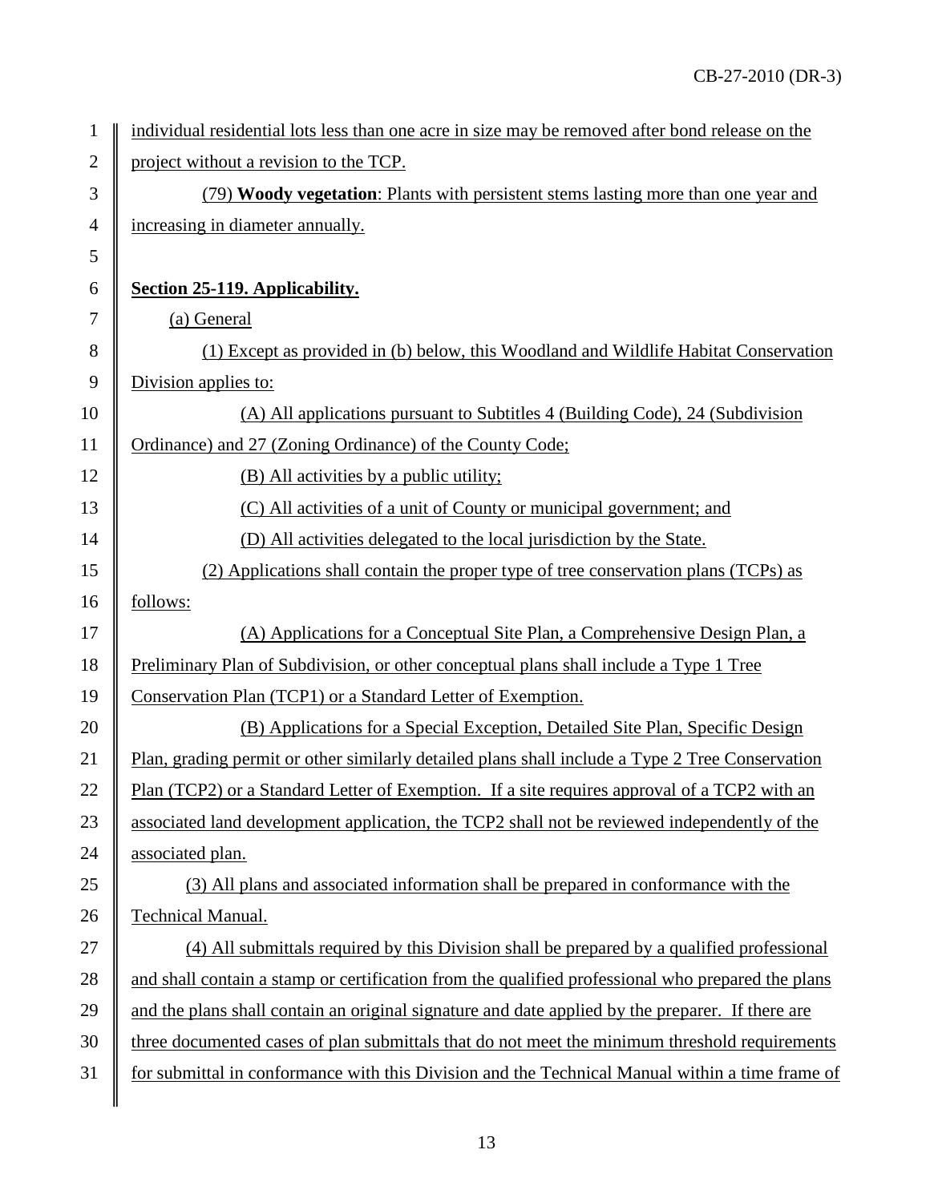individual residential lots less than one acre in size may be removed after bond release on the project without a revision to the TCP.

(79) **Woody vegetation**: Plants with persistent stems lasting more than one year and increasing in diameter annually.

**Section 25-119. Applicability.**

(a) General

(1) Except as provided in (b) below, this Woodland and Wildlife Habitat Conservation Division applies to:

(A) All applications pursuant to Subtitles 4 (Building Code), 24 (Subdivision Ordinance) and 27 (Zoning Ordinance) of the County Code;

(B) All activities by a public utility;

(C) All activities of a unit of County or municipal government; and

(D) All activities delegated to the local jurisdiction by the State.

(2) Applications shall contain the proper type of tree conservation plans (TCPs) as follows:

(A) Applications for a Conceptual Site Plan, a Comprehensive Design Plan, a Preliminary Plan of Subdivision, or other conceptual plans shall include a Type 1 Tree Conservation Plan (TCP1) or a Standard Letter of Exemption.

(B) Applications for a Special Exception, Detailed Site Plan, Specific Design Plan, grading permit or other similarly detailed plans shall include a Type 2 Tree Conservation Plan (TCP2) or a Standard Letter of Exemption. If a site requires approval of a TCP2 with an associated land development application, the TCP2 shall not be reviewed independently of the associated plan.

(3) All plans and associated information shall be prepared in conformance with the Technical Manual.

(4) All submittals required by this Division shall be prepared by a qualified professional and shall contain a stamp or certification from the qualified professional who prepared the plans and the plans shall contain an original signature and date applied by the preparer. If there are three documented cases of plan submittals that do not meet the minimum threshold requirements for submittal in conformance with this Division and the Technical Manual within a time frame of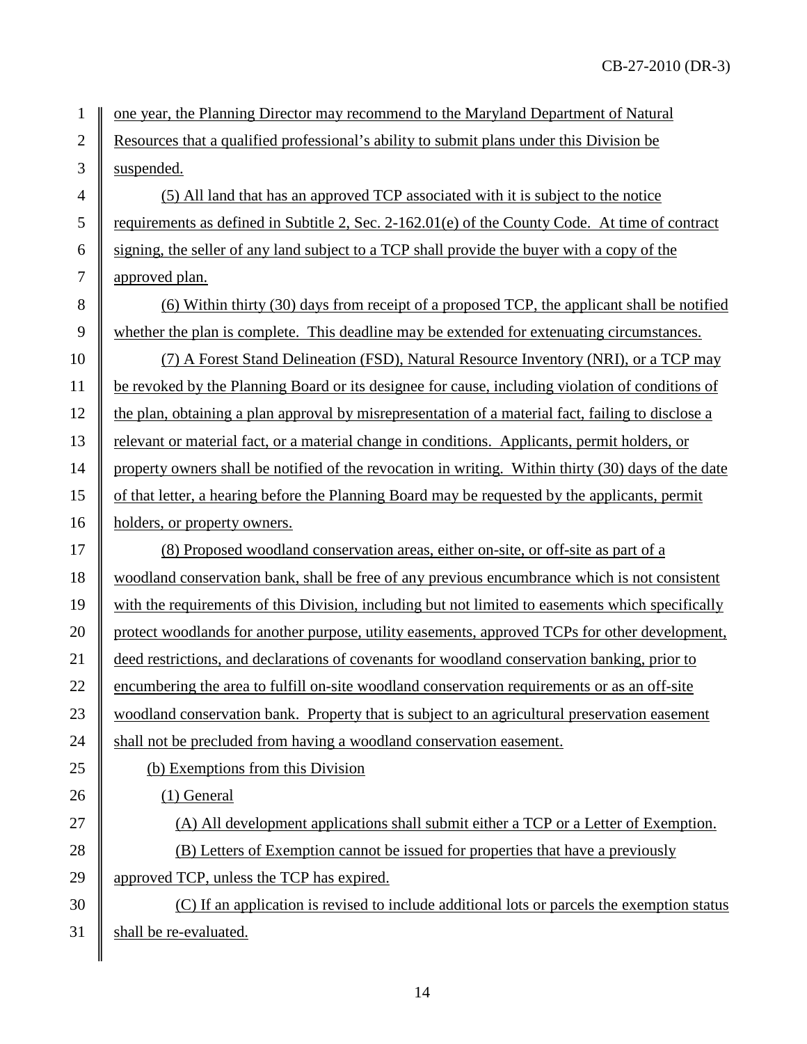one year, the Planning Director may recommend to the Maryland Department of Natural Resources that a qualified professional's ability to submit plans under this Division be suspended.

(5) All land that has an approved TCP associated with it is subject to the notice requirements as defined in Subtitle 2, Sec. 2-162.01(e) of the County Code. At time of contract signing, the seller of any land subject to a TCP shall provide the buyer with a copy of the approved plan.

(6) Within thirty (30) days from receipt of a proposed TCP, the applicant shall be notified whether the plan is complete. This deadline may be extended for extenuating circumstances.

(7) A Forest Stand Delineation (FSD), Natural Resource Inventory (NRI), or a TCP may be revoked by the Planning Board or its designee for cause, including violation of conditions of the plan, obtaining a plan approval by misrepresentation of a material fact, failing to disclose a relevant or material fact, or a material change in conditions. Applicants, permit holders, or property owners shall be notified of the revocation in writing. Within thirty (30) days of the date of that letter, a hearing before the Planning Board may be requested by the applicants, permit holders, or property owners.

(8) Proposed woodland conservation areas, either on-site, or off-site as part of a woodland conservation bank, shall be free of any previous encumbrance which is not consistent with the requirements of this Division, including but not limited to easements which specifically protect woodlands for another purpose, utility easements, approved TCPs for other development, deed restrictions, and declarations of covenants for woodland conservation banking, prior to encumbering the area to fulfill on-site woodland conservation requirements or as an off-site woodland conservation bank. Property that is subject to an agricultural preservation easement shall not be precluded from having a woodland conservation easement.

(b) Exemptions from this Division

(1) General

(A) All development applications shall submit either a TCP or a Letter of Exemption.

(B) Letters of Exemption cannot be issued for properties that have a previously approved TCP, unless the TCP has expired.

(C) If an application is revised to include additional lots or parcels the exemption status shall be re-evaluated.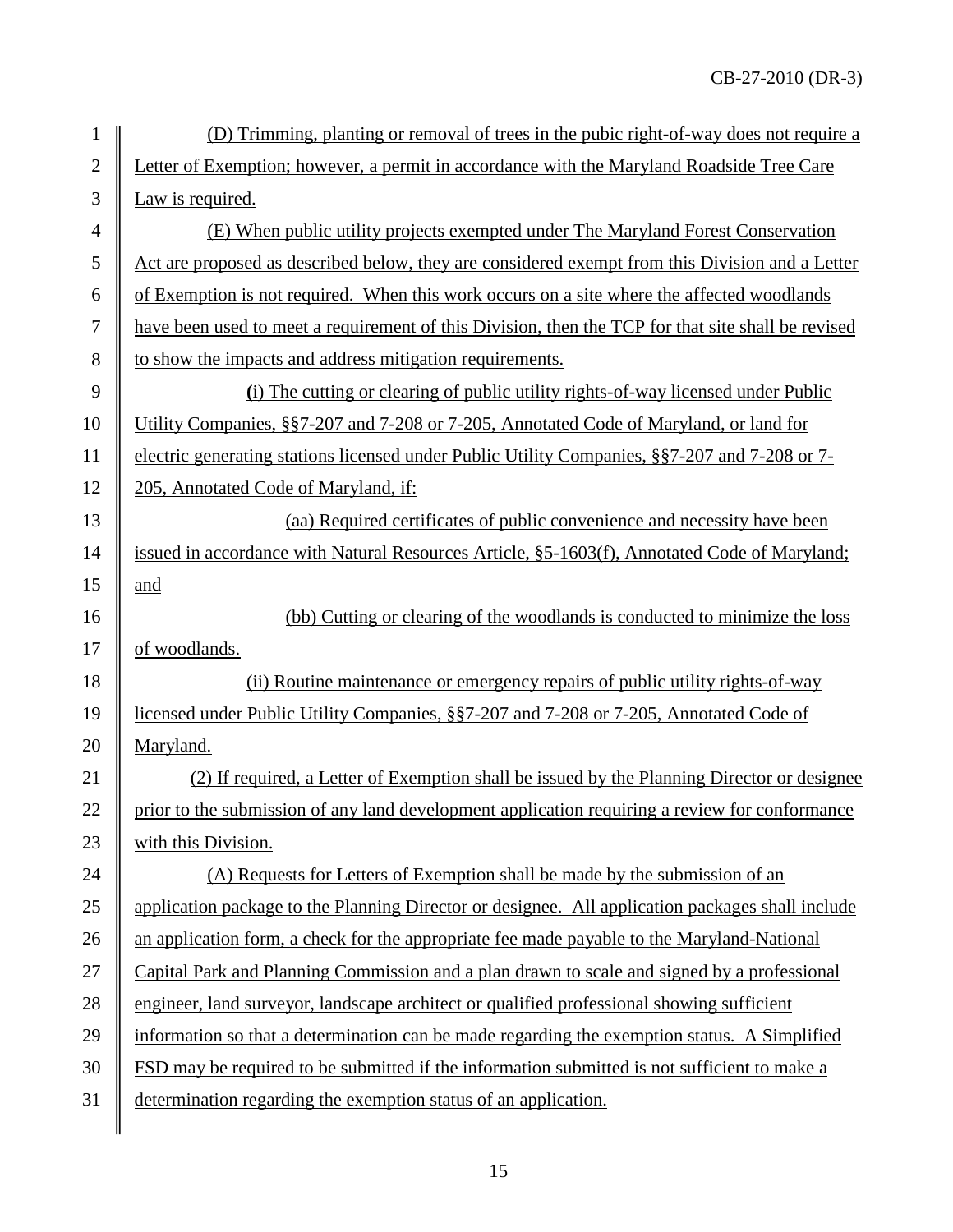(D) Trimming, planting or removal of trees in the pubic right-of-way does not require a Letter of Exemption; however, a permit in accordance with the Maryland Roadside Tree Care Law is required.

(E) When public utility projects exempted under The Maryland Forest Conservation Act are proposed as described below, they are considered exempt from this Division and a Letter of Exemption is not required. When this work occurs on a site where the affected woodlands have been used to meet a requirement of this Division, then the TCP for that site shall be revised to show the impacts and address mitigation requirements.

(i) The cutting or clearing of public utility rights-of-way licensed under Public Utility Companies, §§7-207 and 7-208 or 7-205, Annotated Code of Maryland, or land for electric generating stations licensed under Public Utility Companies, §§7-207 and 7-208 or 7-205, Annotated Code of Maryland, if:

(aa) Required certificates of public convenience and necessity have been issued in accordance with Natural Resources Article, §5-1603(f), Annotated Code of Maryland; and

(bb) Cutting or clearing of the woodlands is conducted to minimize the loss of woodlands.

(ii) Routine maintenance or emergency repairs of public utility rights-of-way licensed under Public Utility Companies, §§7-207 and 7-208 or 7-205, Annotated Code of Maryland.

(2) If required, a Letter of Exemption shall be issued by the Planning Director or designee prior to the submission of any land development application requiring a review for conformance with this Division.

(A) Requests for Letters of Exemption shall be made by the submission of an application package to the Planning Director or designee. All application packages shall include an application form, a check for the appropriate fee made payable to the Maryland-National Capital Park and Planning Commission and a plan drawn to scale and signed by a professional engineer, land surveyor, landscape architect or qualified professional showing sufficient information so that a determination can be made regarding the exemption status. A Simplified FSD may be required to be submitted if the information submitted is not sufficient to make a determination regarding the exemption status of an application.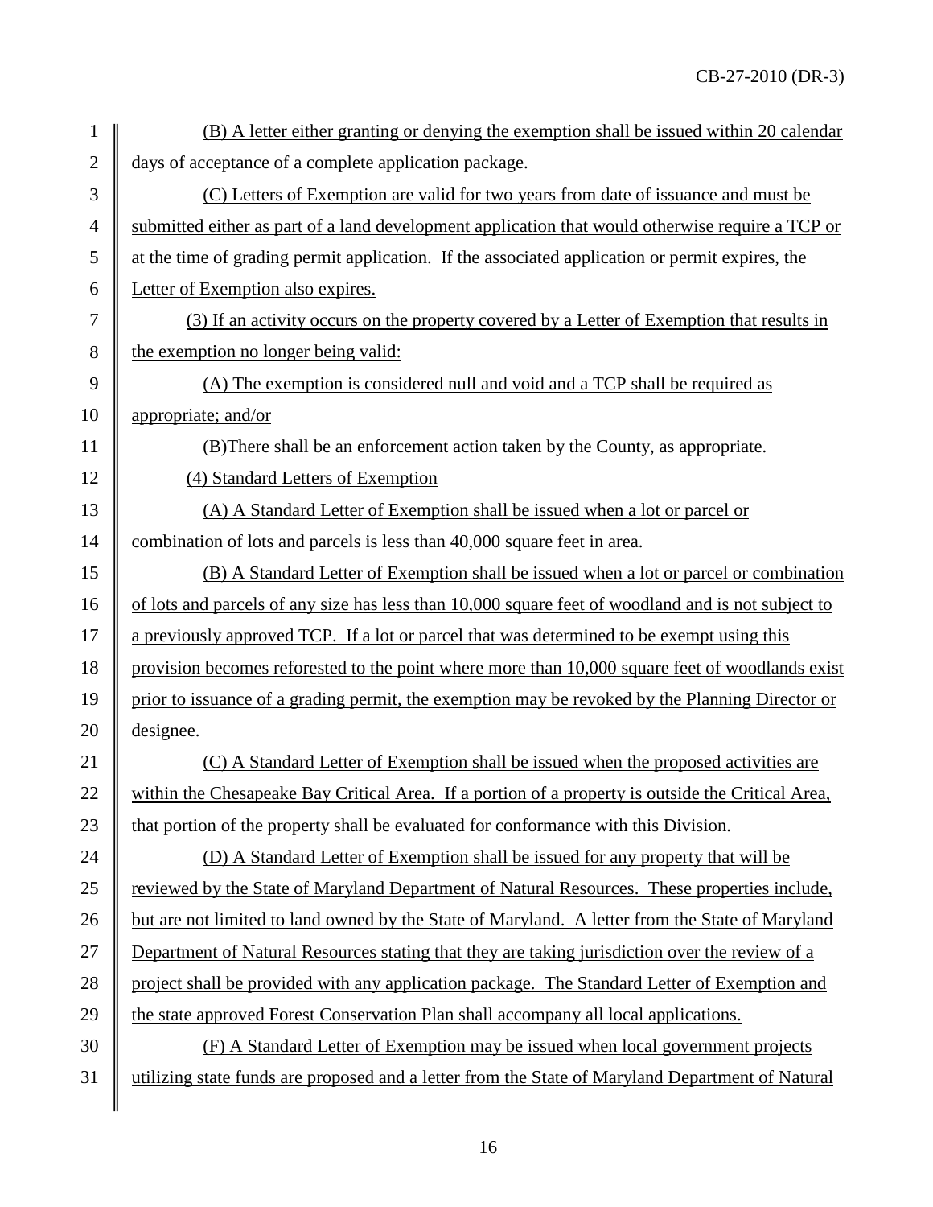(B) A letter either granting or denying the exemption shall be issued within 20 calendar days of acceptance of a complete application package.

(C) Letters of Exemption are valid for two years from date of issuance and must be submitted either as part of a land development application that would otherwise require a TCP or at the time of grading permit application. If the associated application or permit expires, the Letter of Exemption also expires.

(3) If an activity occurs on the property covered by a Letter of Exemption that results in the exemption no longer being valid:

(A) The exemption is considered null and void and a TCP shall be required as appropriate; and/or

(B)There shall be an enforcement action taken by the County, as appropriate.

(4) Standard Letters of Exemption

(A) A Standard Letter of Exemption shall be issued when a lot or parcel or combination of lots and parcels is less than 40,000 square feet in area.

(B) A Standard Letter of Exemption shall be issued when a lot or parcel or combination of lots and parcels of any size has less than 10,000 square feet of woodland and is not subject to a previously approved TCP. If a lot or parcel that was determined to be exempt using this provision becomes reforested to the point where more than 10,000 square feet of woodlands exist prior to issuance of a grading permit, the exemption may be revoked by the Planning Director or designee.

(C) A Standard Letter of Exemption shall be issued when the proposed activities are within the Chesapeake Bay Critical Area. If a portion of a property is outside the Critical Area, that portion of the property shall be evaluated for conformance with this Division.

(D) A Standard Letter of Exemption shall be issued for any property that will be reviewed by the State of Maryland Department of Natural Resources. These properties include, but are not limited to land owned by the State of Maryland. A letter from the State of Maryland Department of Natural Resources stating that they are taking jurisdiction over the review of a project shall be provided with any application package. The Standard Letter of Exemption and the state approved Forest Conservation Plan shall accompany all local applications.

(F) A Standard Letter of Exemption may be issued when local government projects utilizing state funds are proposed and a letter from the State of Maryland Department of Natural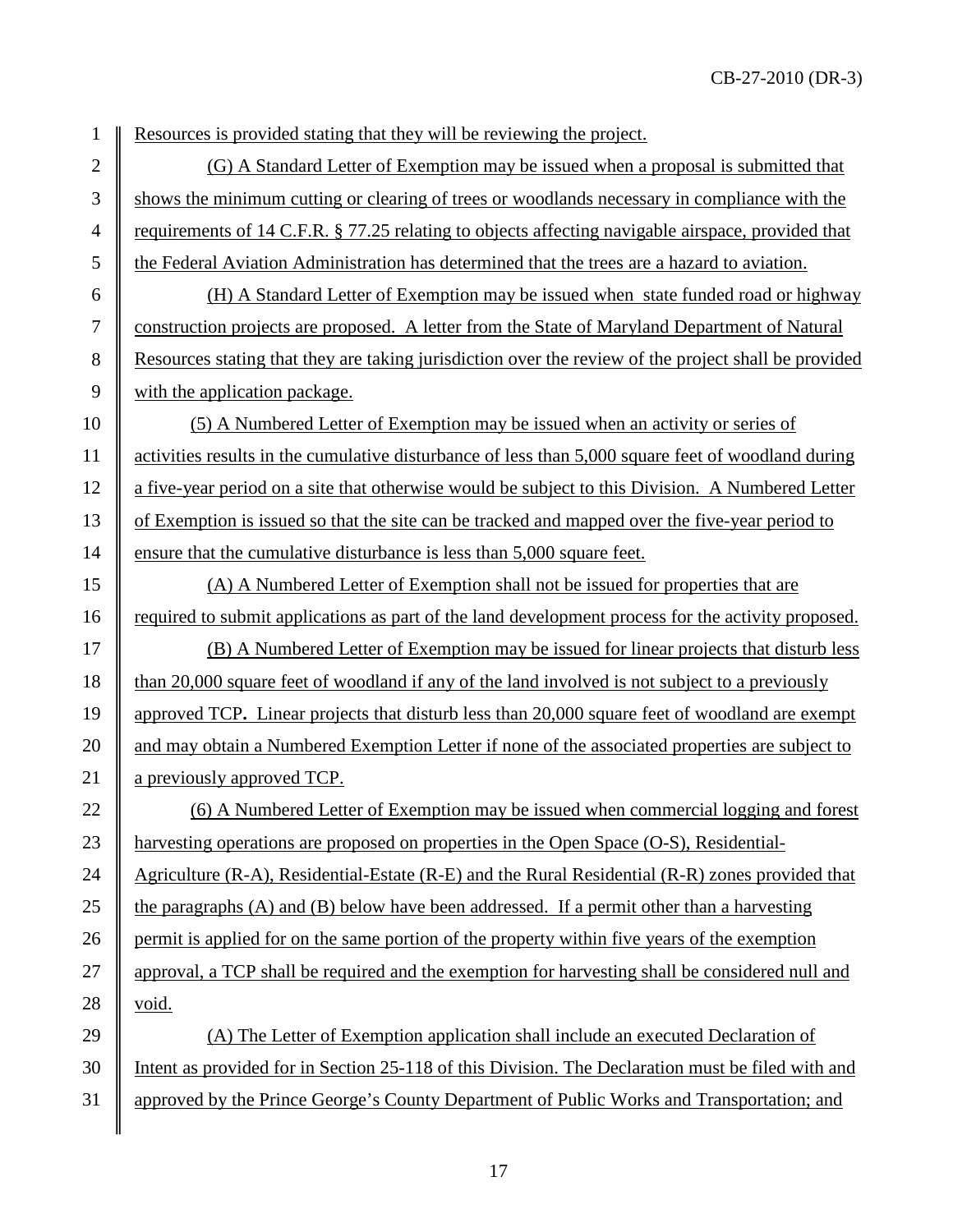Resources is provided stating that they will be reviewing the project.

(G) A Standard Letter of Exemption may be issued when a proposal is submitted that shows the minimum cutting or clearing of trees or woodlands necessary in compliance with the requirements of 14 C.F.R. § 77.25 relating to objects affecting navigable airspace, provided that the Federal Aviation Administration has determined that the trees are a hazard to aviation.

(H) A Standard Letter of Exemption may be issued when state funded road or highway construction projects are proposed. A letter from the State of Maryland Department of Natural Resources stating that they are taking jurisdiction over the review of the project shall be provided with the application package.

(5) A Numbered Letter of Exemption may be issued when an activity or series of activities results in the cumulative disturbance of less than 5,000 square feet of woodland during a five-year period on a site that otherwise would be subject to this Division. A Numbered Letter of Exemption is issued so that the site can be tracked and mapped over the five-year period to ensure that the cumulative disturbance is less than 5,000 square feet.

(A) A Numbered Letter of Exemption shall not be issued for properties that are required to submit applications as part of the land development process for the activity proposed.

(B) A Numbered Letter of Exemption may be issued for linear projects that disturb less than 20,000 square feet of woodland if any of the land involved is not subject to a previously approved TCP**.** Linear projects that disturb less than 20,000 square feet of woodland are exempt and may obtain a Numbered Exemption Letter if none of the associated properties are subject to a previously approved TCP.

(6) A Numbered Letter of Exemption may be issued when commercial logging and forest harvesting operations are proposed on properties in the Open Space (O-S), Residential-Agriculture (R-A), Residential-Estate (R-E) and the Rural Residential (R-R) zones provided that the paragraphs (A) and (B) below have been addressed. If a permit other than a harvesting permit is applied for on the same portion of the property within five years of the exemption approval, a TCP shall be required and the exemption for harvesting shall be considered null and void.

(A) The Letter of Exemption application shall include an executed Declaration of Intent as provided for in Section 25-118 of this Division. The Declaration must be filed with and approved by the Prince George's County Department of Public Works and Transportation; and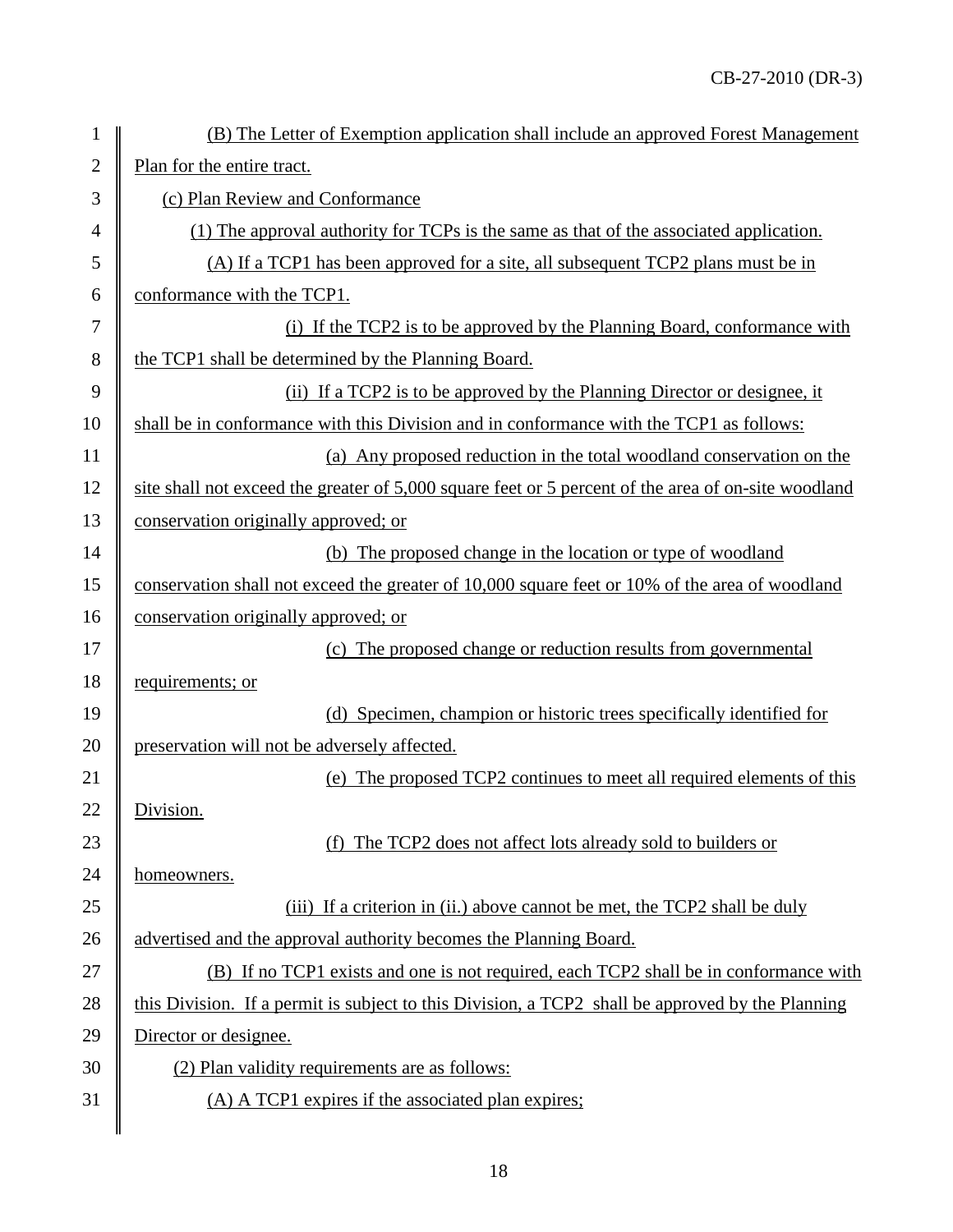(B) The Letter of Exemption application shall include an approved Forest Management Plan for the entire tract.

(c) Plan Review and Conformance

(1) The approval authority for TCPs is the same as that of the associated application.

(A) If a TCP1 has been approved for a site, all subsequent TCP2 plans must be in conformance with the TCP1.

(i) If the TCP2 is to be approved by the Planning Board, conformance with the TCP1 shall be determined by the Planning Board.

(ii) If a TCP2 is to be approved by the Planning Director or designee, it shall be in conformance with this Division and in conformance with the TCP1 as follows:

(a) Any proposed reduction in the total woodland conservation on the site shall not exceed the greater of 5,000 square feet or 5 percent of the area of on-site woodland conservation originally approved; or

(b) The proposed change in the location or type of woodland conservation shall not exceed the greater of 10,000 square feet or 10% of the area of woodland conservation originally approved; or

(c) The proposed change or reduction results from governmental requirements; or

(d) Specimen, champion or historic trees specifically identified for preservation will not be adversely affected.

(e) The proposed TCP2 continues to meet all required elements of this Division.

(f) The TCP2 does not affect lots already sold to builders or homeowners.

(iii) If a criterion in (ii.) above cannot be met, the TCP2 shall be duly advertised and the approval authority becomes the Planning Board.

(B) If no TCP1 exists and one is not required, each TCP2 shall be in conformance with this Division. If a permit is subject to this Division, a TCP2 shall be approved by the Planning Director or designee.

(2) Plan validity requirements are as follows:

(A) A TCP1 expires if the associated plan expires;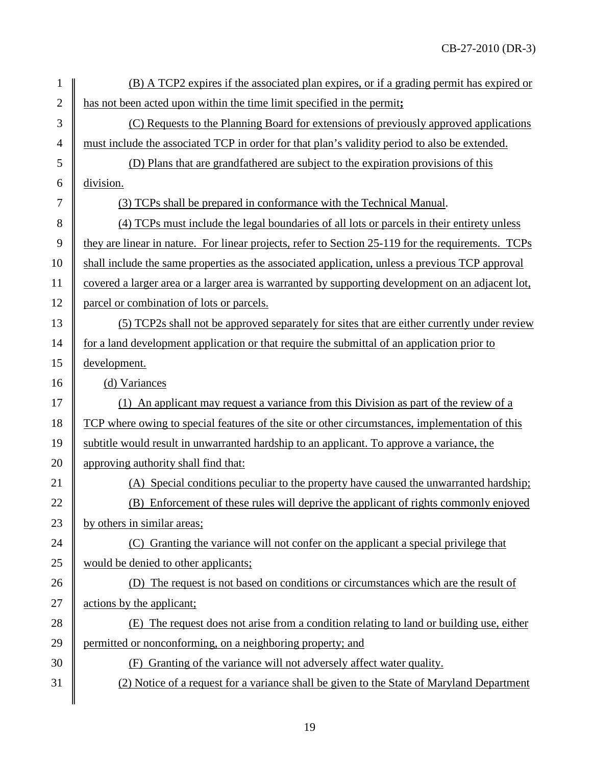(B) A TCP2 expires if the associated plan expires, or if a grading permit has expired or has not been acted upon within the time limit specified in the permit**;**

(C) Requests to the Planning Board for extensions of previously approved applications must include the associated TCP in order for that plan's validity period to also be extended.

(D) Plans that are grandfathered are subject to the expiration provisions of this division.

(3) TCPs shall be prepared in conformance with the Technical Manual.

(4) TCPs must include the legal boundaries of all lots or parcels in their entirety unless they are linear in nature. For linear projects, refer to Section 25-119 for the requirements. TCPs shall include the same properties as the associated application, unless a previous TCP approval covered a larger area or a larger area is warranted by supporting development on an adjacent lot, parcel or combination of lots or parcels.

(5) TCP2s shall not be approved separately for sites that are either currently under review for a land development application or that require the submittal of an application prior to development.

(d) Variances

(1) An applicant may request a variance from this Division as part of the review of a TCP where owing to special features of the site or other circumstances, implementation of this subtitle would result in unwarranted hardship to an applicant. To approve a variance, the approving authority shall find that:

(A) Special conditions peculiar to the property have caused the unwarranted hardship;

(B) Enforcement of these rules will deprive the applicant of rights commonly enjoyed by others in similar areas;

(C) Granting the variance will not confer on the applicant a special privilege that would be denied to other applicants;

(D) The request is not based on conditions or circumstances which are the result of actions by the applicant;

(E) The request does not arise from a condition relating to land or building use, either permitted or nonconforming, on a neighboring property; and

(F) Granting of the variance will not adversely affect water quality.

(2) Notice of a request for a variance shall be given to the State of Maryland Department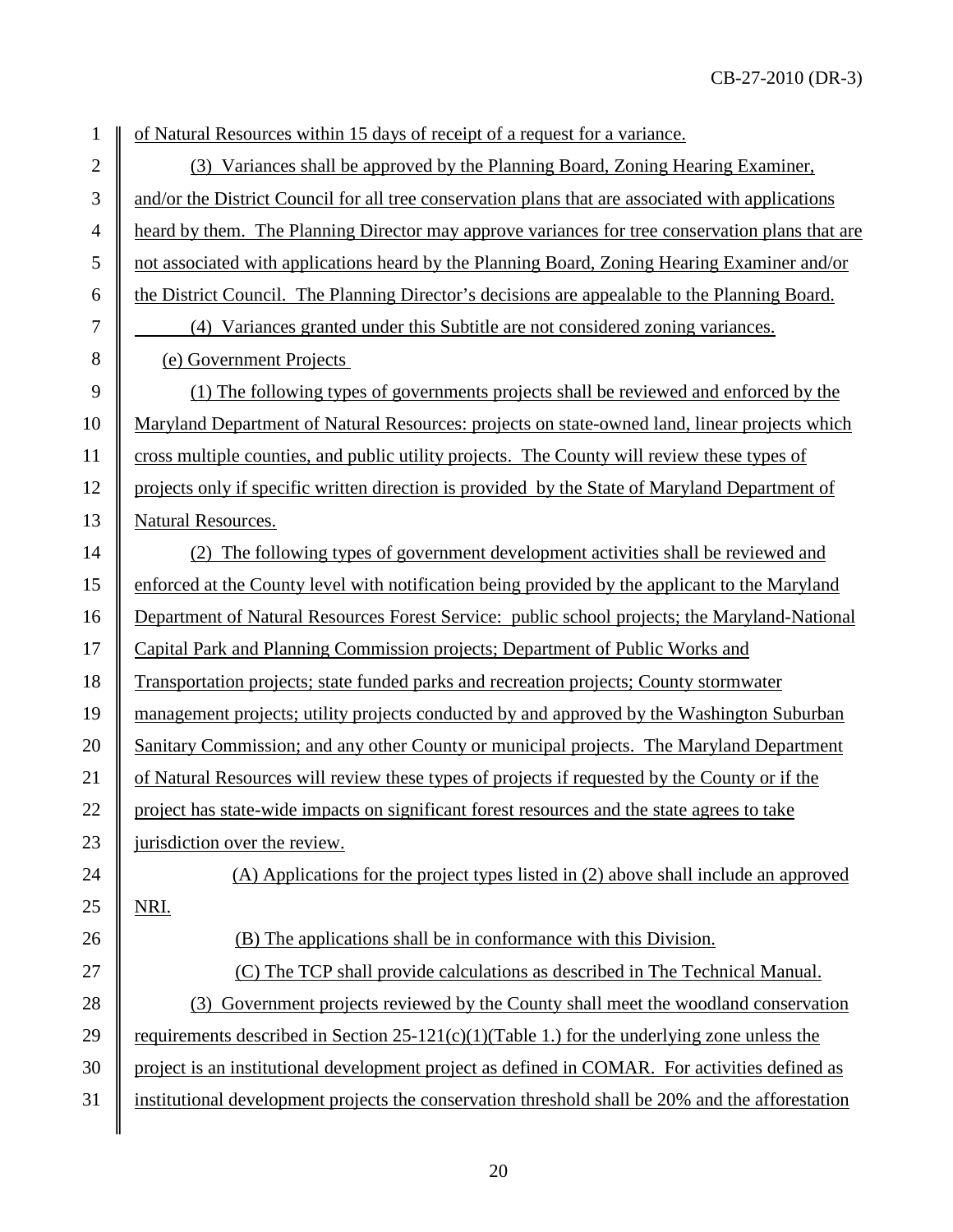of Natural Resources within 15 days of receipt of a request for a variance.

(3) Variances shall be approved by the Planning Board, Zoning Hearing Examiner, and/or the District Council for all tree conservation plans that are associated with applications heard by them. The Planning Director may approve variances for tree conservation plans that are not associated with applications heard by the Planning Board, Zoning Hearing Examiner and/or the District Council. The Planning Director's decisions are appealable to the Planning Board.

(4) Variances granted under this Subtitle are not considered zoning variances.

(e) Government Projects

(1) The following types of governments projects shall be reviewed and enforced by the Maryland Department of Natural Resources: projects on state-owned land, linear projects which cross multiple counties, and public utility projects. The County will review these types of projects only if specific written direction is provided by the State of Maryland Department of Natural Resources.

(2) The following types of government development activities shall be reviewed and enforced at the County level with notification being provided by the applicant to the Maryland Department of Natural Resources Forest Service: public school projects; the Maryland-National Capital Park and Planning Commission projects; Department of Public Works and Transportation projects; state funded parks and recreation projects; County stormwater management projects; utility projects conducted by and approved by the Washington Suburban Sanitary Commission; and any other County or municipal projects. The Maryland Department of Natural Resources will review these types of projects if requested by the County or if the project has state-wide impacts on significant forest resources and the state agrees to take jurisdiction over the review.

(A) Applications for the project types listed in (2) above shall include an approved NRI.

(B) The applications shall be in conformance with this Division.

(C) The TCP shall provide calculations as described in The Technical Manual.

(3) Government projects reviewed by the County shall meet the woodland conservation requirements described in Section 25-121(c)(1)(Table 1.) for the underlying zone unless the project is an institutional development project as defined in COMAR. For activities defined as institutional development projects the conservation threshold shall be 20% and the afforestation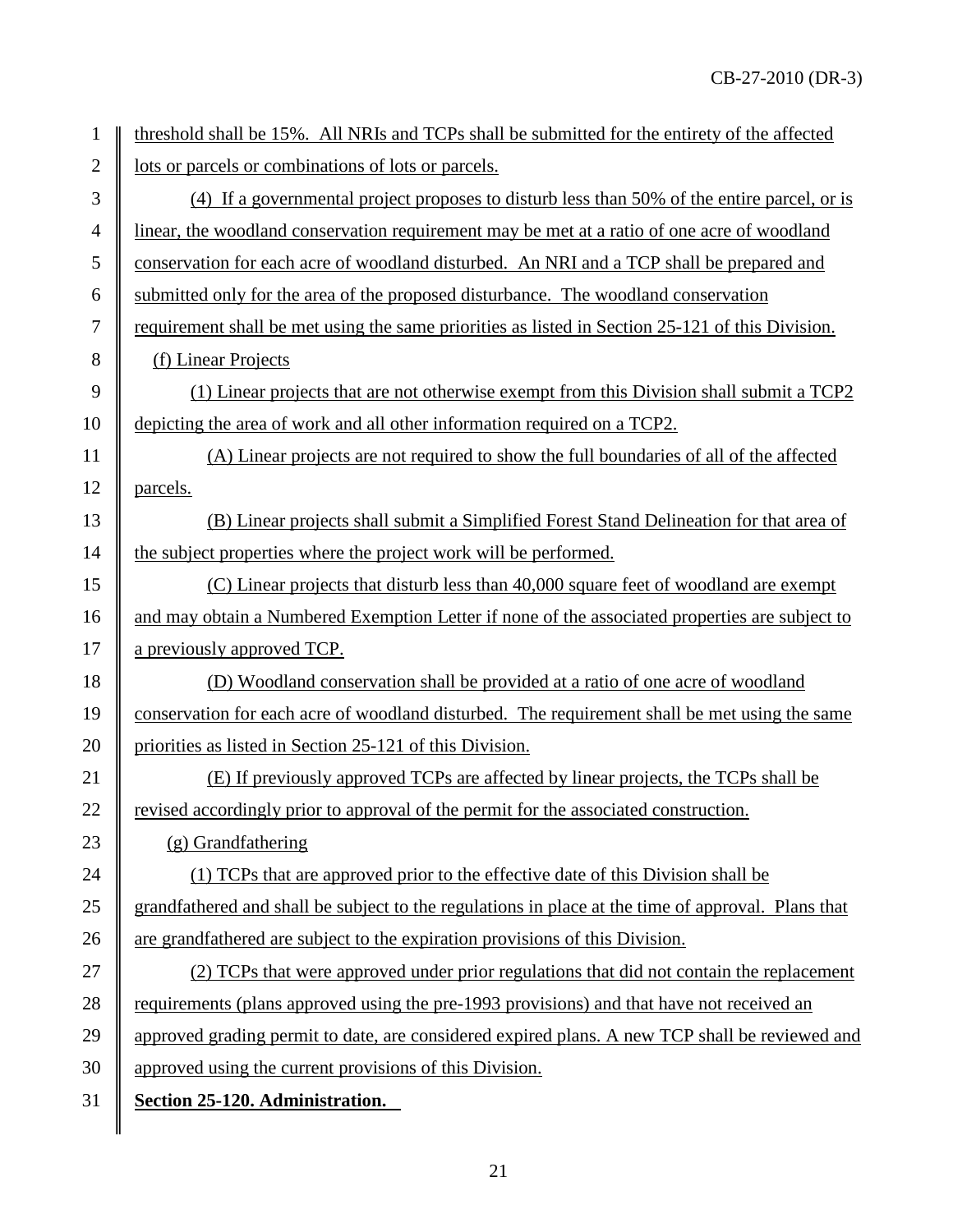threshold shall be 15%. All NRIs and TCPs shall be submitted for the entirety of the affected lots or parcels or combinations of lots or parcels.

(4) If a governmental project proposes to disturb less than 50% of the entire parcel, or is linear, the woodland conservation requirement may be met at a ratio of one acre of woodland conservation for each acre of woodland disturbed. An NRI and a TCP shall be prepared and submitted only for the area of the proposed disturbance. The woodland conservation requirement shall be met using the same priorities as listed in Section 25-121 of this Division.

(f) Linear Projects

(1) Linear projects that are not otherwise exempt from this Division shall submit a TCP2 depicting the area of work and all other information required on a TCP2.

(A) Linear projects are not required to show the full boundaries of all of the affected parcels.

(B) Linear projects shall submit a Simplified Forest Stand Delineation for that area of the subject properties where the project work will be performed.

(C) Linear projects that disturb less than 40,000 square feet of woodland are exempt and may obtain a Numbered Exemption Letter if none of the associated properties are subject to a previously approved TCP.

(D) Woodland conservation shall be provided at a ratio of one acre of woodland conservation for each acre of woodland disturbed. The requirement shall be met using the same priorities as listed in Section 25-121 of this Division.

(E) If previously approved TCPs are affected by linear projects, the TCPs shall be revised accordingly prior to approval of the permit for the associated construction.

(g) Grandfathering

(1) TCPs that are approved prior to the effective date of this Division shall be grandfathered and shall be subject to the regulations in place at the time of approval. Plans that are grandfathered are subject to the expiration provisions of this Division.

(2) TCPs that were approved under prior regulations that did not contain the replacement requirements (plans approved using the pre-1993 provisions) and that have not received an approved grading permit to date, are considered expired plans. A new TCP shall be reviewed and approved using the current provisions of this Division.

**Section 25-120. Administration.**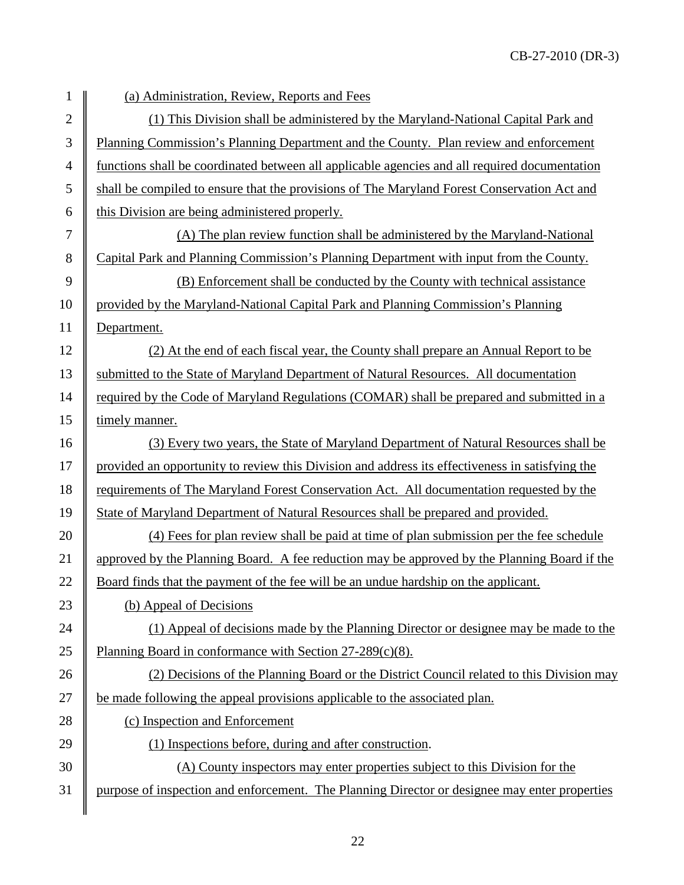(a) Administration, Review, Reports and Fees

(1) This Division shall be administered by the Maryland-National Capital Park and Planning Commission's Planning Department and the County. Plan review and enforcement functions shall be coordinated between all applicable agencies and all required documentation shall be compiled to ensure that the provisions of The Maryland Forest Conservation Act and this Division are being administered properly.

(A) The plan review function shall be administered by the Maryland-National Capital Park and Planning Commission's Planning Department with input from the County.

(B) Enforcement shall be conducted by the County with technical assistance provided by the Maryland-National Capital Park and Planning Commission's Planning Department.

(2) At the end of each fiscal year, the County shall prepare an Annual Report to be submitted to the State of Maryland Department of Natural Resources. All documentation required by the Code of Maryland Regulations (COMAR) shall be prepared and submitted in a timely manner.

(3) Every two years, the State of Maryland Department of Natural Resources shall be provided an opportunity to review this Division and address its effectiveness in satisfying the requirements of The Maryland Forest Conservation Act. All documentation requested by the State of Maryland Department of Natural Resources shall be prepared and provided.

(4) Fees for plan review shall be paid at time of plan submission per the fee schedule approved by the Planning Board. A fee reduction may be approved by the Planning Board if the Board finds that the payment of the fee will be an undue hardship on the applicant.

(b) Appeal of Decisions

(1) Appeal of decisions made by the Planning Director or designee may be made to the Planning Board in conformance with Section 27-289(c)(8).

(2) Decisions of the Planning Board or the District Council related to this Division may be made following the appeal provisions applicable to the associated plan.

(c) Inspection and Enforcement

(1) Inspections before, during and after construction.

(A) County inspectors may enter properties subject to this Division for the purpose of inspection and enforcement. The Planning Director or designee may enter properties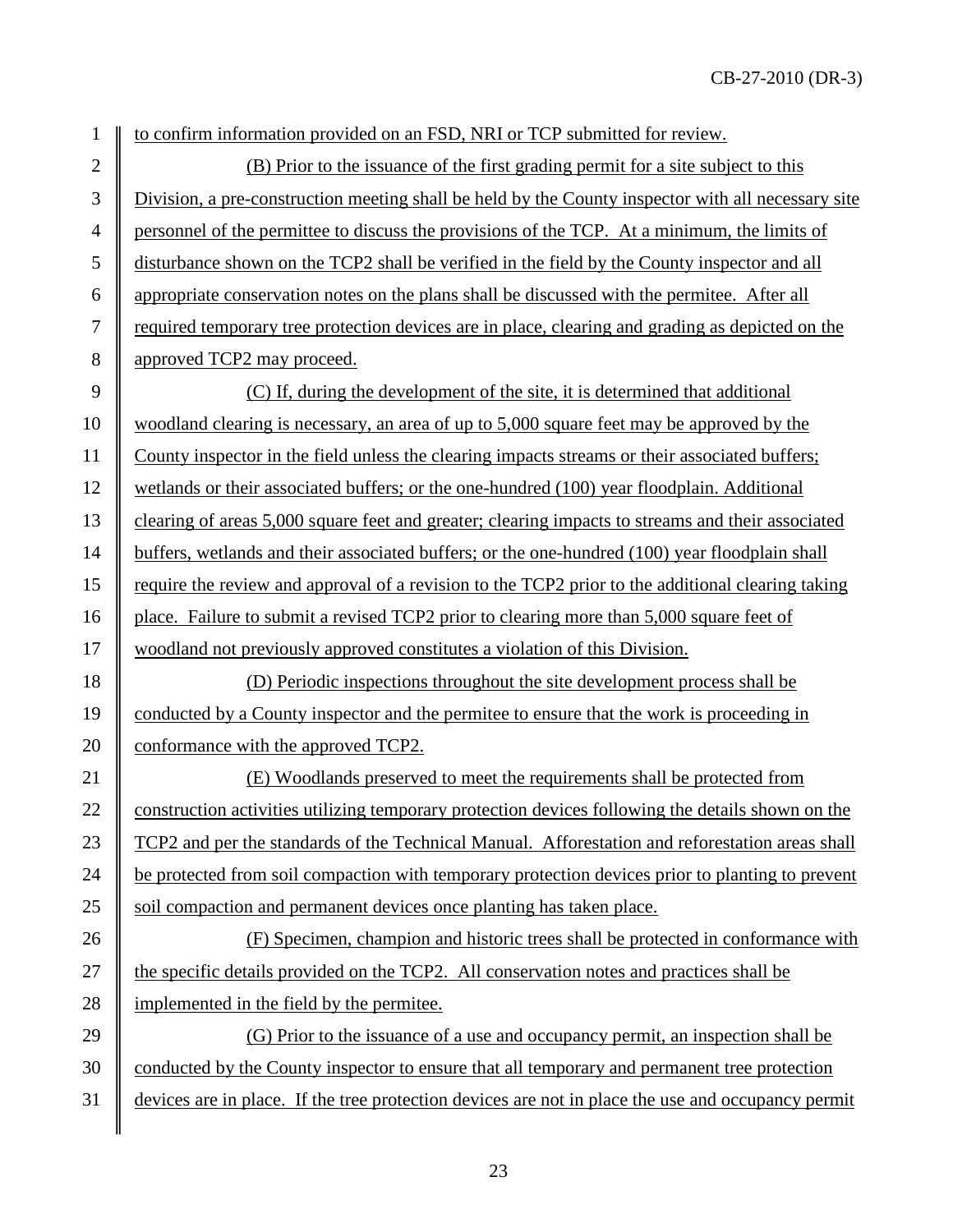to confirm information provided on an FSD, NRI or TCP submitted for review.

(B) Prior to the issuance of the first grading permit for a site subject to this Division, a pre-construction meeting shall be held by the County inspector with all necessary site personnel of the permittee to discuss the provisions of the TCP. At a minimum, the limits of disturbance shown on the TCP2 shall be verified in the field by the County inspector and all appropriate conservation notes on the plans shall be discussed with the permitee. After all required temporary tree protection devices are in place, clearing and grading as depicted on the approved TCP2 may proceed.

(C) If, during the development of the site, it is determined that additional woodland clearing is necessary, an area of up to 5,000 square feet may be approved by the County inspector in the field unless the clearing impacts streams or their associated buffers; wetlands or their associated buffers; or the one-hundred (100) year floodplain. Additional clearing of areas 5,000 square feet and greater; clearing impacts to streams and their associated buffers, wetlands and their associated buffers; or the one-hundred (100) year floodplain shall require the review and approval of a revision to the TCP2 prior to the additional clearing taking place. Failure to submit a revised TCP2 prior to clearing more than 5,000 square feet of woodland not previously approved constitutes a violation of this Division.

(D) Periodic inspections throughout the site development process shall be conducted by a County inspector and the permitee to ensure that the work is proceeding in conformance with the approved TCP2.

(E) Woodlands preserved to meet the requirements shall be protected from construction activities utilizing temporary protection devices following the details shown on the TCP2 and per the standards of the Technical Manual. Afforestation and reforestation areas shall be protected from soil compaction with temporary protection devices prior to planting to prevent soil compaction and permanent devices once planting has taken place.

(F) Specimen, champion and historic trees shall be protected in conformance with the specific details provided on the TCP2. All conservation notes and practices shall be implemented in the field by the permitee.

(G) Prior to the issuance of a use and occupancy permit, an inspection shall be conducted by the County inspector to ensure that all temporary and permanent tree protection devices are in place. If the tree protection devices are not in place the use and occupancy permit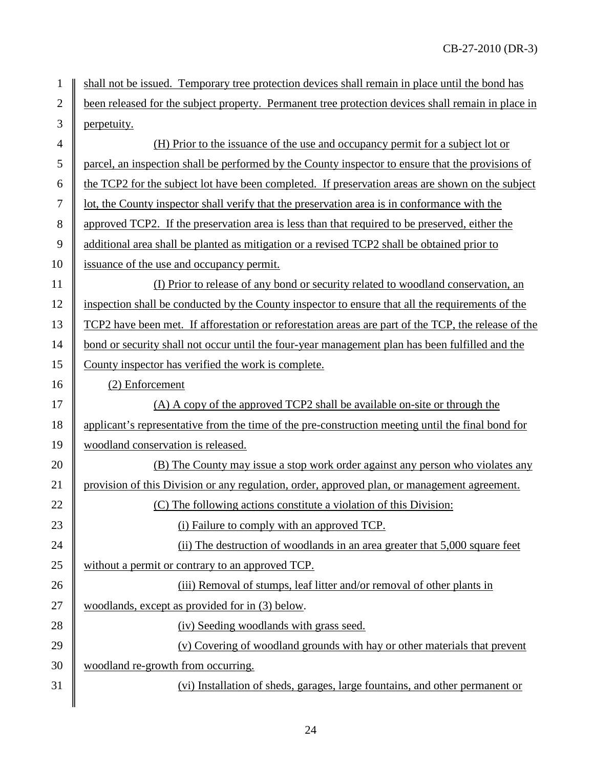shall not be issued. Temporary tree protection devices shall remain in place until the bond has been released for the subject property. Permanent tree protection devices shall remain in place in perpetuity.

(H) Prior to the issuance of the use and occupancy permit for a subject lot or parcel, an inspection shall be performed by the County inspector to ensure that the provisions of the TCP2 for the subject lot have been completed. If preservation areas are shown on the subject lot, the County inspector shall verify that the preservation area is in conformance with the approved TCP2. If the preservation area is less than that required to be preserved, either the additional area shall be planted as mitigation or a revised TCP2 shall be obtained prior to issuance of the use and occupancy permit.

(I) Prior to release of any bond or security related to woodland conservation, an inspection shall be conducted by the County inspector to ensure that all the requirements of the TCP2 have been met. If afforestation or reforestation areas are part of the TCP, the release of the bond or security shall not occur until the four-year management plan has been fulfilled and the County inspector has verified the work is complete.

(2) Enforcement

(A) A copy of the approved TCP2 shall be available on-site or through the applicant's representative from the time of the pre-construction meeting until the final bond for woodland conservation is released.

(B) The County may issue a stop work order against any person who violates any provision of this Division or any regulation, order, approved plan, or management agreement.

(C) The following actions constitute a violation of this Division:

(i) Failure to comply with an approved TCP.

(ii) The destruction of woodlands in an area greater that 5,000 square feet without a permit or contrary to an approved TCP.

(iii) Removal of stumps, leaf litter and/or removal of other plants in woodlands, except as provided for in (3) below.

(iv) Seeding woodlands with grass seed.

(v) Covering of woodland grounds with hay or other materials that prevent woodland re-growth from occurring.

(vi) Installation of sheds, garages, large fountains, and other permanent or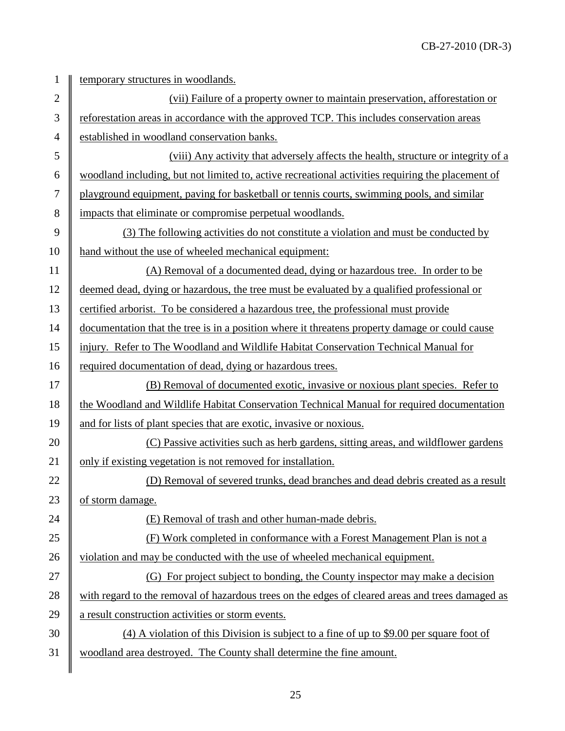temporary structures in woodlands.

(vii) Failure of a property owner to maintain preservation, afforestation or reforestation areas in accordance with the approved TCP. This includes conservation areas established in woodland conservation banks.

(viii) Any activity that adversely affects the health, structure or integrity of a woodland including, but not limited to, active recreational activities requiring the placement of playground equipment, paving for basketball or tennis courts, swimming pools, and similar impacts that eliminate or compromise perpetual woodlands.

(3) The following activities do not constitute a violation and must be conducted by hand without the use of wheeled mechanical equipment:

(A) Removal of a documented dead, dying or hazardous tree. In order to be deemed dead, dying or hazardous, the tree must be evaluated by a qualified professional or certified arborist. To be considered a hazardous tree, the professional must provide documentation that the tree is in a position where it threatens property damage or could cause injury. Refer to The Woodland and Wildlife Habitat Conservation Technical Manual for required documentation of dead, dying or hazardous trees.

(B) Removal of documented exotic, invasive or noxious plant species. Refer to the Woodland and Wildlife Habitat Conservation Technical Manual for required documentation and for lists of plant species that are exotic, invasive or noxious.

(C) Passive activities such as herb gardens, sitting areas, and wildflower gardens only if existing vegetation is not removed for installation.

(D) Removal of severed trunks, dead branches and dead debris created as a result of storm damage.

(E) Removal of trash and other human-made debris.

(F) Work completed in conformance with a Forest Management Plan is not a violation and may be conducted with the use of wheeled mechanical equipment.

(G) For project subject to bonding, the County inspector may make a decision with regard to the removal of hazardous trees on the edges of cleared areas and trees damaged as a result construction activities or storm events.

(4) A violation of this Division is subject to a fine of up to $9.00 per square foot of woodland area destroyed. The County shall determine the fine amount.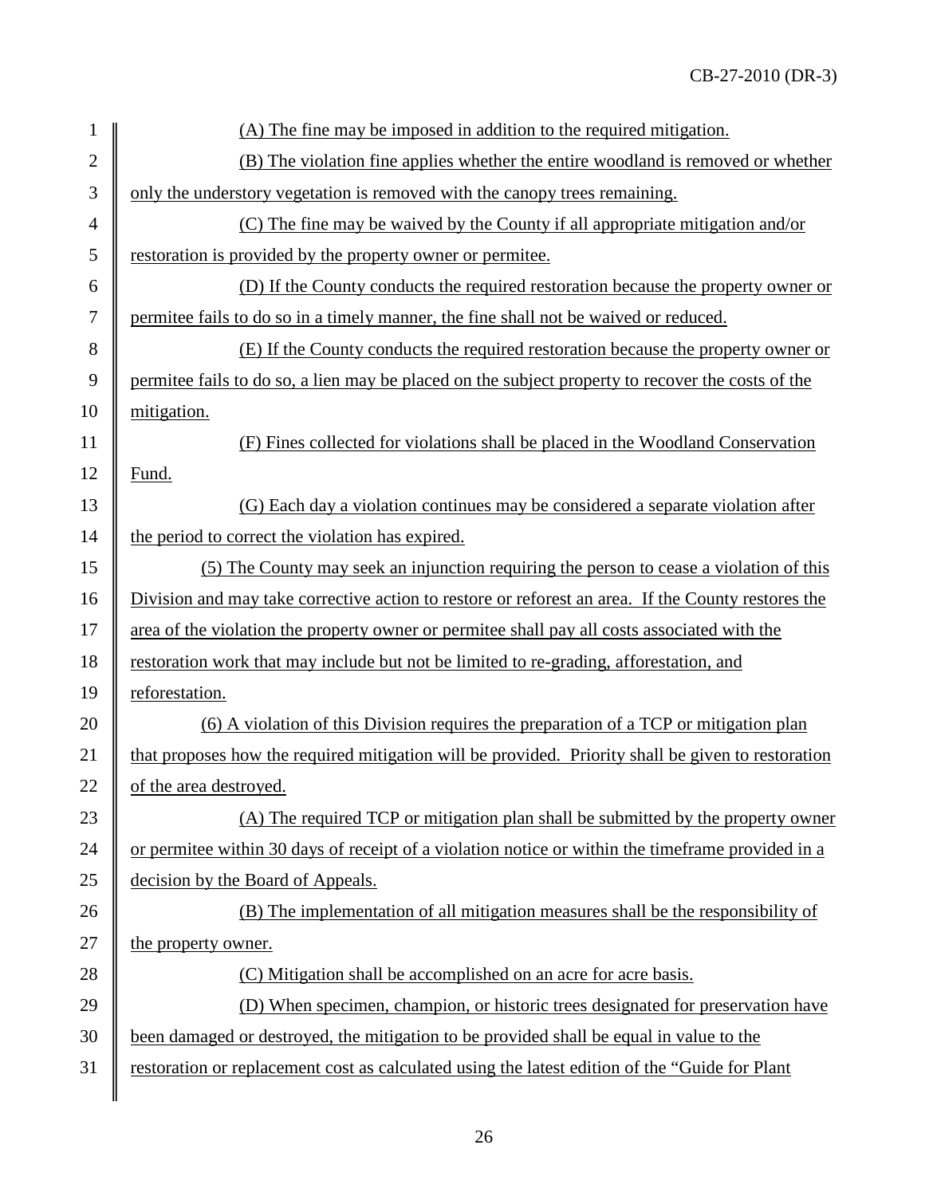(A) The fine may be imposed in addition to the required mitigation.

(B) The violation fine applies whether the entire woodland is removed or whether only the understory vegetation is removed with the canopy trees remaining.

(C) The fine may be waived by the County if all appropriate mitigation and/or restoration is provided by the property owner or permitee.

(D) If the County conducts the required restoration because the property owner or permitee fails to do so in a timely manner, the fine shall not be waived or reduced.

(E) If the County conducts the required restoration because the property owner or permitee fails to do so, a lien may be placed on the subject property to recover the costs of the mitigation.

(F) Fines collected for violations shall be placed in the Woodland Conservation Fund.

(G) Each day a violation continues may be considered a separate violation after the period to correct the violation has expired.

(5) The County may seek an injunction requiring the person to cease a violation of this Division and may take corrective action to restore or reforest an area. If the County restores the area of the violation the property owner or permitee shall pay all costs associated with the restoration work that may include but not be limited to re-grading, afforestation, and reforestation.

(6) A violation of this Division requires the preparation of a TCP or mitigation plan that proposes how the required mitigation will be provided. Priority shall be given to restoration of the area destroyed.

(A) The required TCP or mitigation plan shall be submitted by the property owner or permitee within 30 days of receipt of a violation notice or within the timeframe provided in a decision by the Board of Appeals.

(B) The implementation of all mitigation measures shall be the responsibility of the property owner.

(C) Mitigation shall be accomplished on an acre for acre basis.

(D) When specimen, champion, or historic trees designated for preservation have been damaged or destroyed, the mitigation to be provided shall be equal in value to the restoration or replacement cost as calculated using the latest edition of the "Guide for Plant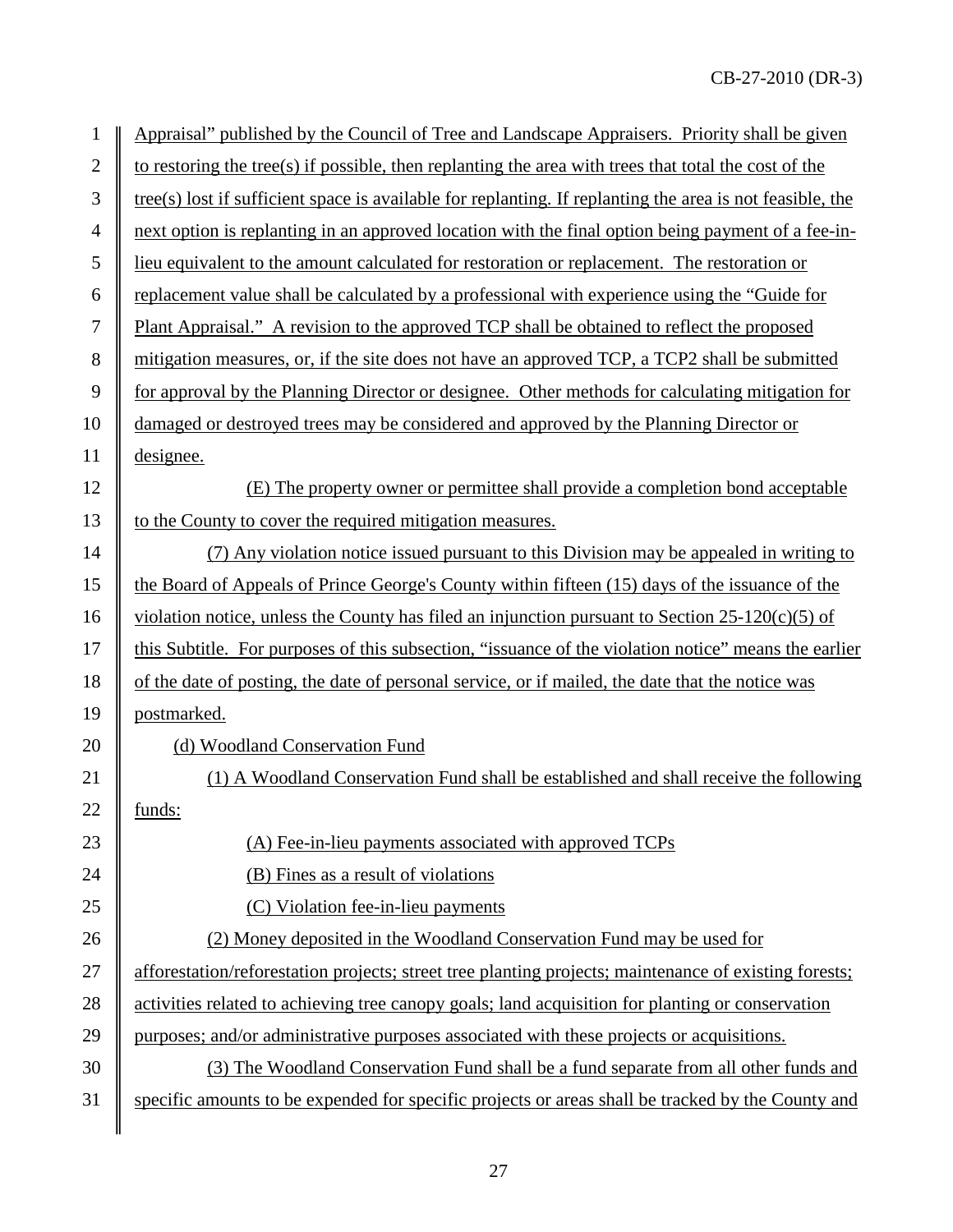Appraisal" published by the Council of Tree and Landscape Appraisers. Priority shall be given to restoring the tree(s) if possible, then replanting the area with trees that total the cost of the tree(s) lost if sufficient space is available for replanting. If replanting the area is not feasible, the next option is replanting in an approved location with the final option being payment of a fee-in-lieu equivalent to the amount calculated for restoration or replacement. The restoration or replacement value shall be calculated by a professional with experience using the "Guide for Plant Appraisal." A revision to the approved TCP shall be obtained to reflect the proposed mitigation measures, or, if the site does not have an approved TCP, a TCP2 shall be submitted for approval by the Planning Director or designee. Other methods for calculating mitigation for damaged or destroyed trees may be considered and approved by the Planning Director or designee.

(E) The property owner or permittee shall provide a completion bond acceptable to the County to cover the required mitigation measures.

(7) Any violation notice issued pursuant to this Division may be appealed in writing to the Board of Appeals of Prince George's County within fifteen (15) days of the issuance of the violation notice, unless the County has filed an injunction pursuant to Section 25-120(c)(5) of this Subtitle. For purposes of this subsection, "issuance of the violation notice" means the earlier of the date of posting, the date of personal service, or if mailed, the date that the notice was postmarked.

(d) Woodland Conservation Fund

(1) A Woodland Conservation Fund shall be established and shall receive the following funds:

(A) Fee-in-lieu payments associated with approved TCPs

(B) Fines as a result of violations

(C) Violation fee-in-lieu payments

(2) Money deposited in the Woodland Conservation Fund may be used for afforestation/reforestation projects; street tree planting projects; maintenance of existing forests; activities related to achieving tree canopy goals; land acquisition for planting or conservation purposes; and/or administrative purposes associated with these projects or acquisitions.

(3) The Woodland Conservation Fund shall be a fund separate from all other funds and specific amounts to be expended for specific projects or areas shall be tracked by the County and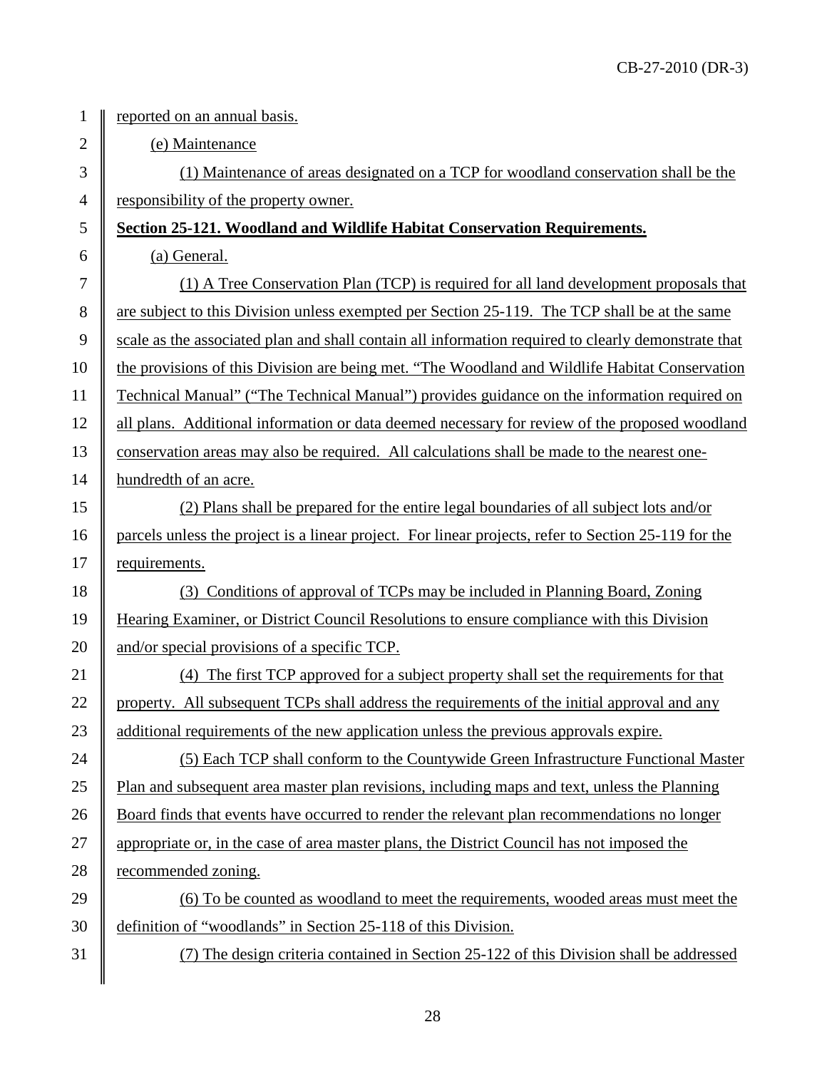reported on an annual basis.

(e) Maintenance

(1) Maintenance of areas designated on a TCP for woodland conservation shall be the responsibility of the property owner.

**Section 25-121. Woodland and Wildlife Habitat Conservation Requirements.**

(a) General.

(1) A Tree Conservation Plan (TCP) is required for all land development proposals that are subject to this Division unless exempted per Section 25-119. The TCP shall be at the same scale as the associated plan and shall contain all information required to clearly demonstrate that the provisions of this Division are being met. "The Woodland and Wildlife Habitat Conservation Technical Manual" ("The Technical Manual") provides guidance on the information required on all plans. Additional information or data deemed necessary for review of the proposed woodland conservation areas may also be required. All calculations shall be made to the nearest one-hundredth of an acre.

(2) Plans shall be prepared for the entire legal boundaries of all subject lots and/or parcels unless the project is a linear project. For linear projects, refer to Section 25-119 for the requirements.

(3) Conditions of approval of TCPs may be included in Planning Board, Zoning Hearing Examiner, or District Council Resolutions to ensure compliance with this Division and/or special provisions of a specific TCP.

(4) The first TCP approved for a subject property shall set the requirements for that property. All subsequent TCPs shall address the requirements of the initial approval and any additional requirements of the new application unless the previous approvals expire.

(5) Each TCP shall conform to the Countywide Green Infrastructure Functional Master Plan and subsequent area master plan revisions, including maps and text, unless the Planning Board finds that events have occurred to render the relevant plan recommendations no longer appropriate or, in the case of area master plans, the District Council has not imposed the recommended zoning.

(6) To be counted as woodland to meet the requirements, wooded areas must meet the definition of "woodlands" in Section 25-118 of this Division.

(7) The design criteria contained in Section 25-122 of this Division shall be addressed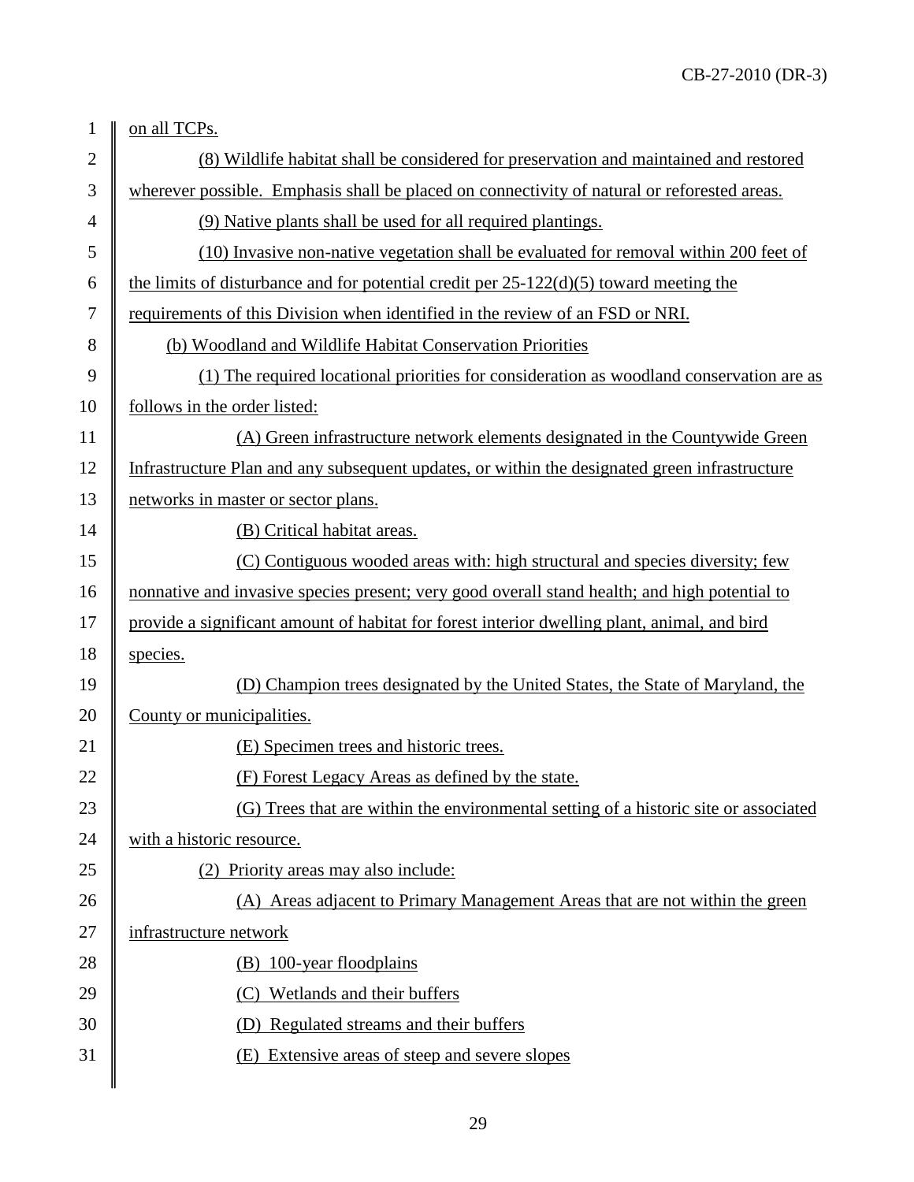on all TCPs.

(8) Wildlife habitat shall be considered for preservation and maintained and restored wherever possible. Emphasis shall be placed on connectivity of natural or reforested areas.

(9) Native plants shall be used for all required plantings.

(10) Invasive non-native vegetation shall be evaluated for removal within 200 feet of the limits of disturbance and for potential credit per 25-122(d)(5) toward meeting the requirements of this Division when identified in the review of an FSD or NRI.

(b) Woodland and Wildlife Habitat Conservation Priorities

(1) The required locational priorities for consideration as woodland conservation are as follows in the order listed:

(A) Green infrastructure network elements designated in the Countywide Green Infrastructure Plan and any subsequent updates, or within the designated green infrastructure networks in master or sector plans.

(B) Critical habitat areas.

(C) Contiguous wooded areas with: high structural and species diversity; few nonnative and invasive species present; very good overall stand health; and high potential to provide a significant amount of habitat for forest interior dwelling plant, animal, and bird species.

(D) Champion trees designated by the United States, the State of Maryland, the County or municipalities.

(E) Specimen trees and historic trees.

(F) Forest Legacy Areas as defined by the state.

(G) Trees that are within the environmental setting of a historic site or associated with a historic resource.

(2) Priority areas may also include:

(A) Areas adjacent to Primary Management Areas that are not within the green infrastructure network

(B) 100-year floodplains

(C) Wetlands and their buffers

(D) Regulated streams and their buffers

(E) Extensive areas of steep and severe slopes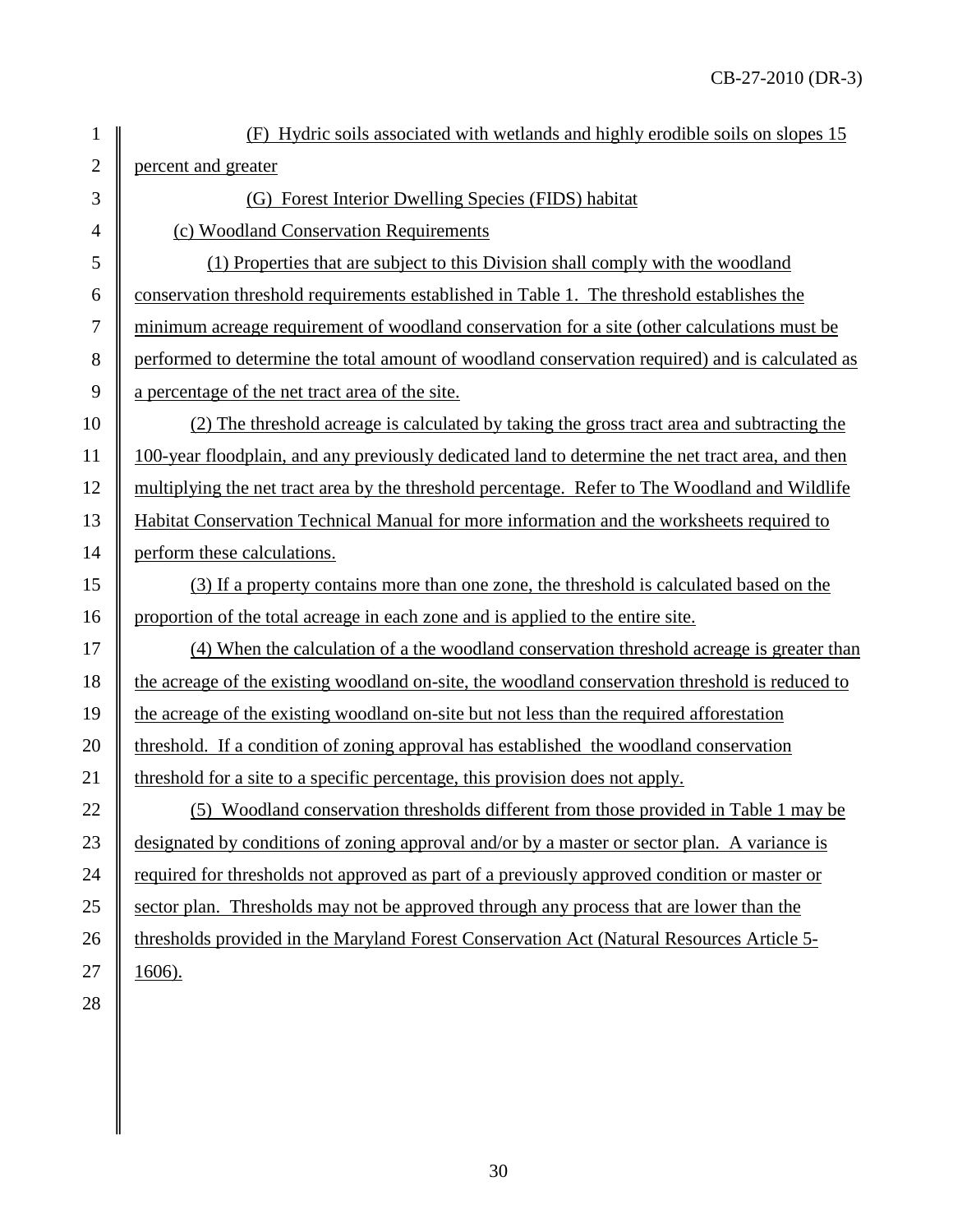(F) Hydric soils associated with wetlands and highly erodible soils on slopes 15 percent and greater

(G) Forest Interior Dwelling Species (FIDS) habitat

(c) Woodland Conservation Requirements

(1) Properties that are subject to this Division shall comply with the woodland conservation threshold requirements established in Table 1. The threshold establishes the minimum acreage requirement of woodland conservation for a site (other calculations must be performed to determine the total amount of woodland conservation required) and is calculated as a percentage of the net tract area of the site.

(2) The threshold acreage is calculated by taking the gross tract area and subtracting the 100-year floodplain, and any previously dedicated land to determine the net tract area, and then multiplying the net tract area by the threshold percentage. Refer to The Woodland and Wildlife Habitat Conservation Technical Manual for more information and the worksheets required to perform these calculations.

(3) If a property contains more than one zone, the threshold is calculated based on the proportion of the total acreage in each zone and is applied to the entire site.

(4) When the calculation of a the woodland conservation threshold acreage is greater than the acreage of the existing woodland on-site, the woodland conservation threshold is reduced to the acreage of the existing woodland on-site but not less than the required afforestation threshold. If a condition of zoning approval has established the woodland conservation threshold for a site to a specific percentage, this provision does not apply.

(5) Woodland conservation thresholds different from those provided in Table 1 may be designated by conditions of zoning approval and/or by a master or sector plan. A variance is required for thresholds not approved as part of a previously approved condition or master or sector plan. Thresholds may not be approved through any process that are lower than the thresholds provided in the Maryland Forest Conservation Act (Natural Resources Article 5-1606).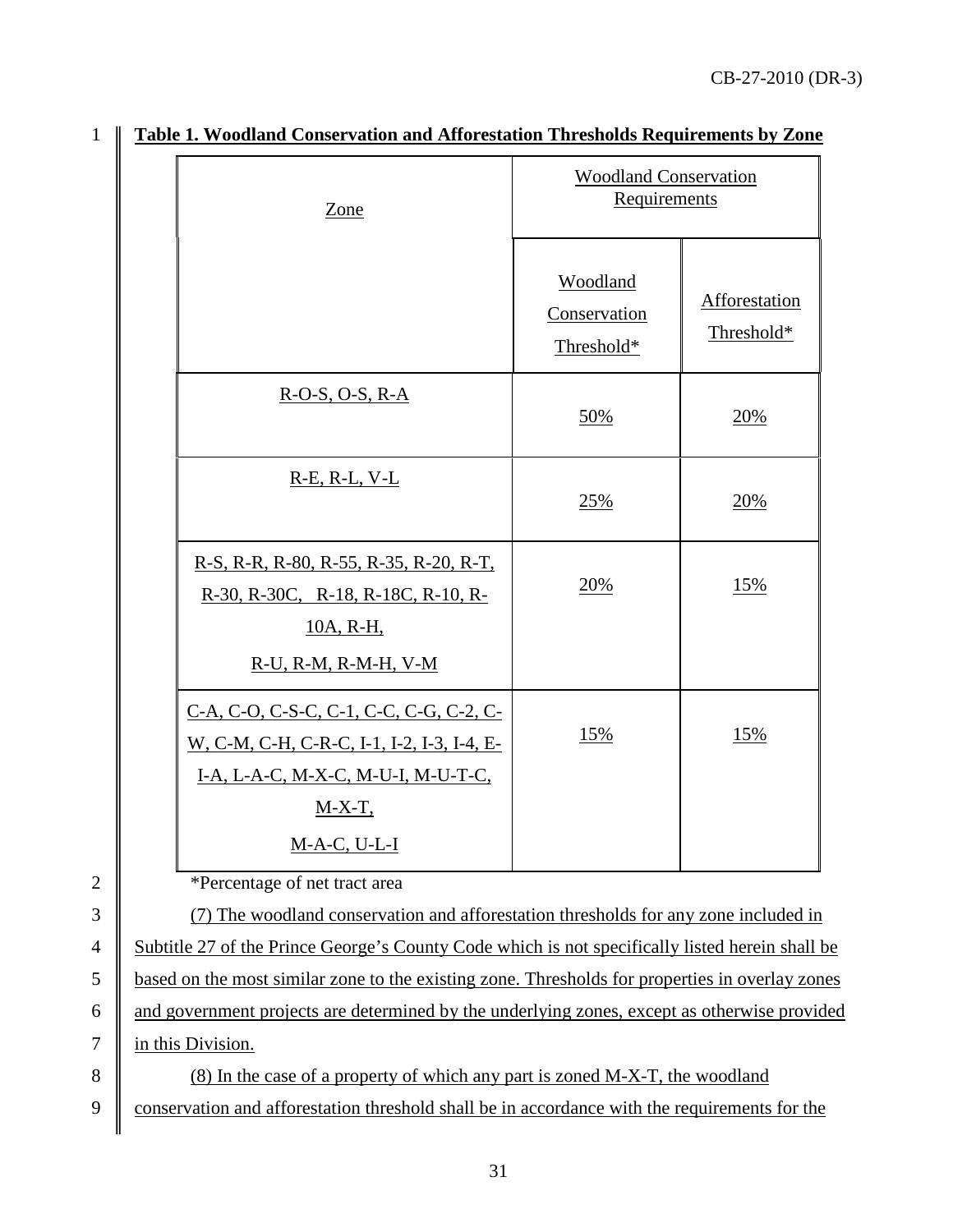**Table 1. Woodland Conservation and Afforestation Thresholds Requirements by Zone**

| Zone | Woodland Conservation Requirements | |
|---|---|---|
| | Woodland Conservation Threshold* | Afforestation Threshold* |
| R-O-S, O-S, R-A | 50% | 20% |
| R-E, R-L, V-L | 25% | 20% |
| R-S, R-R, R-80, R-55, R-35, R-20, R-T, R-30, R-30C, R-18, R-18C, R-10, R-10A, R-H, R-U, R-M, R-M-H, V-M | 20% | 15% |
| C-A, C-O, C-S-C, C-1, C-C, C-G, C-2, C-W, C-M, C-H, C-R-C, I-1, I-2, I-3, I-4, E-I-A, L-A-C, M-X-C, M-U-I, M-U-T-C, M-X-T, M-A-C, U-L-I | 15% | 15% |

*Percentage of net tract area

(7) The woodland conservation and afforestation thresholds for any zone included in Subtitle 27 of the Prince George's County Code which is not specifically listed herein shall be based on the most similar zone to the existing zone. Thresholds for properties in overlay zones and government projects are determined by the underlying zones, except as otherwise provided in this Division.

(8) In the case of a property of which any part is zoned M-X-T, the woodland conservation and afforestation threshold shall be in accordance with the requirements for the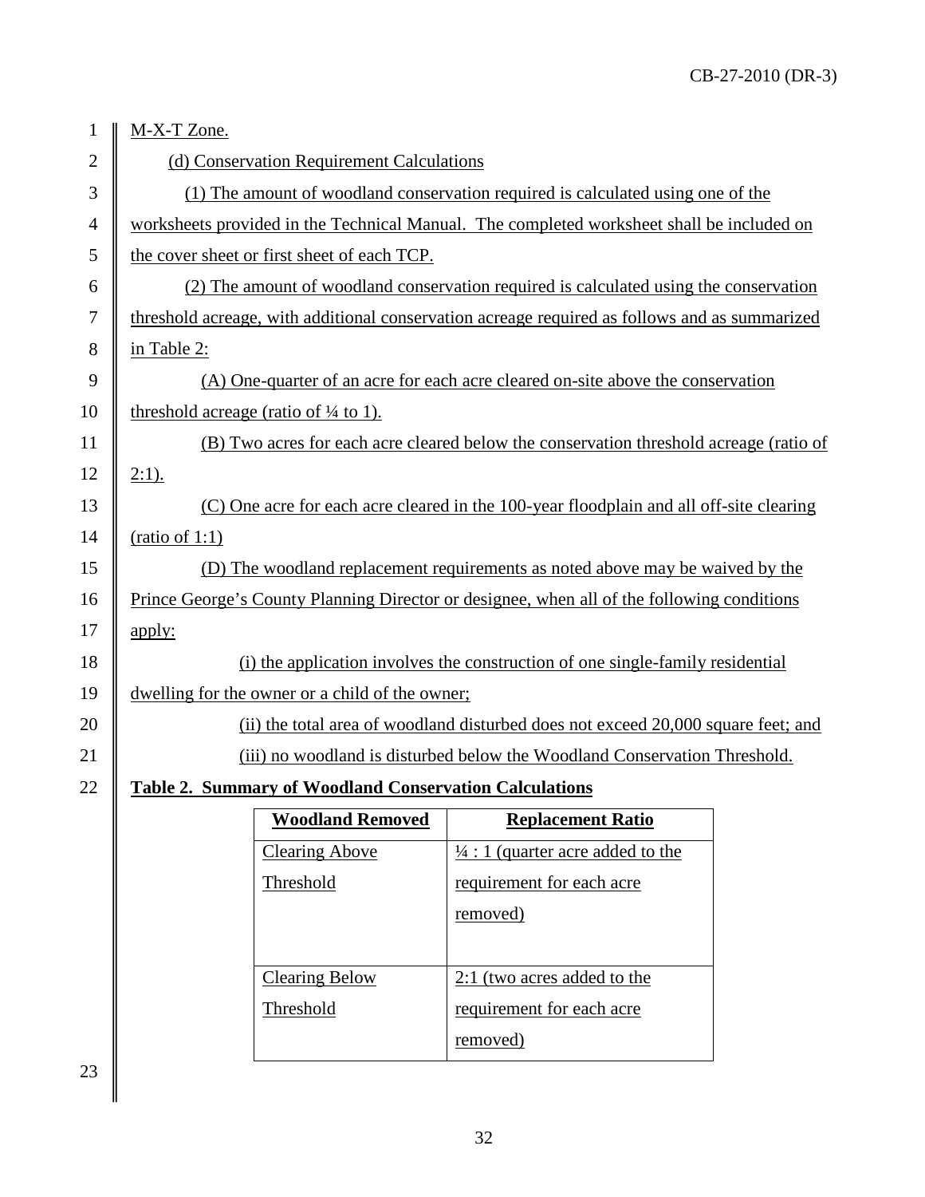M-X-T Zone.

(d) Conservation Requirement Calculations

(1) The amount of woodland conservation required is calculated using one of the worksheets provided in the Technical Manual. The completed worksheet shall be included on the cover sheet or first sheet of each TCP.

(2) The amount of woodland conservation required is calculated using the conservation threshold acreage, with additional conservation acreage required as follows and as summarized in Table 2:

(A) One-quarter of an acre for each acre cleared on-site above the conservation threshold acreage (ratio of ¼ to 1).

(B) Two acres for each acre cleared below the conservation threshold acreage (ratio of 2:1).

(C) One acre for each acre cleared in the 100-year floodplain and all off-site clearing (ratio of 1:1)

(D) The woodland replacement requirements as noted above may be waived by the Prince George's County Planning Director or designee, when all of the following conditions apply:

(i) the application involves the construction of one single-family residential dwelling for the owner or a child of the owner;

(ii) the total area of woodland disturbed does not exceed 20,000 square feet; and

(iii) no woodland is disturbed below the Woodland Conservation Threshold.

**Table 2. Summary of Woodland Conservation Calculations**

| Woodland Removed | Replacement Ratio |
|---|---|
| Clearing Above Threshold | ¼ : 1 (quarter acre added to the requirement for each acre removed) |
| Clearing Below Threshold | 2:1 (two acres added to the requirement for each acre removed) |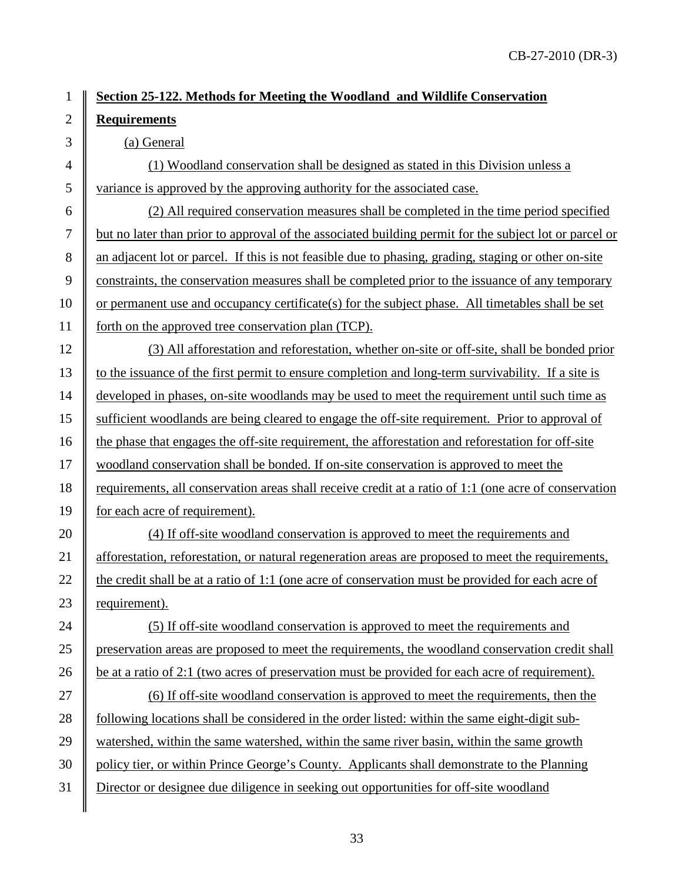**Section 25-122. Methods for Meeting the Woodland and Wildlife Conservation Requirements**

(a) General

(1) Woodland conservation shall be designed as stated in this Division unless a variance is approved by the approving authority for the associated case.

(2) All required conservation measures shall be completed in the time period specified but no later than prior to approval of the associated building permit for the subject lot or parcel or an adjacent lot or parcel. If this is not feasible due to phasing, grading, staging or other on-site constraints, the conservation measures shall be completed prior to the issuance of any temporary or permanent use and occupancy certificate(s) for the subject phase. All timetables shall be set forth on the approved tree conservation plan (TCP).

(3) All afforestation and reforestation, whether on-site or off-site, shall be bonded prior to the issuance of the first permit to ensure completion and long-term survivability. If a site is developed in phases, on-site woodlands may be used to meet the requirement until such time as sufficient woodlands are being cleared to engage the off-site requirement. Prior to approval of the phase that engages the off-site requirement, the afforestation and reforestation for off-site woodland conservation shall be bonded. If on-site conservation is approved to meet the requirements, all conservation areas shall receive credit at a ratio of 1:1 (one acre of conservation for each acre of requirement).

(4) If off-site woodland conservation is approved to meet the requirements and afforestation, reforestation, or natural regeneration areas are proposed to meet the requirements, the credit shall be at a ratio of 1:1 (one acre of conservation must be provided for each acre of requirement).

(5) If off-site woodland conservation is approved to meet the requirements and preservation areas are proposed to meet the requirements, the woodland conservation credit shall be at a ratio of 2:1 (two acres of preservation must be provided for each acre of requirement).

(6) If off-site woodland conservation is approved to meet the requirements, then the following locations shall be considered in the order listed: within the same eight-digit sub-watershed, within the same watershed, within the same river basin, within the same growth policy tier, or within Prince George's County. Applicants shall demonstrate to the Planning Director or designee due diligence in seeking out opportunities for off-site woodland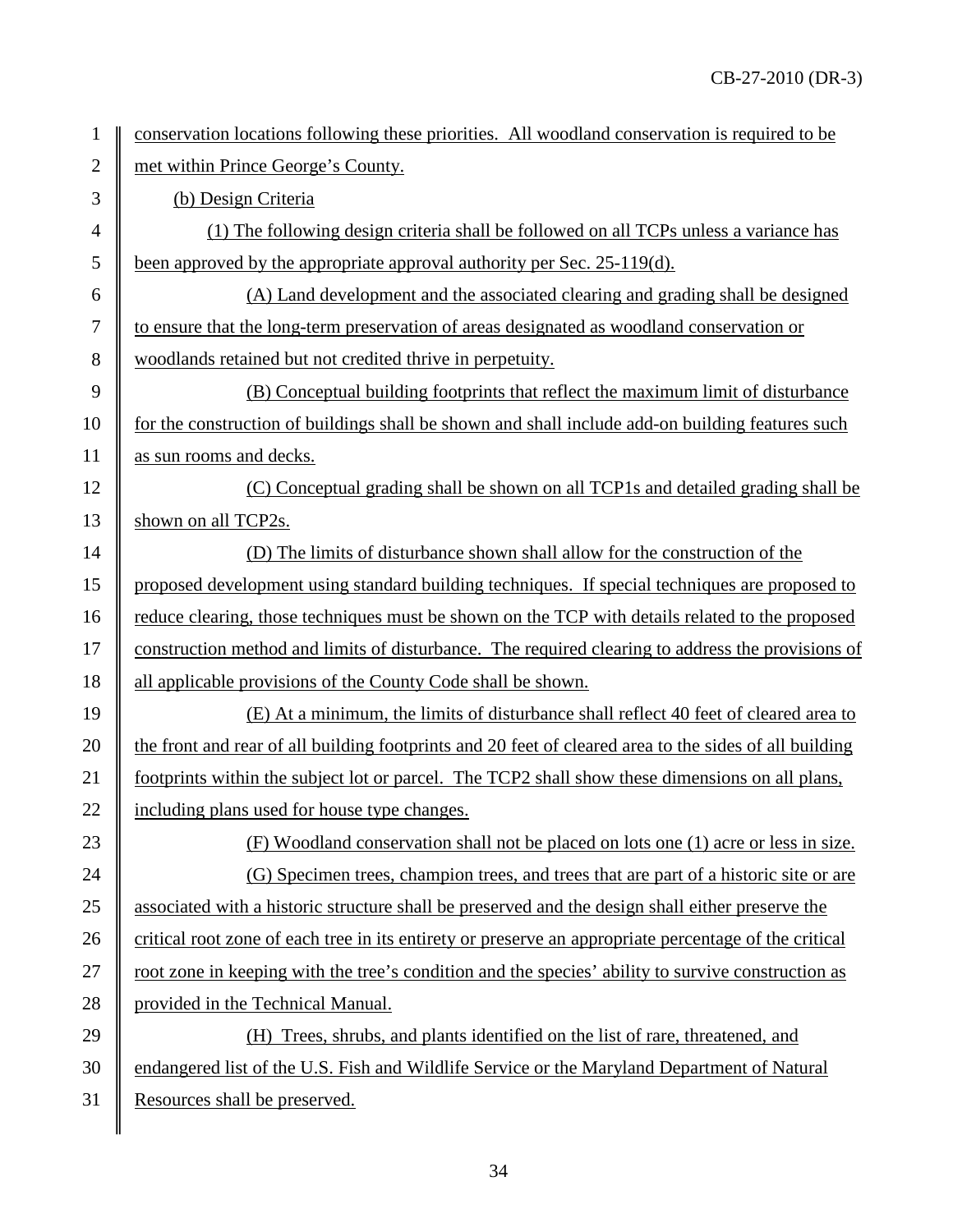conservation locations following these priorities. All woodland conservation is required to be met within Prince George's County.

(b) Design Criteria

(1) The following design criteria shall be followed on all TCPs unless a variance has been approved by the appropriate approval authority per Sec. 25-119(d).

(A) Land development and the associated clearing and grading shall be designed to ensure that the long-term preservation of areas designated as woodland conservation or woodlands retained but not credited thrive in perpetuity.

(B) Conceptual building footprints that reflect the maximum limit of disturbance for the construction of buildings shall be shown and shall include add-on building features such as sun rooms and decks.

(C) Conceptual grading shall be shown on all TCP1s and detailed grading shall be shown on all TCP2s.

(D) The limits of disturbance shown shall allow for the construction of the proposed development using standard building techniques. If special techniques are proposed to reduce clearing, those techniques must be shown on the TCP with details related to the proposed construction method and limits of disturbance. The required clearing to address the provisions of all applicable provisions of the County Code shall be shown.

(E) At a minimum, the limits of disturbance shall reflect 40 feet of cleared area to the front and rear of all building footprints and 20 feet of cleared area to the sides of all building footprints within the subject lot or parcel. The TCP2 shall show these dimensions on all plans, including plans used for house type changes.

(F) Woodland conservation shall not be placed on lots one (1) acre or less in size.

(G) Specimen trees, champion trees, and trees that are part of a historic site or are associated with a historic structure shall be preserved and the design shall either preserve the critical root zone of each tree in its entirety or preserve an appropriate percentage of the critical root zone in keeping with the tree's condition and the species' ability to survive construction as provided in the Technical Manual.

(H) Trees, shrubs, and plants identified on the list of rare, threatened, and endangered list of the U.S. Fish and Wildlife Service or the Maryland Department of Natural Resources shall be preserved.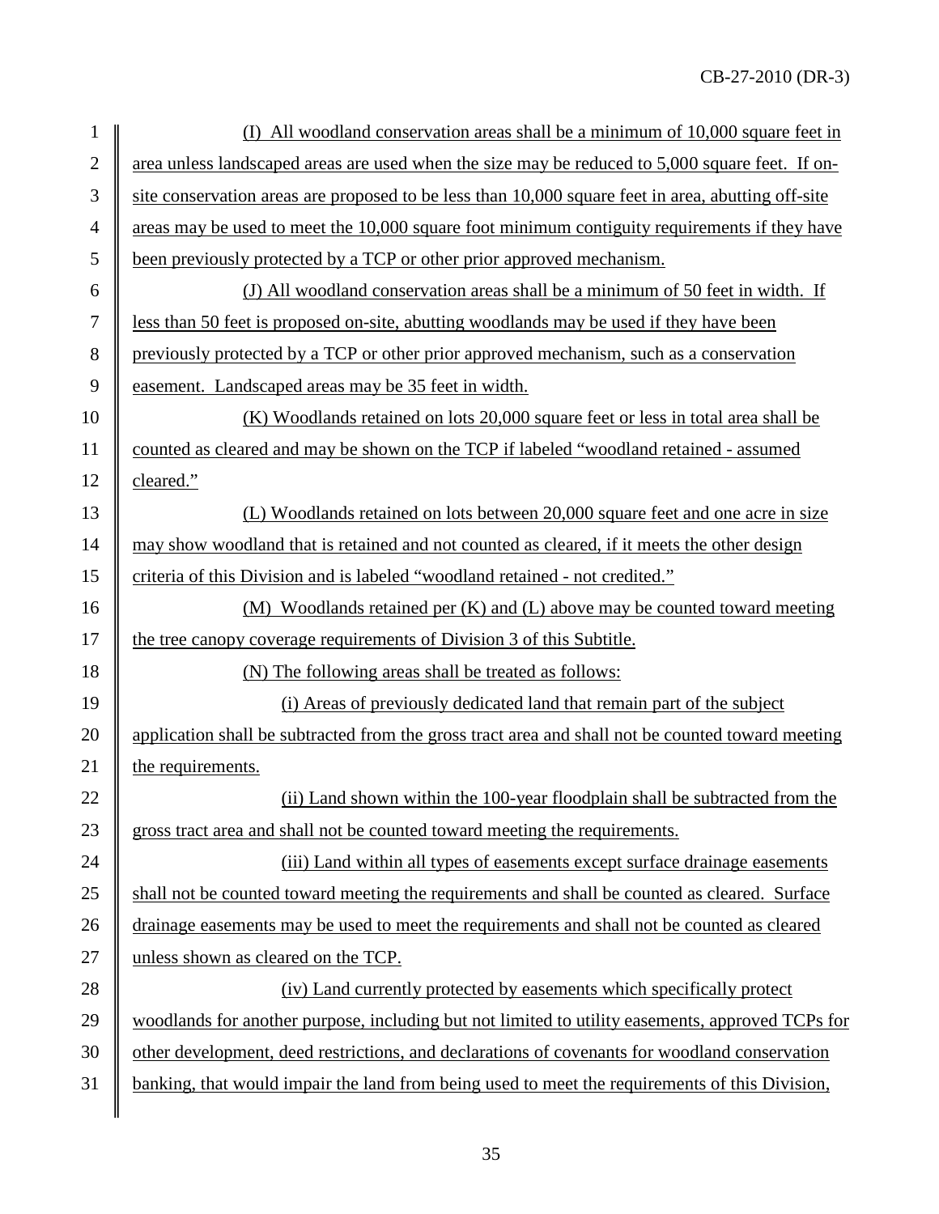(I) All woodland conservation areas shall be a minimum of 10,000 square feet in area unless landscaped areas are used when the size may be reduced to 5,000 square feet. If on-site conservation areas are proposed to be less than 10,000 square feet in area, abutting off-site areas may be used to meet the 10,000 square foot minimum contiguity requirements if they have been previously protected by a TCP or other prior approved mechanism.

(J) All woodland conservation areas shall be a minimum of 50 feet in width. If less than 50 feet is proposed on-site, abutting woodlands may be used if they have been previously protected by a TCP or other prior approved mechanism, such as a conservation easement. Landscaped areas may be 35 feet in width.

(K) Woodlands retained on lots 20,000 square feet or less in total area shall be counted as cleared and may be shown on the TCP if labeled "woodland retained - assumed cleared."

(L) Woodlands retained on lots between 20,000 square feet and one acre in size may show woodland that is retained and not counted as cleared, if it meets the other design criteria of this Division and is labeled "woodland retained - not credited."

(M) Woodlands retained per (K) and (L) above may be counted toward meeting the tree canopy coverage requirements of Division 3 of this Subtitle.

(N) The following areas shall be treated as follows:

(i) Areas of previously dedicated land that remain part of the subject application shall be subtracted from the gross tract area and shall not be counted toward meeting the requirements.

(ii) Land shown within the 100-year floodplain shall be subtracted from the gross tract area and shall not be counted toward meeting the requirements.

(iii) Land within all types of easements except surface drainage easements shall not be counted toward meeting the requirements and shall be counted as cleared. Surface drainage easements may be used to meet the requirements and shall not be counted as cleared unless shown as cleared on the TCP.

(iv) Land currently protected by easements which specifically protect woodlands for another purpose, including but not limited to utility easements, approved TCPs for other development, deed restrictions, and declarations of covenants for woodland conservation banking, that would impair the land from being used to meet the requirements of this Division,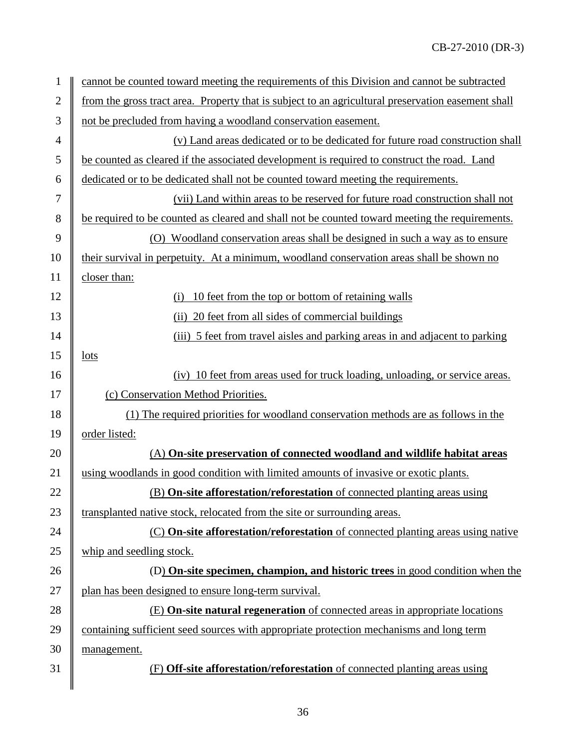cannot be counted toward meeting the requirements of this Division and cannot be subtracted from the gross tract area. Property that is subject to an agricultural preservation easement shall not be precluded from having a woodland conservation easement.

(v) Land areas dedicated or to be dedicated for future road construction shall be counted as cleared if the associated development is required to construct the road. Land dedicated or to be dedicated shall not be counted toward meeting the requirements.

(vii) Land within areas to be reserved for future road construction shall not be required to be counted as cleared and shall not be counted toward meeting the requirements.

(O) Woodland conservation areas shall be designed in such a way as to ensure their survival in perpetuity. At a minimum, woodland conservation areas shall be shown no closer than:

(i) 10 feet from the top or bottom of retaining walls

(ii) 20 feet from all sides of commercial buildings

(iii) 5 feet from travel aisles and parking areas in and adjacent to parking lots

(iv) 10 feet from areas used for truck loading, unloading, or service areas.

(c) Conservation Method Priorities.

(1) The required priorities for woodland conservation methods are as follows in the order listed:

(A) **On-site preservation of connected woodland and wildlife habitat areas** using woodlands in good condition with limited amounts of invasive or exotic plants.

(B) **On-site afforestation/reforestation** of connected planting areas using transplanted native stock, relocated from the site or surrounding areas.

(C) **On-site afforestation/reforestation** of connected planting areas using native whip and seedling stock.

(D) **On-site specimen, champion, and historic trees** in good condition when the plan has been designed to ensure long-term survival.

(E) **On-site natural regeneration** of connected areas in appropriate locations containing sufficient seed sources with appropriate protection mechanisms and long term management.

(F) **Off-site afforestation/reforestation** of connected planting areas using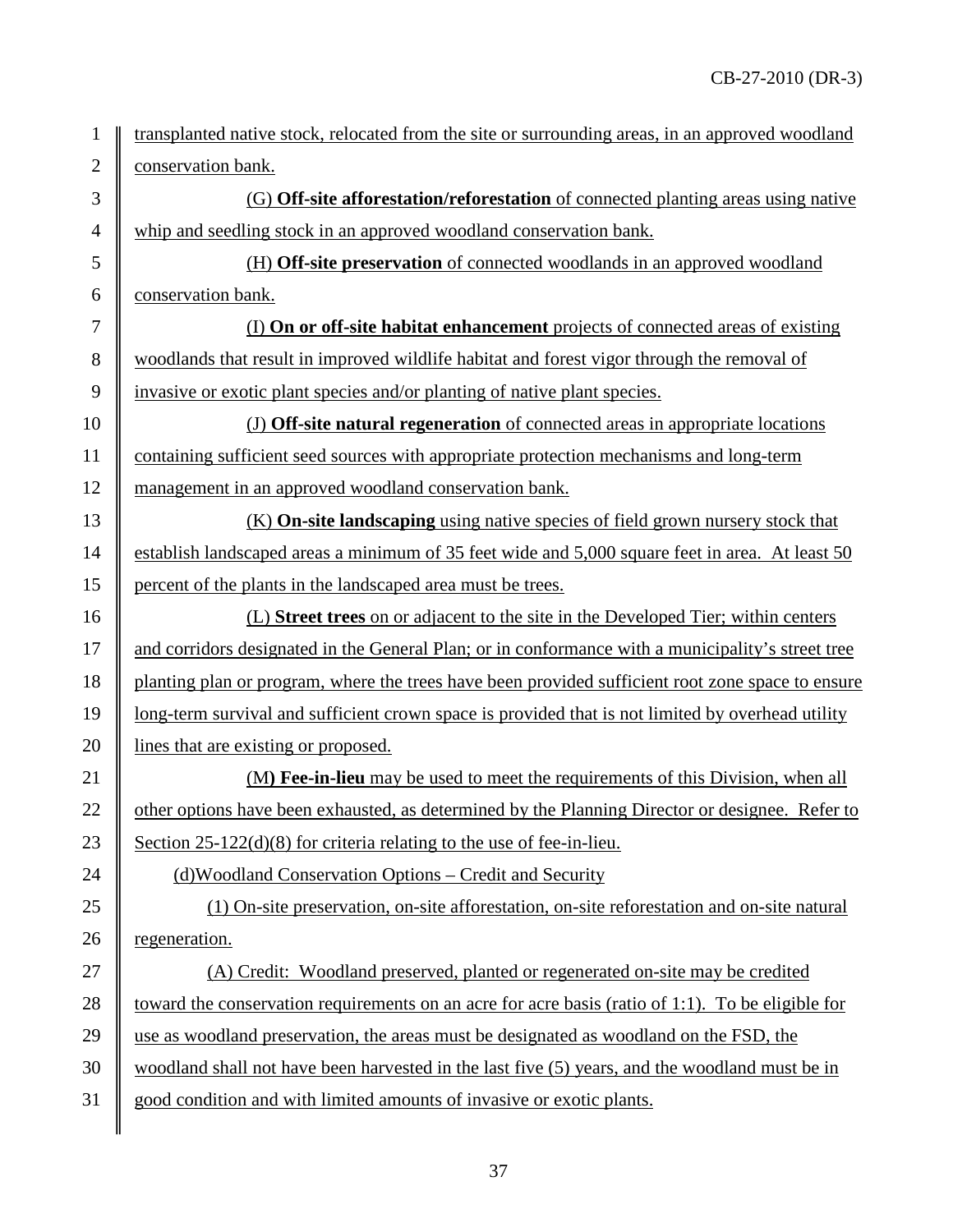transplanted native stock, relocated from the site or surrounding areas, in an approved woodland conservation bank.

(G) **Off-site afforestation/reforestation** of connected planting areas using native whip and seedling stock in an approved woodland conservation bank.

(H) **Off-site preservation** of connected woodlands in an approved woodland conservation bank.

(I) **On or off-site habitat enhancement** projects of connected areas of existing woodlands that result in improved wildlife habitat and forest vigor through the removal of invasive or exotic plant species and/or planting of native plant species.

(J) **Off-site natural regeneration** of connected areas in appropriate locations containing sufficient seed sources with appropriate protection mechanisms and long-term management in an approved woodland conservation bank.

(K) **On-site landscaping** using native species of field grown nursery stock that establish landscaped areas a minimum of 35 feet wide and 5,000 square feet in area. At least 50 percent of the plants in the landscaped area must be trees.

(L) **Street trees** on or adjacent to the site in the Developed Tier; within centers and corridors designated in the General Plan; or in conformance with a municipality's street tree planting plan or program, where the trees have been provided sufficient root zone space to ensure long-term survival and sufficient crown space is provided that is not limited by overhead utility lines that are existing or proposed.

(M**) Fee-in-lieu** may be used to meet the requirements of this Division, when all other options have been exhausted, as determined by the Planning Director or designee. Refer to Section 25-122(d)(8) for criteria relating to the use of fee-in-lieu.

(d)Woodland Conservation Options – Credit and Security

(1) On-site preservation, on-site afforestation, on-site reforestation and on-site natural regeneration.

(A) Credit: Woodland preserved, planted or regenerated on-site may be credited toward the conservation requirements on an acre for acre basis (ratio of 1:1). To be eligible for use as woodland preservation, the areas must be designated as woodland on the FSD, the woodland shall not have been harvested in the last five (5) years, and the woodland must be in good condition and with limited amounts of invasive or exotic plants.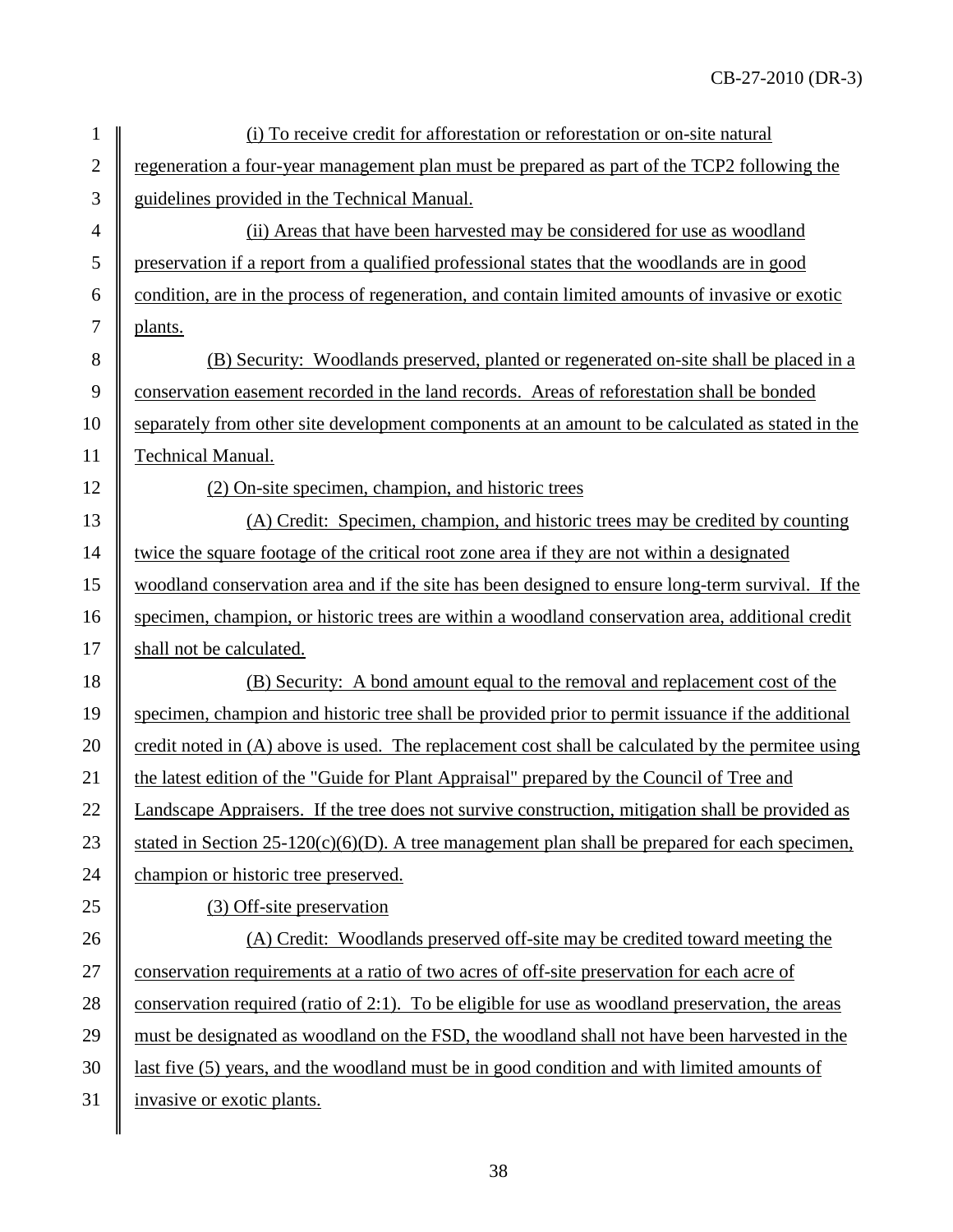(i) To receive credit for afforestation or reforestation or on-site natural regeneration a four-year management plan must be prepared as part of the TCP2 following the guidelines provided in the Technical Manual.

(ii) Areas that have been harvested may be considered for use as woodland preservation if a report from a qualified professional states that the woodlands are in good condition, are in the process of regeneration, and contain limited amounts of invasive or exotic plants.

(B) Security: Woodlands preserved, planted or regenerated on-site shall be placed in a conservation easement recorded in the land records. Areas of reforestation shall be bonded separately from other site development components at an amount to be calculated as stated in the Technical Manual.

(2) On-site specimen, champion, and historic trees

(A) Credit: Specimen, champion, and historic trees may be credited by counting twice the square footage of the critical root zone area if they are not within a designated woodland conservation area and if the site has been designed to ensure long-term survival. If the specimen, champion, or historic trees are within a woodland conservation area, additional credit shall not be calculated.

(B) Security: A bond amount equal to the removal and replacement cost of the specimen, champion and historic tree shall be provided prior to permit issuance if the additional credit noted in (A) above is used. The replacement cost shall be calculated by the permitee using the latest edition of the "Guide for Plant Appraisal" prepared by the Council of Tree and Landscape Appraisers. If the tree does not survive construction, mitigation shall be provided as stated in Section 25-120(c)(6)(D). A tree management plan shall be prepared for each specimen, champion or historic tree preserved.

(3) Off-site preservation

(A) Credit: Woodlands preserved off-site may be credited toward meeting the conservation requirements at a ratio of two acres of off-site preservation for each acre of conservation required (ratio of 2:1). To be eligible for use as woodland preservation, the areas must be designated as woodland on the FSD, the woodland shall not have been harvested in the last five (5) years, and the woodland must be in good condition and with limited amounts of invasive or exotic plants.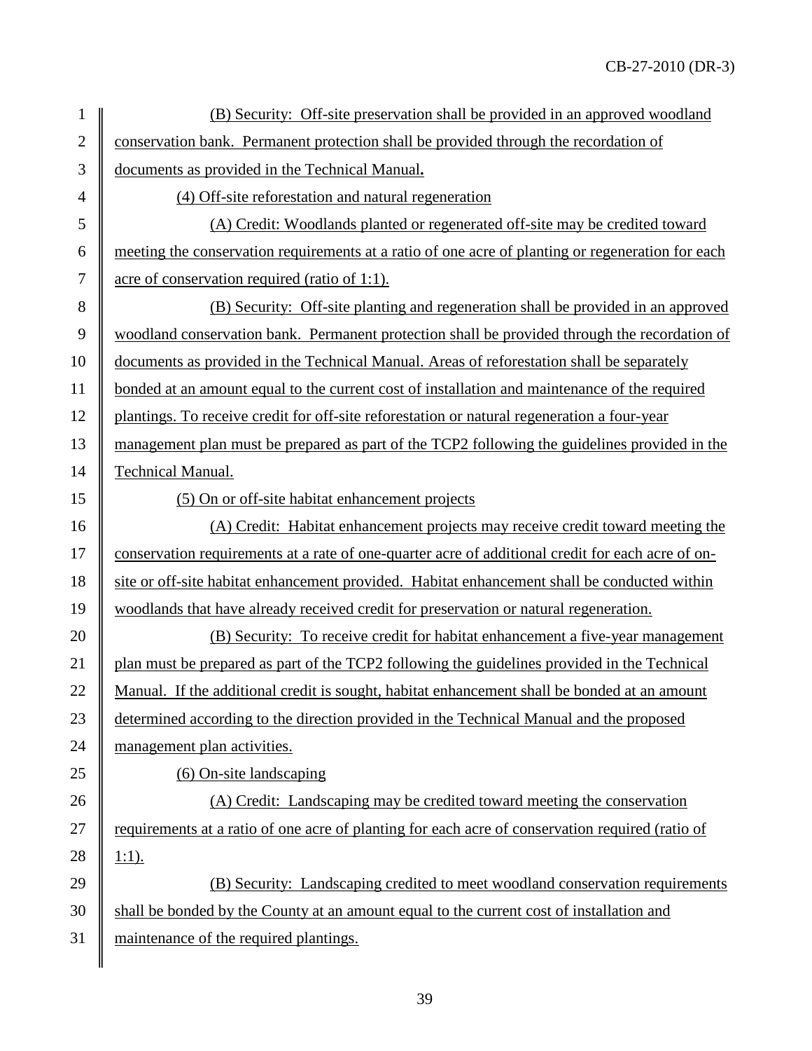(B) Security: Off-site preservation shall be provided in an approved woodland conservation bank. Permanent protection shall be provided through the recordation of documents as provided in the Technical Manual**.**

(4) Off-site reforestation and natural regeneration

(A) Credit: Woodlands planted or regenerated off-site may be credited toward meeting the conservation requirements at a ratio of one acre of planting or regeneration for each acre of conservation required (ratio of 1:1).

(B) Security: Off-site planting and regeneration shall be provided in an approved woodland conservation bank. Permanent protection shall be provided through the recordation of documents as provided in the Technical Manual. Areas of reforestation shall be separately bonded at an amount equal to the current cost of installation and maintenance of the required plantings. To receive credit for off-site reforestation or natural regeneration a four-year management plan must be prepared as part of the TCP2 following the guidelines provided in the Technical Manual.

(5) On or off-site habitat enhancement projects

(A) Credit: Habitat enhancement projects may receive credit toward meeting the conservation requirements at a rate of one-quarter acre of additional credit for each acre of on-site or off-site habitat enhancement provided. Habitat enhancement shall be conducted within woodlands that have already received credit for preservation or natural regeneration.

(B) Security: To receive credit for habitat enhancement a five-year management plan must be prepared as part of the TCP2 following the guidelines provided in the Technical Manual. If the additional credit is sought, habitat enhancement shall be bonded at an amount determined according to the direction provided in the Technical Manual and the proposed management plan activities.

(6) On-site landscaping

(A) Credit: Landscaping may be credited toward meeting the conservation requirements at a ratio of one acre of planting for each acre of conservation required (ratio of 1:1).

(B) Security: Landscaping credited to meet woodland conservation requirements shall be bonded by the County at an amount equal to the current cost of installation and maintenance of the required plantings.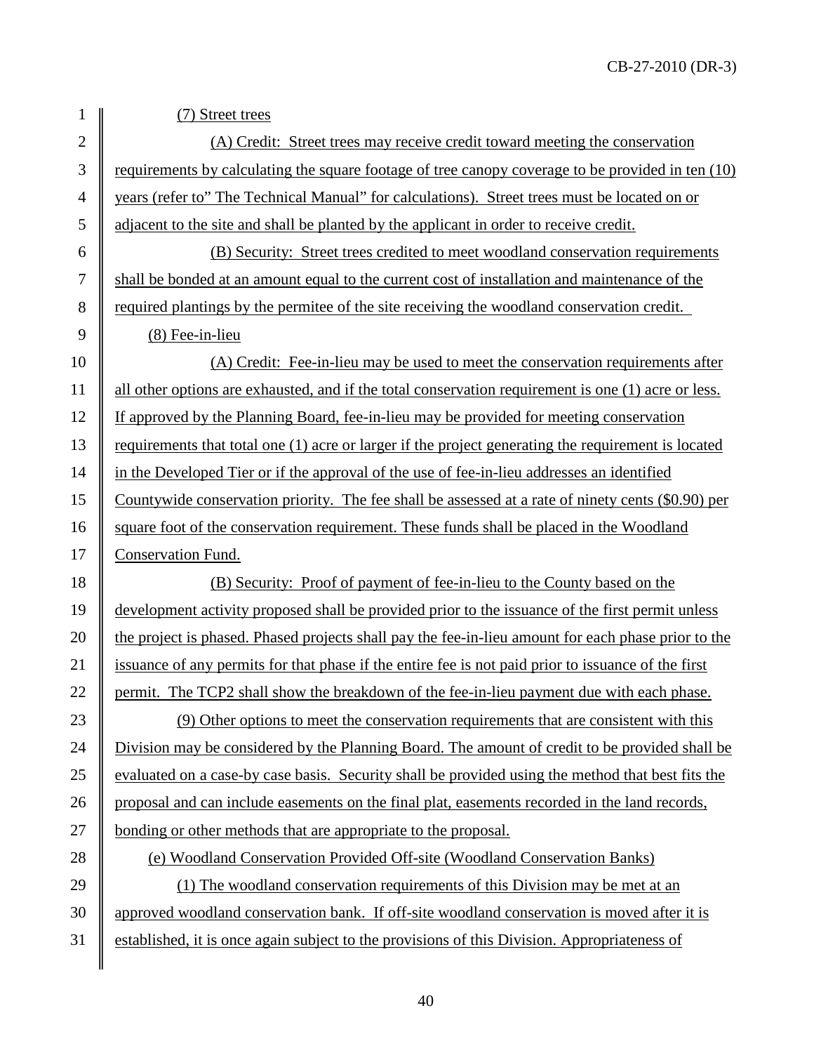(7) Street trees

(A) Credit: Street trees may receive credit toward meeting the conservation requirements by calculating the square footage of tree canopy coverage to be provided in ten (10) years (refer to" The Technical Manual" for calculations). Street trees must be located on or adjacent to the site and shall be planted by the applicant in order to receive credit.

(B) Security: Street trees credited to meet woodland conservation requirements shall be bonded at an amount equal to the current cost of installation and maintenance of the required plantings by the permitee of the site receiving the woodland conservation credit.

(8) Fee-in-lieu

(A) Credit: Fee-in-lieu may be used to meet the conservation requirements after all other options are exhausted, and if the total conservation requirement is one (1) acre or less. If approved by the Planning Board, fee-in-lieu may be provided for meeting conservation requirements that total one (1) acre or larger if the project generating the requirement is located in the Developed Tier or if the approval of the use of fee-in-lieu addresses an identified Countywide conservation priority. The fee shall be assessed at a rate of ninety cents ($0.90) per square foot of the conservation requirement. These funds shall be placed in the Woodland Conservation Fund.

(B) Security: Proof of payment of fee-in-lieu to the County based on the development activity proposed shall be provided prior to the issuance of the first permit unless the project is phased. Phased projects shall pay the fee-in-lieu amount for each phase prior to the issuance of any permits for that phase if the entire fee is not paid prior to issuance of the first permit. The TCP2 shall show the breakdown of the fee-in-lieu payment due with each phase.

(9) Other options to meet the conservation requirements that are consistent with this Division may be considered by the Planning Board. The amount of credit to be provided shall be evaluated on a case-by case basis. Security shall be provided using the method that best fits the proposal and can include easements on the final plat, easements recorded in the land records, bonding or other methods that are appropriate to the proposal.

(e) Woodland Conservation Provided Off-site (Woodland Conservation Banks)

(1) The woodland conservation requirements of this Division may be met at an approved woodland conservation bank. If off-site woodland conservation is moved after it is established, it is once again subject to the provisions of this Division. Appropriateness of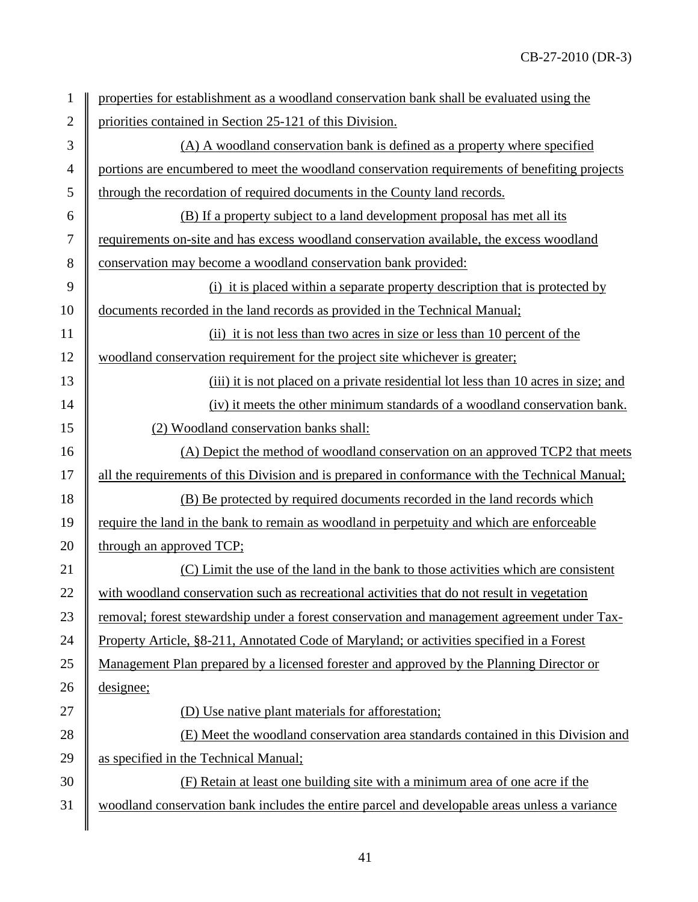properties for establishment as a woodland conservation bank shall be evaluated using the priorities contained in Section 25-121 of this Division.

(A) A woodland conservation bank is defined as a property where specified portions are encumbered to meet the woodland conservation requirements of benefiting projects through the recordation of required documents in the County land records.

(B) If a property subject to a land development proposal has met all its requirements on-site and has excess woodland conservation available, the excess woodland conservation may become a woodland conservation bank provided:

(i) it is placed within a separate property description that is protected by documents recorded in the land records as provided in the Technical Manual;

(ii) it is not less than two acres in size or less than 10 percent of the woodland conservation requirement for the project site whichever is greater;

(iii) it is not placed on a private residential lot less than 10 acres in size; and

(iv) it meets the other minimum standards of a woodland conservation bank.

(2) Woodland conservation banks shall:

(A) Depict the method of woodland conservation on an approved TCP2 that meets all the requirements of this Division and is prepared in conformance with the Technical Manual;

(B) Be protected by required documents recorded in the land records which require the land in the bank to remain as woodland in perpetuity and which are enforceable through an approved TCP;

(C) Limit the use of the land in the bank to those activities which are consistent with woodland conservation such as recreational activities that do not result in vegetation removal; forest stewardship under a forest conservation and management agreement under Tax-Property Article, §8-211, Annotated Code of Maryland; or activities specified in a Forest Management Plan prepared by a licensed forester and approved by the Planning Director or designee;

(D) Use native plant materials for afforestation;

(E) Meet the woodland conservation area standards contained in this Division and as specified in the Technical Manual;

(F) Retain at least one building site with a minimum area of one acre if the woodland conservation bank includes the entire parcel and developable areas unless a variance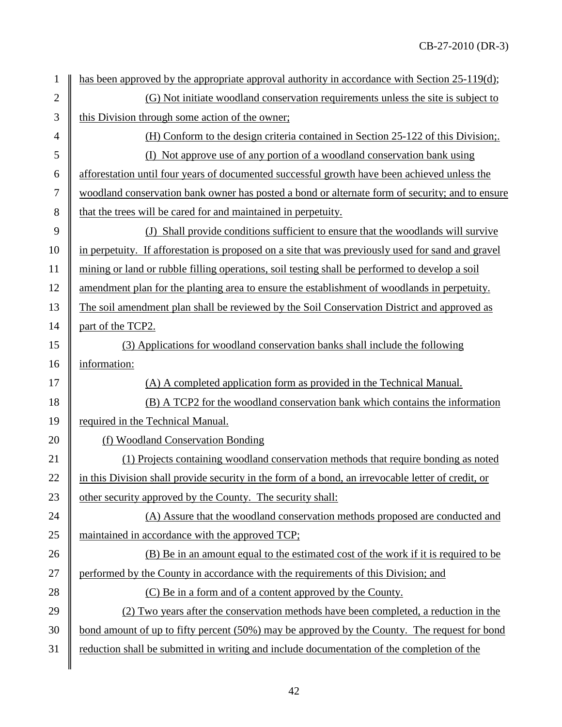has been approved by the appropriate approval authority in accordance with Section 25-119(d);

(G) Not initiate woodland conservation requirements unless the site is subject to this Division through some action of the owner;

(H) Conform to the design criteria contained in Section 25-122 of this Division;.

(I) Not approve use of any portion of a woodland conservation bank using afforestation until four years of documented successful growth have been achieved unless the woodland conservation bank owner has posted a bond or alternate form of security; and to ensure that the trees will be cared for and maintained in perpetuity.

(J) Shall provide conditions sufficient to ensure that the woodlands will survive in perpetuity. If afforestation is proposed on a site that was previously used for sand and gravel mining or land or rubble filling operations, soil testing shall be performed to develop a soil amendment plan for the planting area to ensure the establishment of woodlands in perpetuity. The soil amendment plan shall be reviewed by the Soil Conservation District and approved as part of the TCP2.

(3) Applications for woodland conservation banks shall include the following information:

(A) A completed application form as provided in the Technical Manual.

(B) A TCP2 for the woodland conservation bank which contains the information required in the Technical Manual.

(f) Woodland Conservation Bonding

(1) Projects containing woodland conservation methods that require bonding as noted in this Division shall provide security in the form of a bond, an irrevocable letter of credit, or other security approved by the County. The security shall:

(A) Assure that the woodland conservation methods proposed are conducted and maintained in accordance with the approved TCP;

(B) Be in an amount equal to the estimated cost of the work if it is required to be performed by the County in accordance with the requirements of this Division; and

(C) Be in a form and of a content approved by the County.

(2) Two years after the conservation methods have been completed, a reduction in the bond amount of up to fifty percent (50%) may be approved by the County. The request for bond reduction shall be submitted in writing and include documentation of the completion of the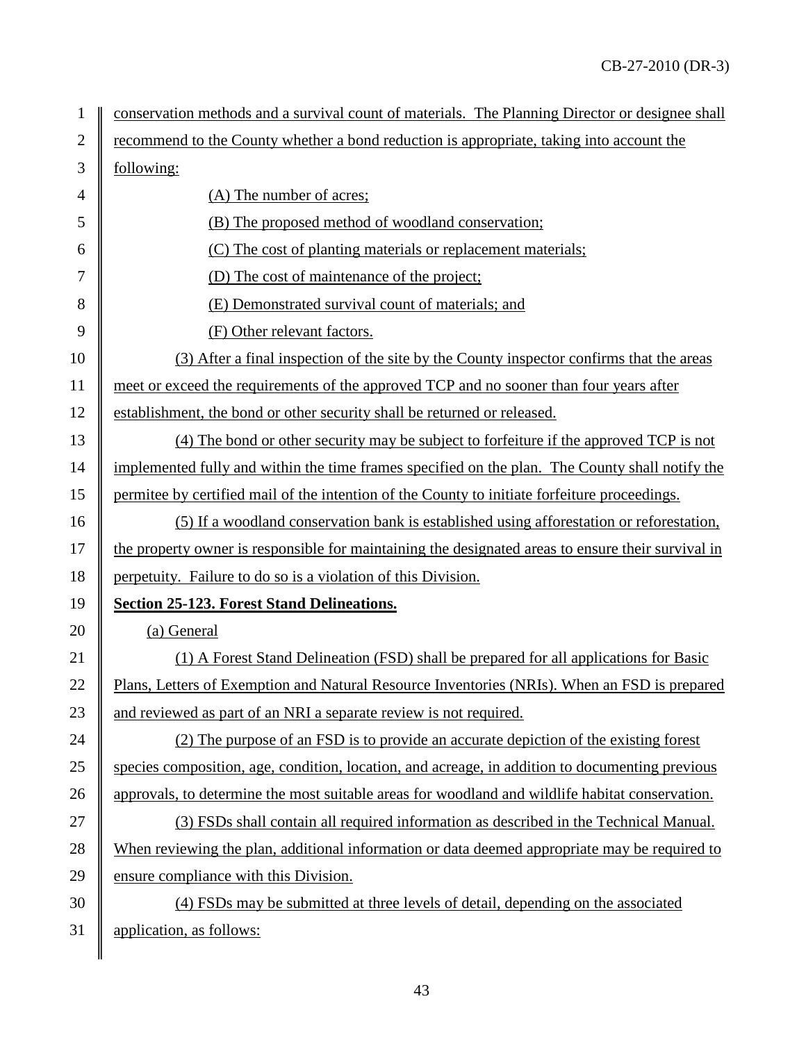conservation methods and a survival count of materials. The Planning Director or designee shall recommend to the County whether a bond reduction is appropriate, taking into account the following:

(A) The number of acres;

(B) The proposed method of woodland conservation;

(C) The cost of planting materials or replacement materials;

(D) The cost of maintenance of the project;

(E) Demonstrated survival count of materials; and

(F) Other relevant factors.

(3) After a final inspection of the site by the County inspector confirms that the areas meet or exceed the requirements of the approved TCP and no sooner than four years after establishment, the bond or other security shall be returned or released.

(4) The bond or other security may be subject to forfeiture if the approved TCP is not implemented fully and within the time frames specified on the plan. The County shall notify the permitee by certified mail of the intention of the County to initiate forfeiture proceedings.

(5) If a woodland conservation bank is established using afforestation or reforestation, the property owner is responsible for maintaining the designated areas to ensure their survival in perpetuity. Failure to do so is a violation of this Division.

**Section 25-123. Forest Stand Delineations.**

(a) General

(1) A Forest Stand Delineation (FSD) shall be prepared for all applications for Basic Plans, Letters of Exemption and Natural Resource Inventories (NRIs). When an FSD is prepared and reviewed as part of an NRI a separate review is not required.

(2) The purpose of an FSD is to provide an accurate depiction of the existing forest species composition, age, condition, location, and acreage, in addition to documenting previous approvals, to determine the most suitable areas for woodland and wildlife habitat conservation.

(3) FSDs shall contain all required information as described in the Technical Manual. When reviewing the plan, additional information or data deemed appropriate may be required to ensure compliance with this Division.

(4) FSDs may be submitted at three levels of detail, depending on the associated application, as follows: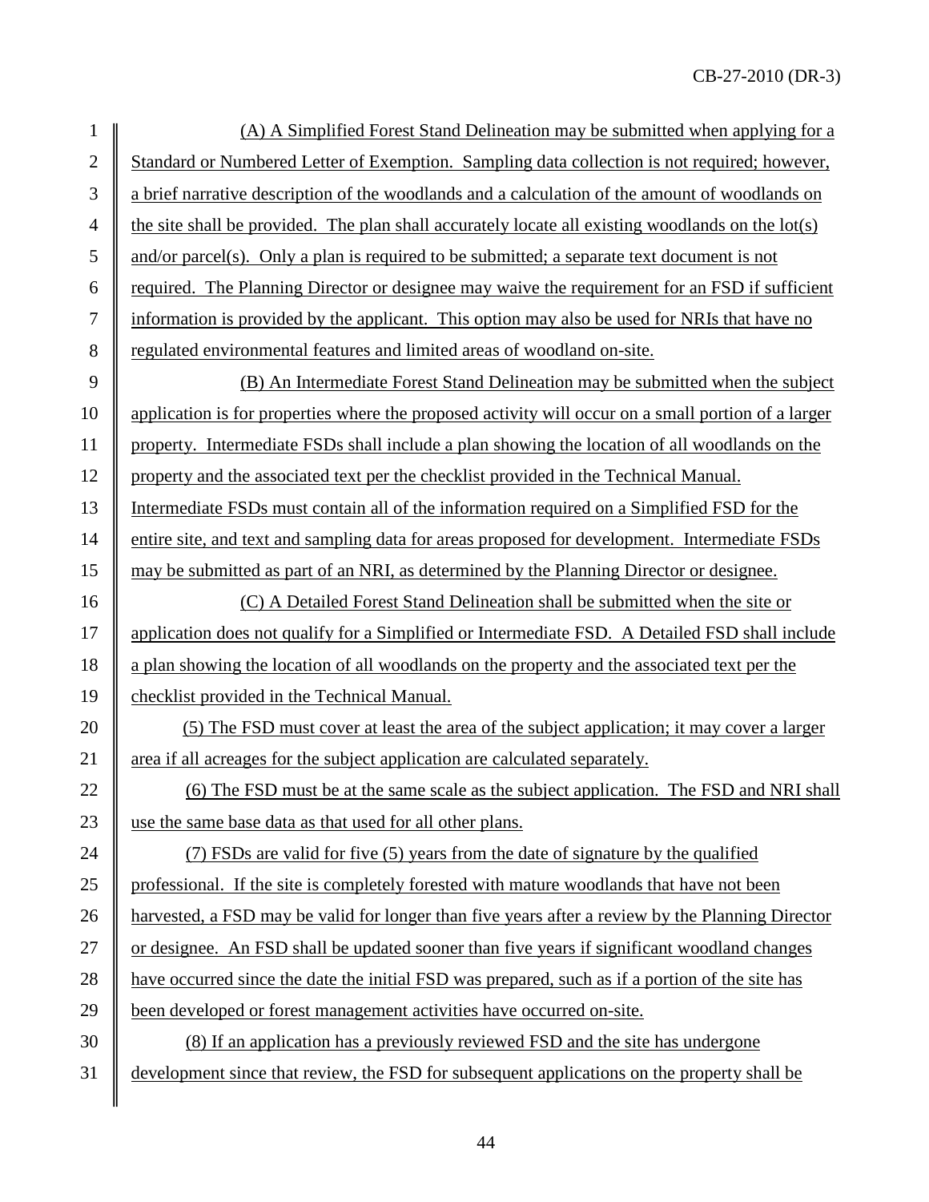(A) A Simplified Forest Stand Delineation may be submitted when applying for a Standard or Numbered Letter of Exemption. Sampling data collection is not required; however, a brief narrative description of the woodlands and a calculation of the amount of woodlands on the site shall be provided. The plan shall accurately locate all existing woodlands on the lot(s) and/or parcel(s). Only a plan is required to be submitted; a separate text document is not required. The Planning Director or designee may waive the requirement for an FSD if sufficient information is provided by the applicant. This option may also be used for NRIs that have no regulated environmental features and limited areas of woodland on-site.

(B) An Intermediate Forest Stand Delineation may be submitted when the subject application is for properties where the proposed activity will occur on a small portion of a larger property. Intermediate FSDs shall include a plan showing the location of all woodlands on the property and the associated text per the checklist provided in the Technical Manual. Intermediate FSDs must contain all of the information required on a Simplified FSD for the entire site, and text and sampling data for areas proposed for development. Intermediate FSDs may be submitted as part of an NRI, as determined by the Planning Director or designee.

(C) A Detailed Forest Stand Delineation shall be submitted when the site or application does not qualify for a Simplified or Intermediate FSD. A Detailed FSD shall include a plan showing the location of all woodlands on the property and the associated text per the checklist provided in the Technical Manual.

(5) The FSD must cover at least the area of the subject application; it may cover a larger area if all acreages for the subject application are calculated separately.

(6) The FSD must be at the same scale as the subject application. The FSD and NRI shall use the same base data as that used for all other plans.

(7) FSDs are valid for five (5) years from the date of signature by the qualified professional. If the site is completely forested with mature woodlands that have not been harvested, a FSD may be valid for longer than five years after a review by the Planning Director or designee. An FSD shall be updated sooner than five years if significant woodland changes have occurred since the date the initial FSD was prepared, such as if a portion of the site has been developed or forest management activities have occurred on-site.

(8) If an application has a previously reviewed FSD and the site has undergone development since that review, the FSD for subsequent applications on the property shall be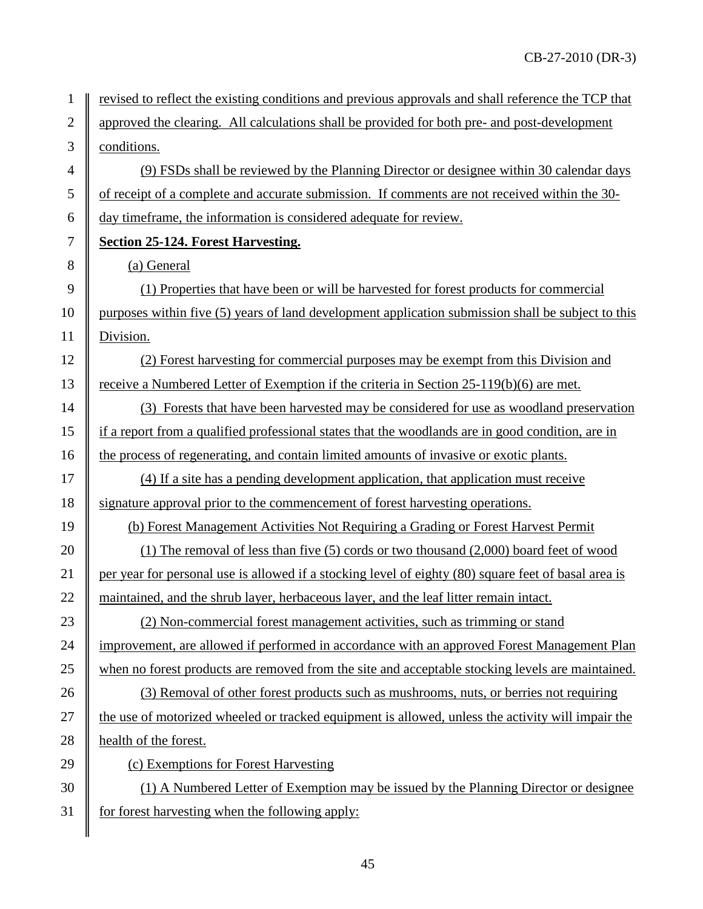revised to reflect the existing conditions and previous approvals and shall reference the TCP that approved the clearing. All calculations shall be provided for both pre- and post-development conditions.

(9) FSDs shall be reviewed by the Planning Director or designee within 30 calendar days of receipt of a complete and accurate submission. If comments are not received within the 30-day timeframe, the information is considered adequate for review.

**Section 25-124. Forest Harvesting.**

(a) General

(1) Properties that have been or will be harvested for forest products for commercial purposes within five (5) years of land development application submission shall be subject to this Division.

(2) Forest harvesting for commercial purposes may be exempt from this Division and receive a Numbered Letter of Exemption if the criteria in Section 25-119(b)(6) are met.

(3) Forests that have been harvested may be considered for use as woodland preservation if a report from a qualified professional states that the woodlands are in good condition, are in the process of regenerating, and contain limited amounts of invasive or exotic plants.

(4) If a site has a pending development application, that application must receive signature approval prior to the commencement of forest harvesting operations.

(b) Forest Management Activities Not Requiring a Grading or Forest Harvest Permit

(1) The removal of less than five (5) cords or two thousand (2,000) board feet of wood per year for personal use is allowed if a stocking level of eighty (80) square feet of basal area is maintained, and the shrub layer, herbaceous layer, and the leaf litter remain intact.

(2) Non-commercial forest management activities, such as trimming or stand improvement, are allowed if performed in accordance with an approved Forest Management Plan when no forest products are removed from the site and acceptable stocking levels are maintained.

(3) Removal of other forest products such as mushrooms, nuts, or berries not requiring the use of motorized wheeled or tracked equipment is allowed, unless the activity will impair the health of the forest.

(c) Exemptions for Forest Harvesting

(1) A Numbered Letter of Exemption may be issued by the Planning Director or designee for forest harvesting when the following apply: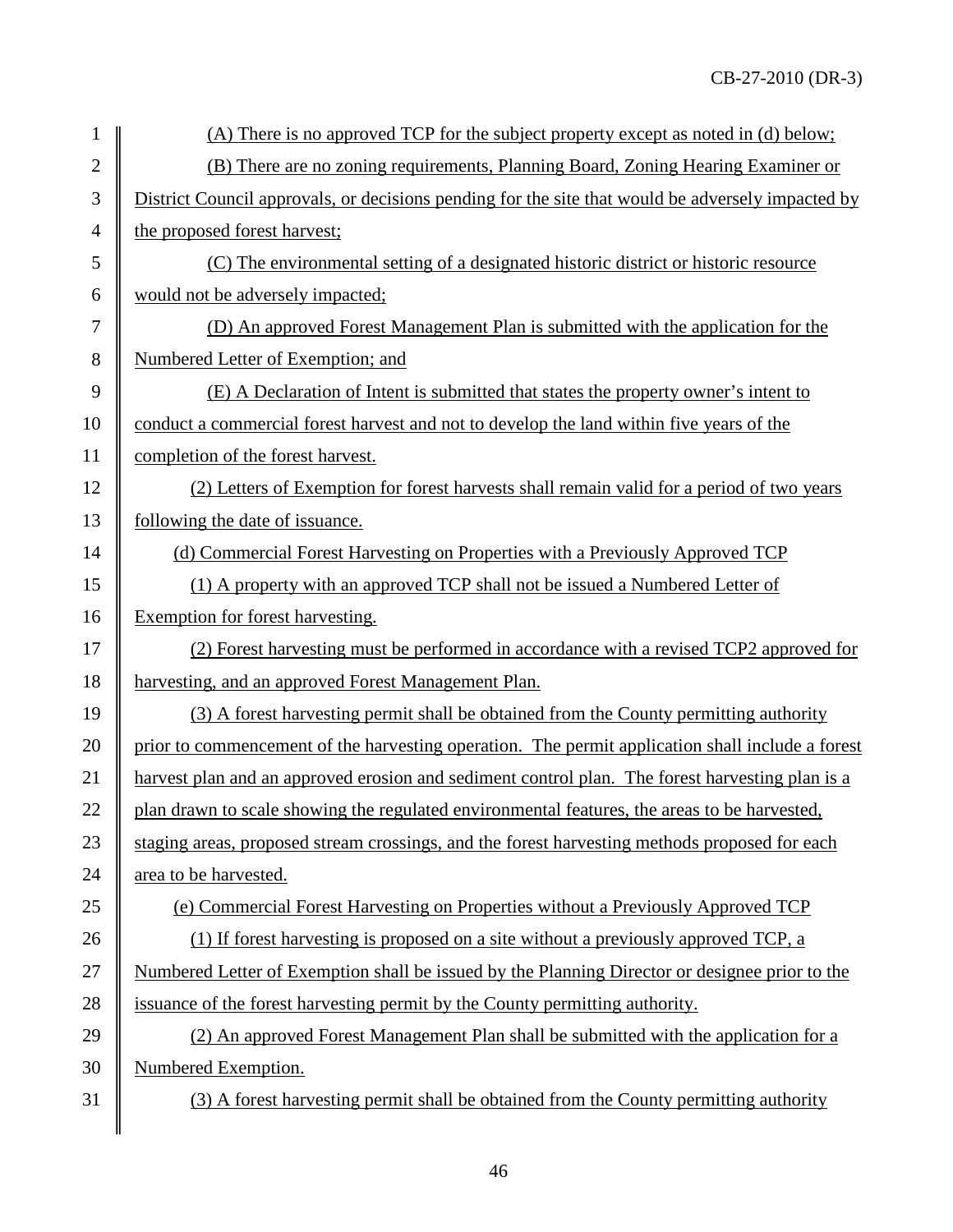(A) There is no approved TCP for the subject property except as noted in (d) below;

(B) There are no zoning requirements, Planning Board, Zoning Hearing Examiner or District Council approvals, or decisions pending for the site that would be adversely impacted by the proposed forest harvest;

(C) The environmental setting of a designated historic district or historic resource would not be adversely impacted;

(D) An approved Forest Management Plan is submitted with the application for the Numbered Letter of Exemption; and

(E) A Declaration of Intent is submitted that states the property owner's intent to conduct a commercial forest harvest and not to develop the land within five years of the completion of the forest harvest.

(2) Letters of Exemption for forest harvests shall remain valid for a period of two years following the date of issuance.

(d) Commercial Forest Harvesting on Properties with a Previously Approved TCP

(1) A property with an approved TCP shall not be issued a Numbered Letter of Exemption for forest harvesting.

(2) Forest harvesting must be performed in accordance with a revised TCP2 approved for harvesting, and an approved Forest Management Plan.

(3) A forest harvesting permit shall be obtained from the County permitting authority prior to commencement of the harvesting operation. The permit application shall include a forest harvest plan and an approved erosion and sediment control plan. The forest harvesting plan is a plan drawn to scale showing the regulated environmental features, the areas to be harvested, staging areas, proposed stream crossings, and the forest harvesting methods proposed for each area to be harvested.

(e) Commercial Forest Harvesting on Properties without a Previously Approved TCP

(1) If forest harvesting is proposed on a site without a previously approved TCP, a Numbered Letter of Exemption shall be issued by the Planning Director or designee prior to the issuance of the forest harvesting permit by the County permitting authority.

(2) An approved Forest Management Plan shall be submitted with the application for a Numbered Exemption.

(3) A forest harvesting permit shall be obtained from the County permitting authority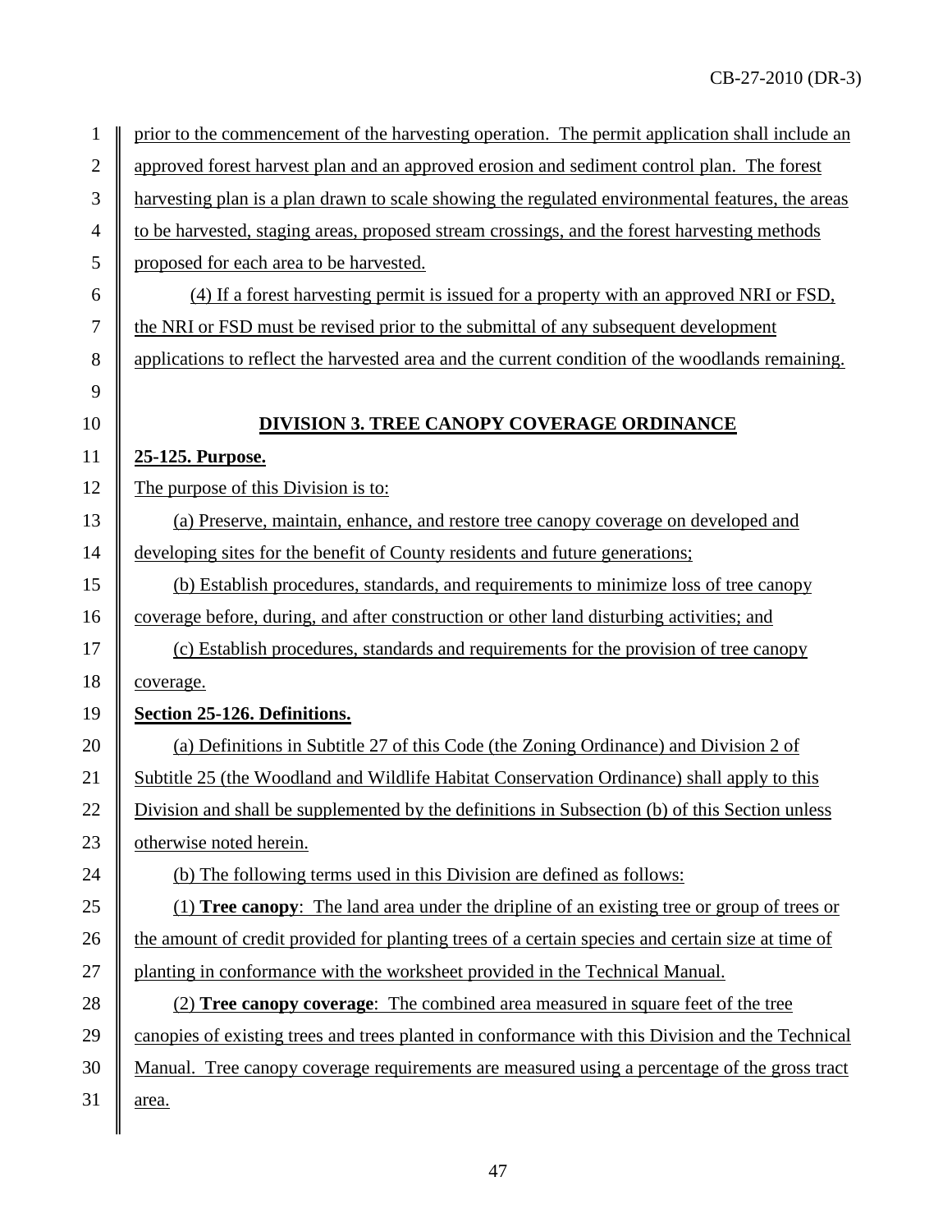prior to the commencement of the harvesting operation. The permit application shall include an approved forest harvest plan and an approved erosion and sediment control plan. The forest harvesting plan is a plan drawn to scale showing the regulated environmental features, the areas to be harvested, staging areas, proposed stream crossings, and the forest harvesting methods proposed for each area to be harvested.

(4) If a forest harvesting permit is issued for a property with an approved NRI or FSD, the NRI or FSD must be revised prior to the submittal of any subsequent development applications to reflect the harvested area and the current condition of the woodlands remaining.

## DIVISION 3. TREE CANOPY COVERAGE ORDINANCE

**25-125. Purpose.**

The purpose of this Division is to:

(a) Preserve, maintain, enhance, and restore tree canopy coverage on developed and developing sites for the benefit of County residents and future generations;

(b) Establish procedures, standards, and requirements to minimize loss of tree canopy coverage before, during, and after construction or other land disturbing activities; and

(c) Establish procedures, standards and requirements for the provision of tree canopy coverage.

**Section 25-126. Definitions.**

(a) Definitions in Subtitle 27 of this Code (the Zoning Ordinance) and Division 2 of Subtitle 25 (the Woodland and Wildlife Habitat Conservation Ordinance) shall apply to this Division and shall be supplemented by the definitions in Subsection (b) of this Section unless otherwise noted herein.

(b) The following terms used in this Division are defined as follows:

(1) **Tree canopy**: The land area under the dripline of an existing tree or group of trees or the amount of credit provided for planting trees of a certain species and certain size at time of planting in conformance with the worksheet provided in the Technical Manual.

(2) **Tree canopy coverage**: The combined area measured in square feet of the tree canopies of existing trees and trees planted in conformance with this Division and the Technical Manual. Tree canopy coverage requirements are measured using a percentage of the gross tract area.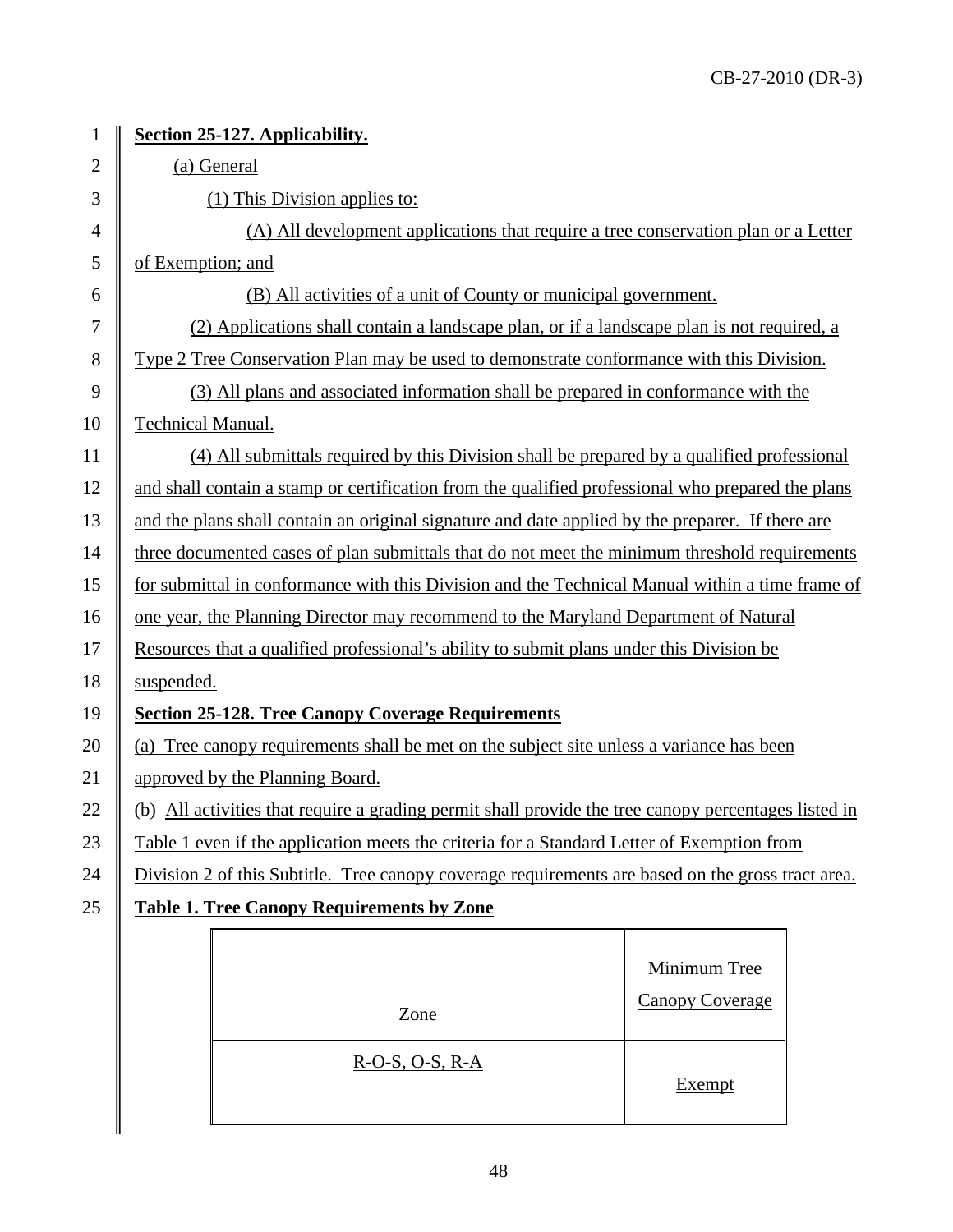**Section 25-127. Applicability.**

(a) General

(1) This Division applies to:

(A) All development applications that require a tree conservation plan or a Letter of Exemption; and

(B) All activities of a unit of County or municipal government.

(2) Applications shall contain a landscape plan, or if a landscape plan is not required, a Type 2 Tree Conservation Plan may be used to demonstrate conformance with this Division.

(3) All plans and associated information shall be prepared in conformance with the Technical Manual.

(4) All submittals required by this Division shall be prepared by a qualified professional and shall contain a stamp or certification from the qualified professional who prepared the plans and the plans shall contain an original signature and date applied by the preparer. If there are three documented cases of plan submittals that do not meet the minimum threshold requirements for submittal in conformance with this Division and the Technical Manual within a time frame of one year, the Planning Director may recommend to the Maryland Department of Natural Resources that a qualified professional's ability to submit plans under this Division be suspended.

**Section 25-128. Tree Canopy Coverage Requirements**

(a) Tree canopy requirements shall be met on the subject site unless a variance has been approved by the Planning Board.

(b) All activities that require a grading permit shall provide the tree canopy percentages listed in Table 1 even if the application meets the criteria for a Standard Letter of Exemption from Division 2 of this Subtitle. Tree canopy coverage requirements are based on the gross tract area.

**Table 1. Tree Canopy Requirements by Zone**

| Zone | Minimum Tree Canopy Coverage |
|---|---|
| R-O-S, O-S, R-A | Exempt |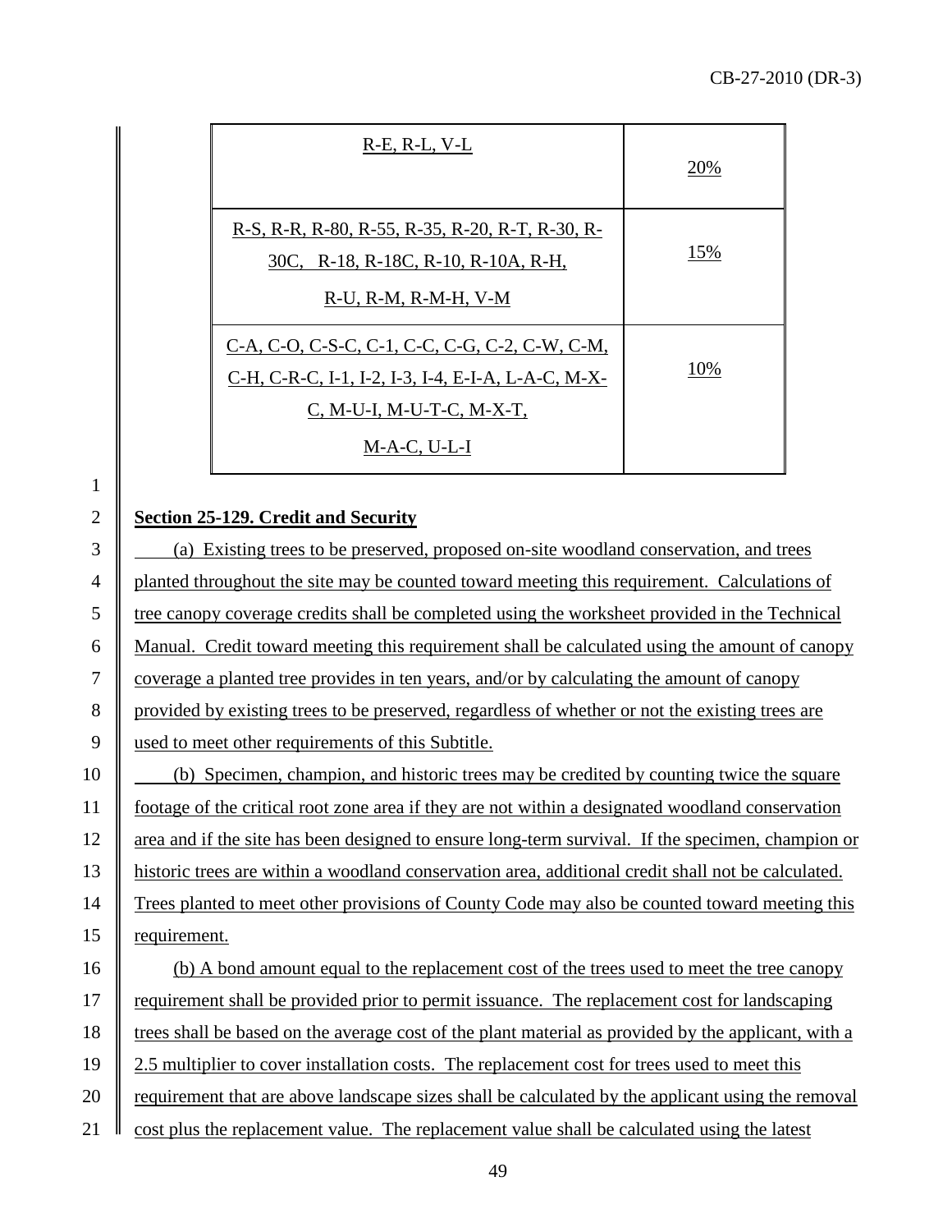| R-E, R-L, V-L | 20% |
|---|---|
| R-S, R-R, R-80, R-55, R-35, R-20, R-T, R-30, R-30C, R-18, R-18C, R-10, R-10A, R-H, R-U, R-M, R-M-H, V-M | 15% |
| C-A, C-O, C-S-C, C-1, C-C, C-G, C-2, C-W, C-M, C-H, C-R-C, I-1, I-2, I-3, I-4, E-I-A, L-A-C, M-X-C, M-U-I, M-U-T-C, M-X-T, M-A-C, U-L-I | 10% |

**Section 25-129. Credit and Security**

(a) Existing trees to be preserved, proposed on-site woodland conservation, and trees planted throughout the site may be counted toward meeting this requirement. Calculations of tree canopy coverage credits shall be completed using the worksheet provided in the Technical Manual. Credit toward meeting this requirement shall be calculated using the amount of canopy coverage a planted tree provides in ten years, and/or by calculating the amount of canopy provided by existing trees to be preserved, regardless of whether or not the existing trees are used to meet other requirements of this Subtitle.

(b) Specimen, champion, and historic trees may be credited by counting twice the square footage of the critical root zone area if they are not within a designated woodland conservation area and if the site has been designed to ensure long-term survival. If the specimen, champion or historic trees are within a woodland conservation area, additional credit shall not be calculated. Trees planted to meet other provisions of County Code may also be counted toward meeting this requirement.

(b) A bond amount equal to the replacement cost of the trees used to meet the tree canopy requirement shall be provided prior to permit issuance. The replacement cost for landscaping trees shall be based on the average cost of the plant material as provided by the applicant, with a 2.5 multiplier to cover installation costs. The replacement cost for trees used to meet this requirement that are above landscape sizes shall be calculated by the applicant using the removal cost plus the replacement value. The replacement value shall be calculated using the latest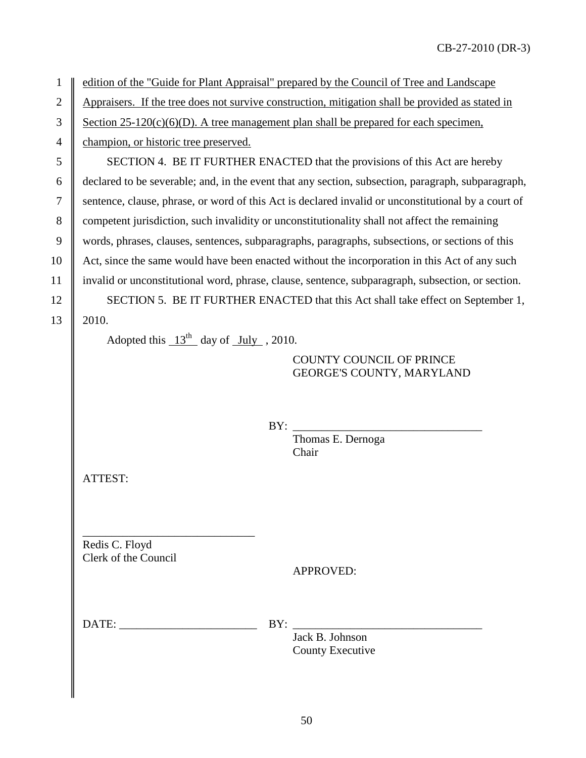edition of the "Guide for Plant Appraisal" prepared by the Council of Tree and Landscape Appraisers. If the tree does not survive construction, mitigation shall be provided as stated in Section 25-120(c)(6)(D). A tree management plan shall be prepared for each specimen, champion, or historic tree preserved.

SECTION 4. BE IT FURTHER ENACTED that the provisions of this Act are hereby declared to be severable; and, in the event that any section, subsection, paragraph, subparagraph, sentence, clause, phrase, or word of this Act is declared invalid or unconstitutional by a court of competent jurisdiction, such invalidity or unconstitutionality shall not affect the remaining words, phrases, clauses, sentences, subparagraphs, paragraphs, subsections, or sections of this Act, since the same would have been enacted without the incorporation in this Act of any such invalid or unconstitutional word, phrase, clause, sentence, subparagraph, subsection, or section.

SECTION 5. BE IT FURTHER ENACTED that this Act shall take effect on September 1, 2010.

Adopted this 13th day of July, 2010.

COUNTY COUNCIL OF PRINCE GEORGE'S COUNTY, MARYLAND

BY: ________________________________
Thomas E. Dernoga
Chair

ATTEST:

______________________________
Redis C. Floyd
Clerk of the Council

APPROVED:

DATE: ________________________ BY: ________________________________
Jack B. Johnson
County Executive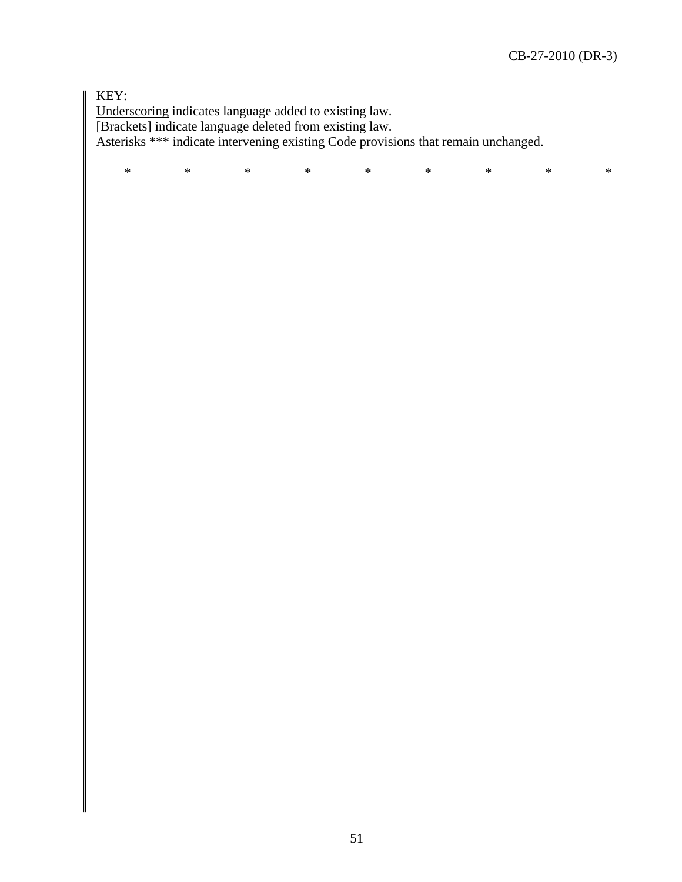KEY:
<u>Underscoring</u> indicates language added to existing law.
[Brackets] indicate language deleted from existing law.
Asterisks *** indicate intervening existing Code provisions that remain unchanged.

\*  \*  \*  \*  \*  \*  \*  \*  \*